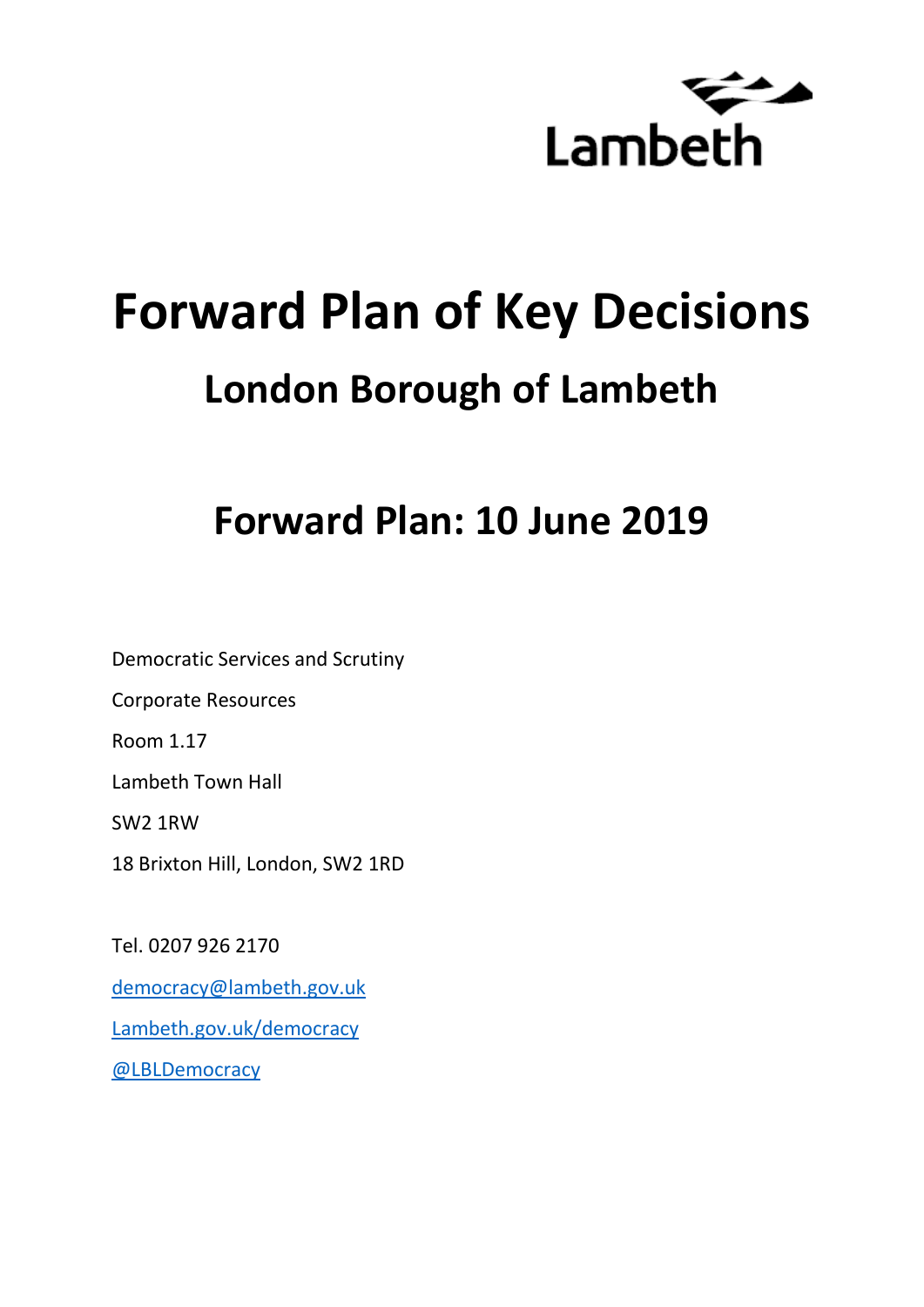Lambeth

# Forward Plan of Key Decisions

## London Borough of Lambeth

## Forward Plan: 10 June 2019

Democratic Services and Scrutiny

Corporate Resources

Room 1.17

Lambeth Town Hall

SW2 1RW

18 Brixton Hill, London, SW2 1RD

Tel. 0207 926 2170

democracy@lambeth.gov.uk

Lambeth.gov.uk/democracy

@LBLDemocracy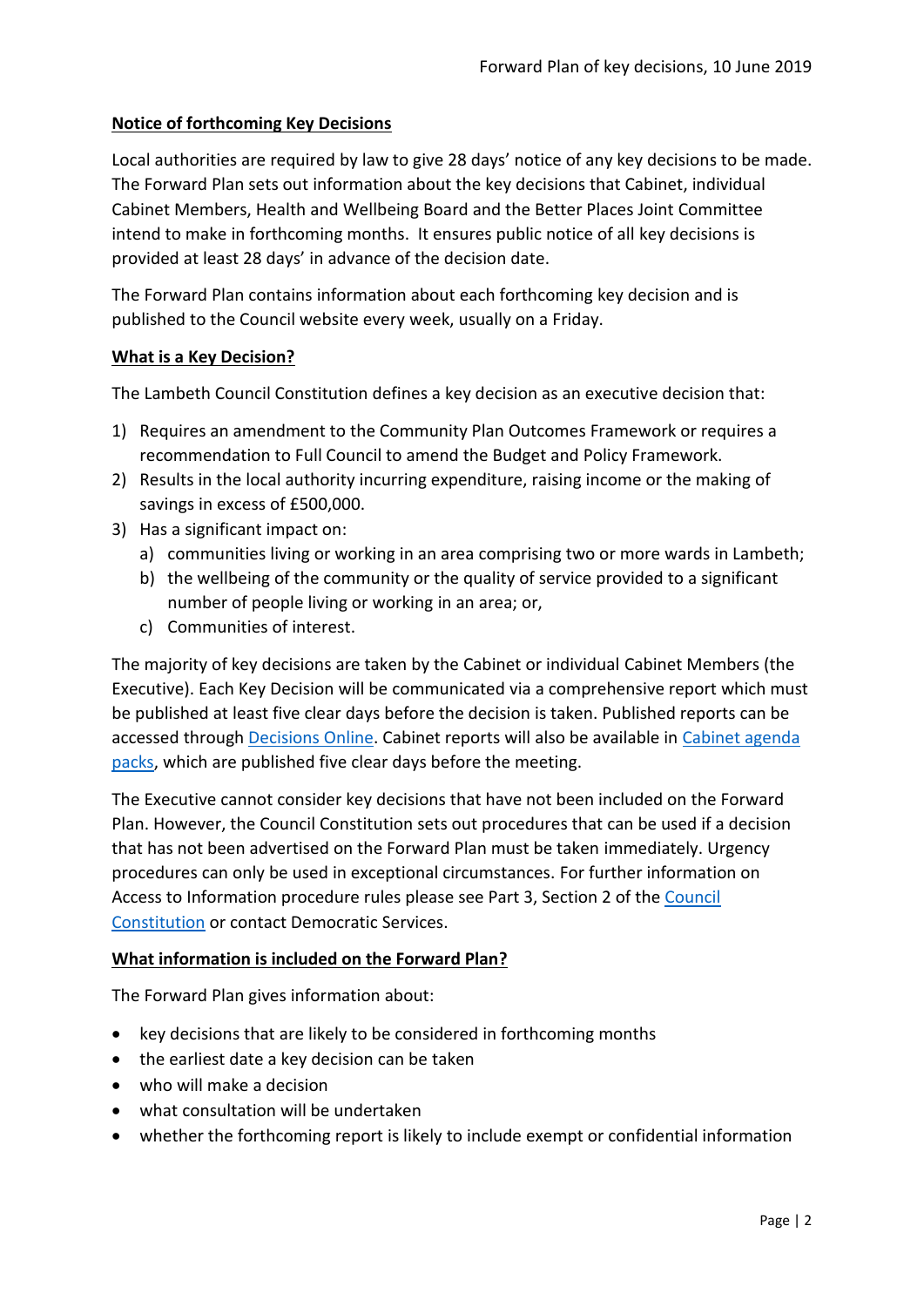**Notice of forthcoming Key Decisions**

Local authorities are required by law to give 28 days' notice of any key decisions to be made. The Forward Plan sets out information about the key decisions that Cabinet, individual Cabinet Members, Health and Wellbeing Board and the Better Places Joint Committee intend to make in forthcoming months. It ensures public notice of all key decisions is provided at least 28 days' in advance of the decision date.

The Forward Plan contains information about each forthcoming key decision and is published to the Council website every week, usually on a Friday.

**What is a Key Decision?**

The Lambeth Council Constitution defines a key decision as an executive decision that:

1) Requires an amendment to the Community Plan Outcomes Framework or requires a recommendation to Full Council to amend the Budget and Policy Framework.
2) Results in the local authority incurring expenditure, raising income or the making of savings in excess of £500,000.
3) Has a significant impact on:
   a) communities living or working in an area comprising two or more wards in Lambeth;
   b) the wellbeing of the community or the quality of service provided to a significant number of people living or working in an area; or,
   c) Communities of interest.

The majority of key decisions are taken by the Cabinet or individual Cabinet Members (the Executive). Each Key Decision will be communicated via a comprehensive report which must be published at least five clear days before the decision is taken. Published reports can be accessed through Decisions Online. Cabinet reports will also be available in Cabinet agenda packs, which are published five clear days before the meeting.

The Executive cannot consider key decisions that have not been included on the Forward Plan. However, the Council Constitution sets out procedures that can be used if a decision that has not been advertised on the Forward Plan must be taken immediately. Urgency procedures can only be used in exceptional circumstances. For further information on Access to Information procedure rules please see Part 3, Section 2 of the Council Constitution or contact Democratic Services.

**What information is included on the Forward Plan?**

The Forward Plan gives information about:

- key decisions that are likely to be considered in forthcoming months
- the earliest date a key decision can be taken
- who will make a decision
- what consultation will be undertaken
- whether the forthcoming report is likely to include exempt or confidential information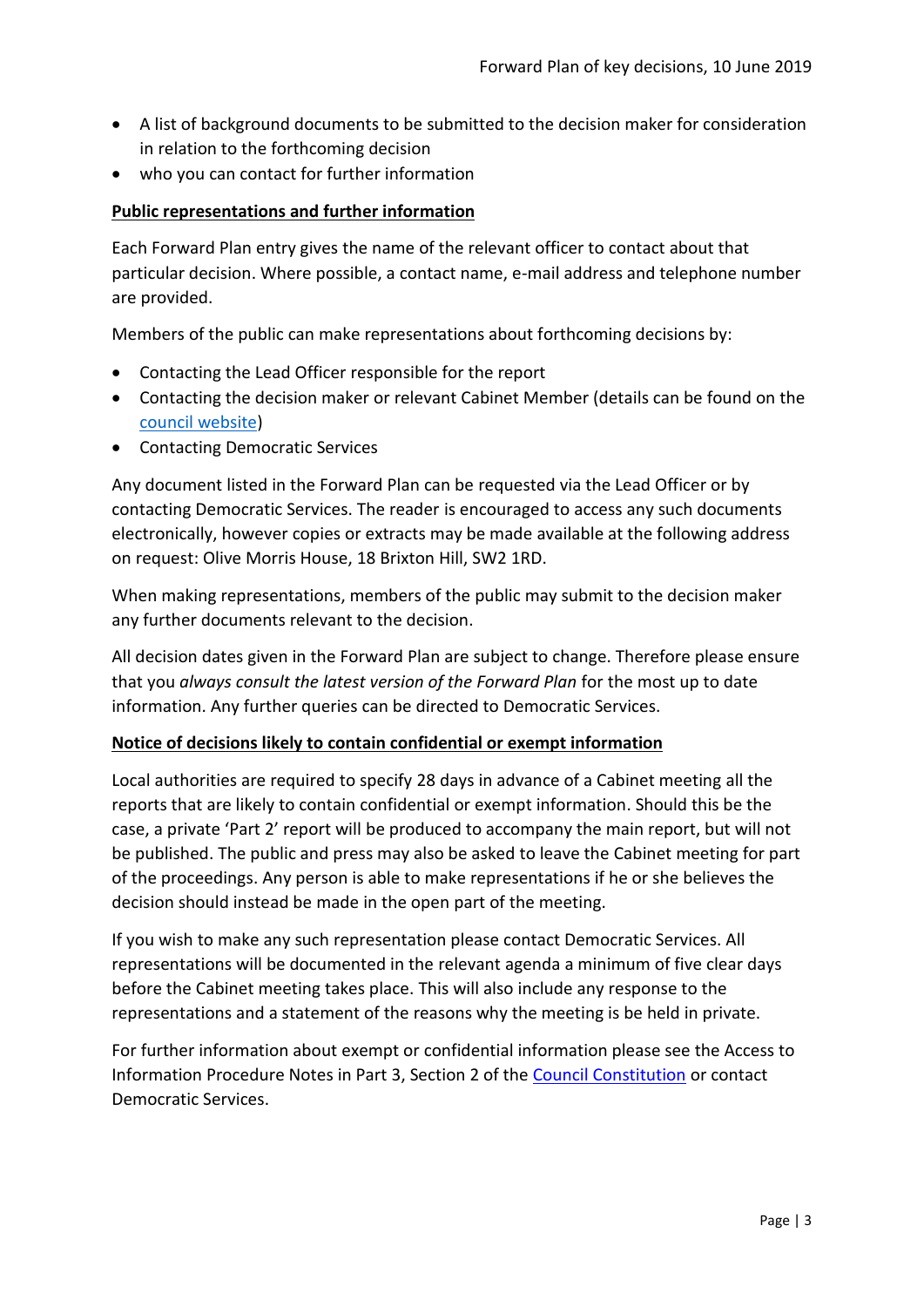- A list of background documents to be submitted to the decision maker for consideration in relation to the forthcoming decision
- who you can contact for further information

**Public representations and further information**

Each Forward Plan entry gives the name of the relevant officer to contact about that particular decision. Where possible, a contact name, e-mail address and telephone number are provided.

Members of the public can make representations about forthcoming decisions by:

- Contacting the Lead Officer responsible for the report
- Contacting the decision maker or relevant Cabinet Member (details can be found on the council website)
- Contacting Democratic Services

Any document listed in the Forward Plan can be requested via the Lead Officer or by contacting Democratic Services. The reader is encouraged to access any such documents electronically, however copies or extracts may be made available at the following address on request: Olive Morris House, 18 Brixton Hill, SW2 1RD.

When making representations, members of the public may submit to the decision maker any further documents relevant to the decision.

All decision dates given in the Forward Plan are subject to change. Therefore please ensure that you *always consult the latest version of the Forward Plan* for the most up to date information. Any further queries can be directed to Democratic Services.

**Notice of decisions likely to contain confidential or exempt information**

Local authorities are required to specify 28 days in advance of a Cabinet meeting all the reports that are likely to contain confidential or exempt information. Should this be the case, a private 'Part 2' report will be produced to accompany the main report, but will not be published. The public and press may also be asked to leave the Cabinet meeting for part of the proceedings. Any person is able to make representations if he or she believes the decision should instead be made in the open part of the meeting.

If you wish to make any such representation please contact Democratic Services. All representations will be documented in the relevant agenda a minimum of five clear days before the Cabinet meeting takes place. This will also include any response to the representations and a statement of the reasons why the meeting is be held in private.

For further information about exempt or confidential information please see the Access to Information Procedure Notes in Part 3, Section 2 of the Council Constitution or contact Democratic Services.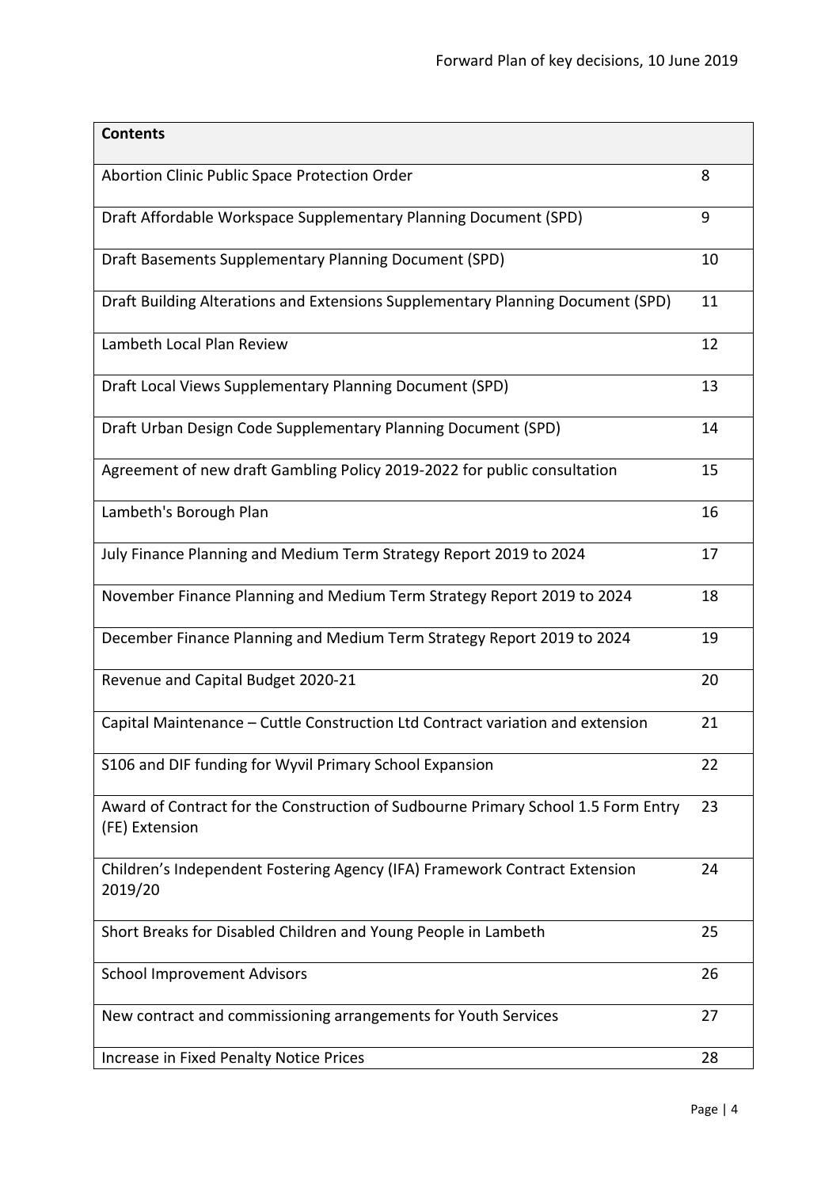| Contents | |
|---|---|
| Abortion Clinic Public Space Protection Order | 8 |
| Draft Affordable Workspace Supplementary Planning Document (SPD) | 9 |
| Draft Basements Supplementary Planning Document (SPD) | 10 |
| Draft Building Alterations and Extensions Supplementary Planning Document (SPD) | 11 |
| Lambeth Local Plan Review | 12 |
| Draft Local Views Supplementary Planning Document (SPD) | 13 |
| Draft Urban Design Code Supplementary Planning Document (SPD) | 14 |
| Agreement of new draft Gambling Policy 2019-2022 for public consultation | 15 |
| Lambeth's Borough Plan | 16 |
| July Finance Planning and Medium Term Strategy Report 2019 to 2024 | 17 |
| November Finance Planning and Medium Term Strategy Report 2019 to 2024 | 18 |
| December Finance Planning and Medium Term Strategy Report 2019 to 2024 | 19 |
| Revenue and Capital Budget 2020-21 | 20 |
| Capital Maintenance – Cuttle Construction Ltd Contract variation and extension | 21 |
| S106 and DIF funding for Wyvil Primary School Expansion | 22 |
| Award of Contract for the Construction of Sudbourne Primary School 1.5 Form Entry (FE) Extension | 23 |
| Children's Independent Fostering Agency (IFA) Framework Contract Extension 2019/20 | 24 |
| Short Breaks for Disabled Children and Young People in Lambeth | 25 |
| School Improvement Advisors | 26 |
| New contract and commissioning arrangements for Youth Services | 27 |
| Increase in Fixed Penalty Notice Prices | 28 |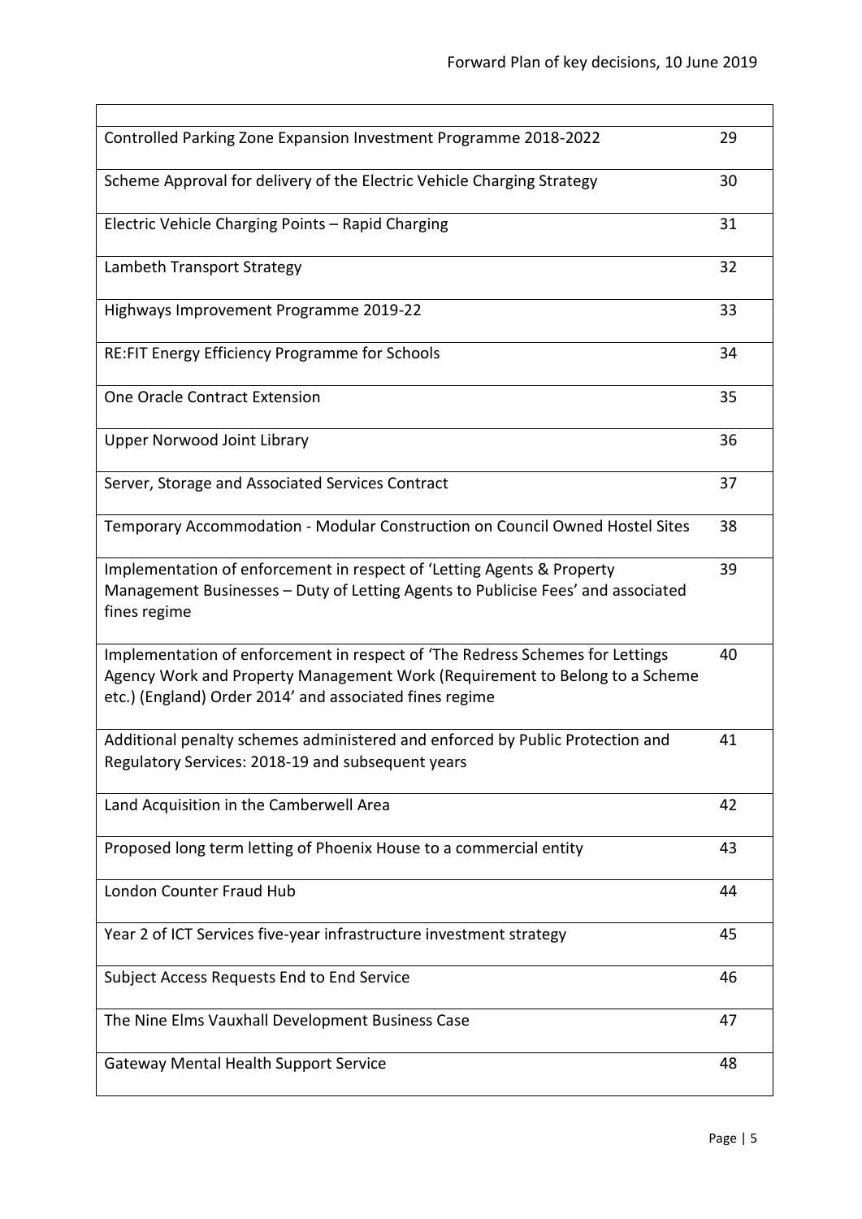| | |
|---|---|
| Controlled Parking Zone Expansion Investment Programme 2018-2022 | 29 |
| Scheme Approval for delivery of the Electric Vehicle Charging Strategy | 30 |
| Electric Vehicle Charging Points – Rapid Charging | 31 |
| Lambeth Transport Strategy | 32 |
| Highways Improvement Programme 2019-22 | 33 |
| RE:FIT Energy Efficiency Programme for Schools | 34 |
| One Oracle Contract Extension | 35 |
| Upper Norwood Joint Library | 36 |
| Server, Storage and Associated Services Contract | 37 |
| Temporary Accommodation - Modular Construction on Council Owned Hostel Sites | 38 |
| Implementation of enforcement in respect of 'Letting Agents & Property Management Businesses – Duty of Letting Agents to Publicise Fees' and associated fines regime | 39 |
| Implementation of enforcement in respect of 'The Redress Schemes for Lettings Agency Work and Property Management Work (Requirement to Belong to a Scheme etc.) (England) Order 2014' and associated fines regime | 40 |
| Additional penalty schemes administered and enforced by Public Protection and Regulatory Services: 2018-19 and subsequent years | 41 |
| Land Acquisition in the Camberwell Area | 42 |
| Proposed long term letting of Phoenix House to a commercial entity | 43 |
| London Counter Fraud Hub | 44 |
| Year 2 of ICT Services five-year infrastructure investment strategy | 45 |
| Subject Access Requests End to End Service | 46 |
| The Nine Elms Vauxhall Development Business Case | 47 |
| Gateway Mental Health Support Service | 48 |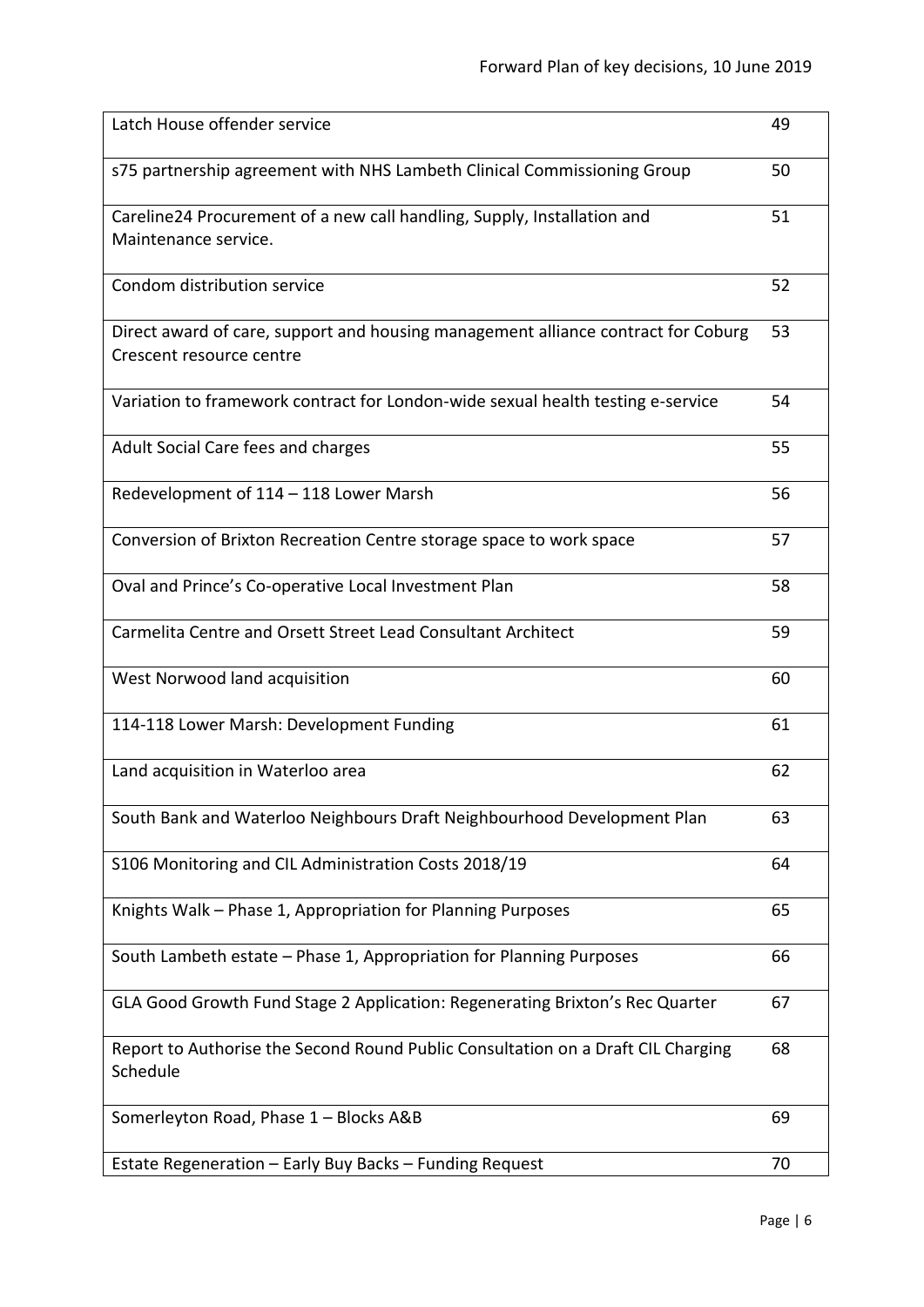| | |
|---|---|
| Latch House offender service | 49 |
| s75 partnership agreement with NHS Lambeth Clinical Commissioning Group | 50 |
| Careline24 Procurement of a new call handling, Supply, Installation and Maintenance service. | 51 |
| Condom distribution service | 52 |
| Direct award of care, support and housing management alliance contract for Coburg Crescent resource centre | 53 |
| Variation to framework contract for London-wide sexual health testing e-service | 54 |
| Adult Social Care fees and charges | 55 |
| Redevelopment of 114 – 118 Lower Marsh | 56 |
| Conversion of Brixton Recreation Centre storage space to work space | 57 |
| Oval and Prince's Co-operative Local Investment Plan | 58 |
| Carmelita Centre and Orsett Street Lead Consultant Architect | 59 |
| West Norwood land acquisition | 60 |
| 114-118 Lower Marsh: Development Funding | 61 |
| Land acquisition in Waterloo area | 62 |
| South Bank and Waterloo Neighbours Draft Neighbourhood Development Plan | 63 |
| S106 Monitoring and CIL Administration Costs 2018/19 | 64 |
| Knights Walk – Phase 1, Appropriation for Planning Purposes | 65 |
| South Lambeth estate – Phase 1, Appropriation for Planning Purposes | 66 |
| GLA Good Growth Fund Stage 2 Application: Regenerating Brixton's Rec Quarter | 67 |
| Report to Authorise the Second Round Public Consultation on a Draft CIL Charging Schedule | 68 |
| Somerleyton Road, Phase 1 – Blocks A&B | 69 |
| Estate Regeneration – Early Buy Backs – Funding Request | 70 |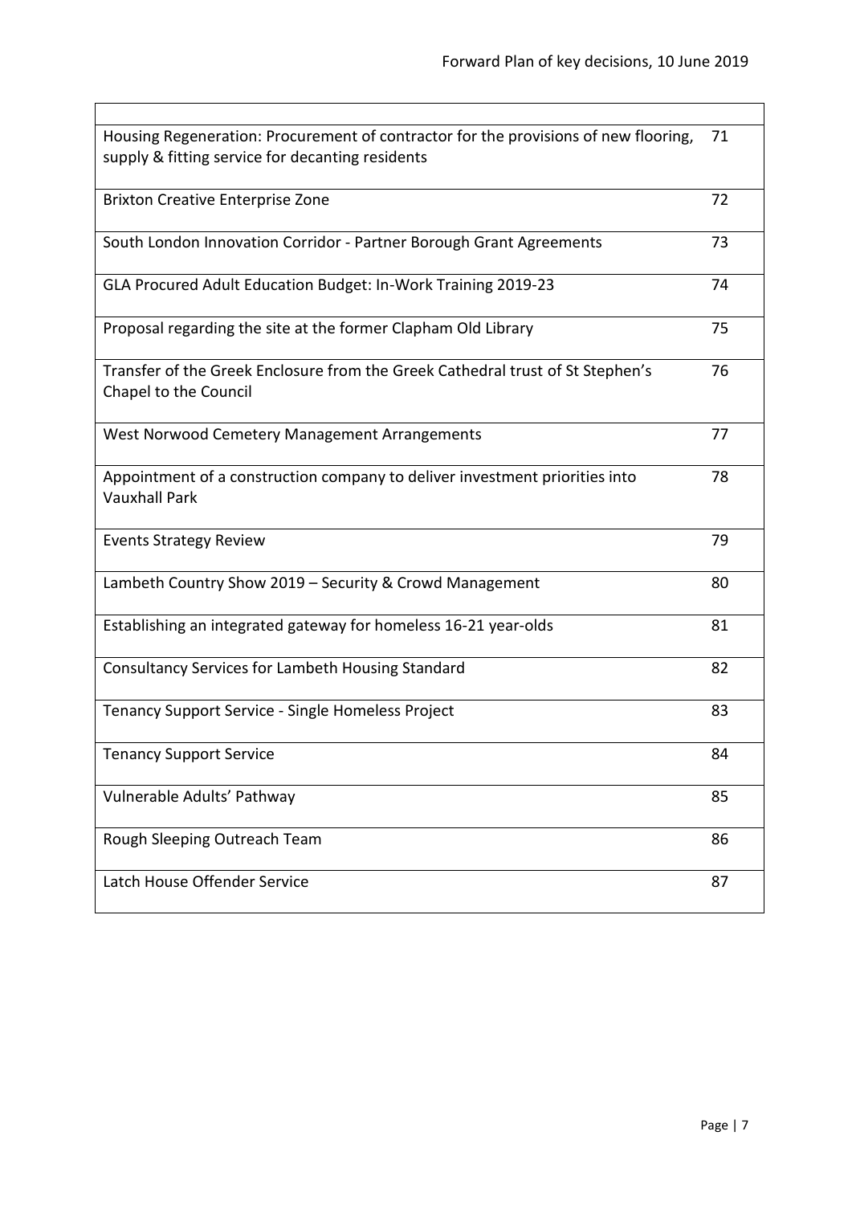| | |
|---|---|
| Housing Regeneration: Procurement of contractor for the provisions of new flooring, supply & fitting service for decanting residents | 71 |
| Brixton Creative Enterprise Zone | 72 |
| South London Innovation Corridor - Partner Borough Grant Agreements | 73 |
| GLA Procured Adult Education Budget: In-Work Training 2019-23 | 74 |
| Proposal regarding the site at the former Clapham Old Library | 75 |
| Transfer of the Greek Enclosure from the Greek Cathedral trust of St Stephen's Chapel to the Council | 76 |
| West Norwood Cemetery Management Arrangements | 77 |
| Appointment of a construction company to deliver investment priorities into Vauxhall Park | 78 |
| Events Strategy Review | 79 |
| Lambeth Country Show 2019 – Security & Crowd Management | 80 |
| Establishing an integrated gateway for homeless 16-21 year-olds | 81 |
| Consultancy Services for Lambeth Housing Standard | 82 |
| Tenancy Support Service - Single Homeless Project | 83 |
| Tenancy Support Service | 84 |
| Vulnerable Adults' Pathway | 85 |
| Rough Sleeping Outreach Team | 86 |
| Latch House Offender Service | 87 |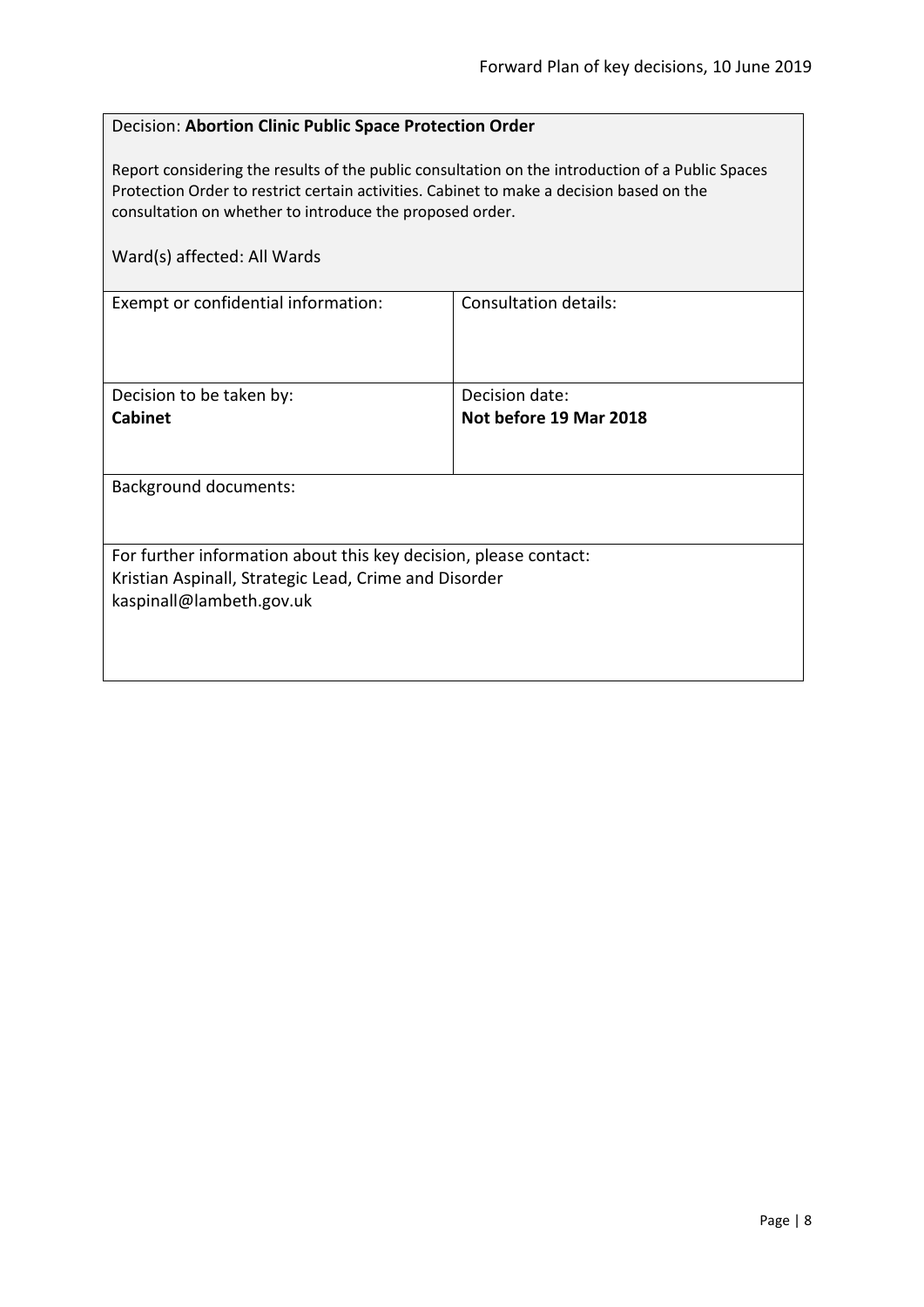Decision: **Abortion Clinic Public Space Protection Order**

Report considering the results of the public consultation on the introduction of a Public Spaces Protection Order to restrict certain activities. Cabinet to make a decision based on the consultation on whether to introduce the proposed order.

Ward(s) affected: All Wards

| Exempt or confidential information: | Consultation details: |
| --- | --- |
| Decision to be taken by:<br>**Cabinet** | Decision date:<br>**Not before 19 Mar 2018** |

Background documents:

For further information about this key decision, please contact:
Kristian Aspinall, Strategic Lead, Crime and Disorder
kaspinall@lambeth.gov.uk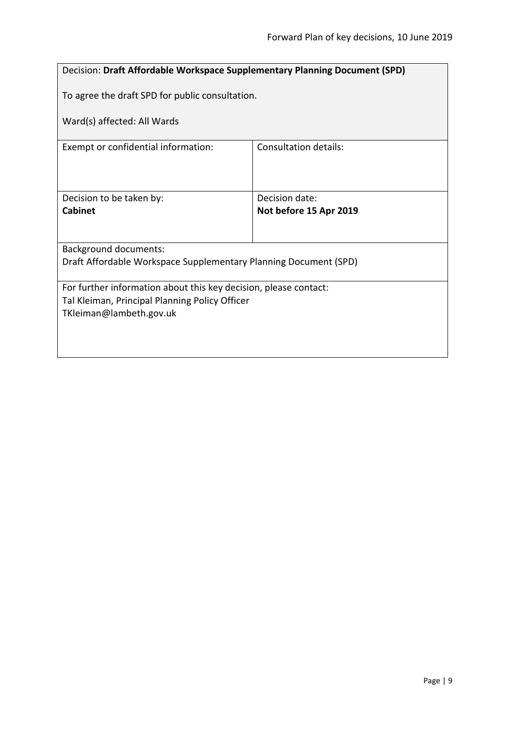Decision: **Draft Affordable Workspace Supplementary Planning Document (SPD)**

To agree the draft SPD for public consultation.

Ward(s) affected: All Wards

| Exempt or confidential information: | Consultation details: |
| --- | --- |
| Decision to be taken by:<br>**Cabinet** | Decision date:<br>**Not before 15 Apr 2019** |

Background documents:
Draft Affordable Workspace Supplementary Planning Document (SPD)

For further information about this key decision, please contact:
Tal Kleiman, Principal Planning Policy Officer
TKleiman@lambeth.gov.uk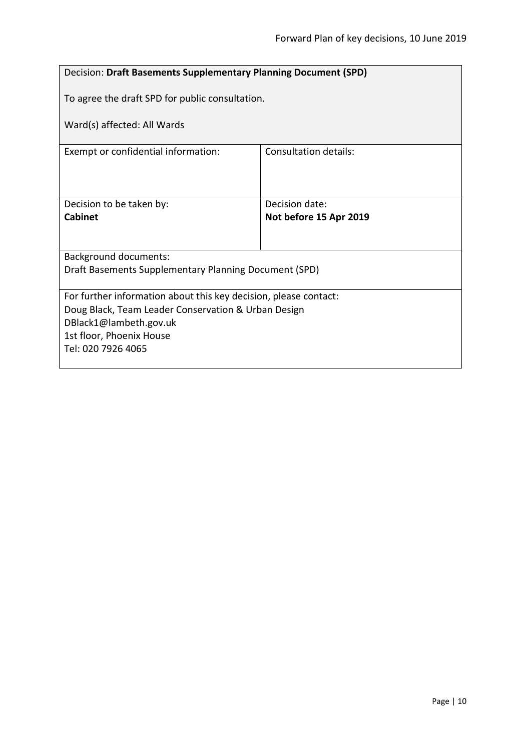Decision: **Draft Basements Supplementary Planning Document (SPD)**

To agree the draft SPD for public consultation.

Ward(s) affected: All Wards

| Exempt or confidential information: | Consultation details: |
| --- | --- |
| Decision to be taken by:<br>**Cabinet** | Decision date:<br>**Not before 15 Apr 2019** |

Background documents:
Draft Basements Supplementary Planning Document (SPD)

For further information about this key decision, please contact:
Doug Black, Team Leader Conservation & Urban Design
DBlack1@lambeth.gov.uk
1st floor, Phoenix House
Tel: 020 7926 4065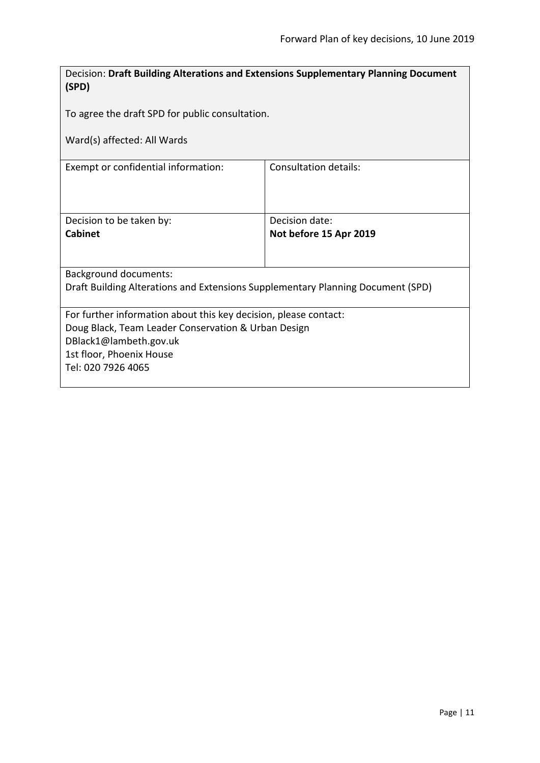Decision: **Draft Building Alterations and Extensions Supplementary Planning Document (SPD)**

To agree the draft SPD for public consultation.

Ward(s) affected: All Wards

| Exempt or confidential information: | Consultation details: |
| --- | --- |
| Decision to be taken by:<br>**Cabinet** | Decision date:<br>**Not before 15 Apr 2019** |

Background documents:
Draft Building Alterations and Extensions Supplementary Planning Document (SPD)

For further information about this key decision, please contact:
Doug Black, Team Leader Conservation & Urban Design
DBlack1@lambeth.gov.uk
1st floor, Phoenix House
Tel: 020 7926 4065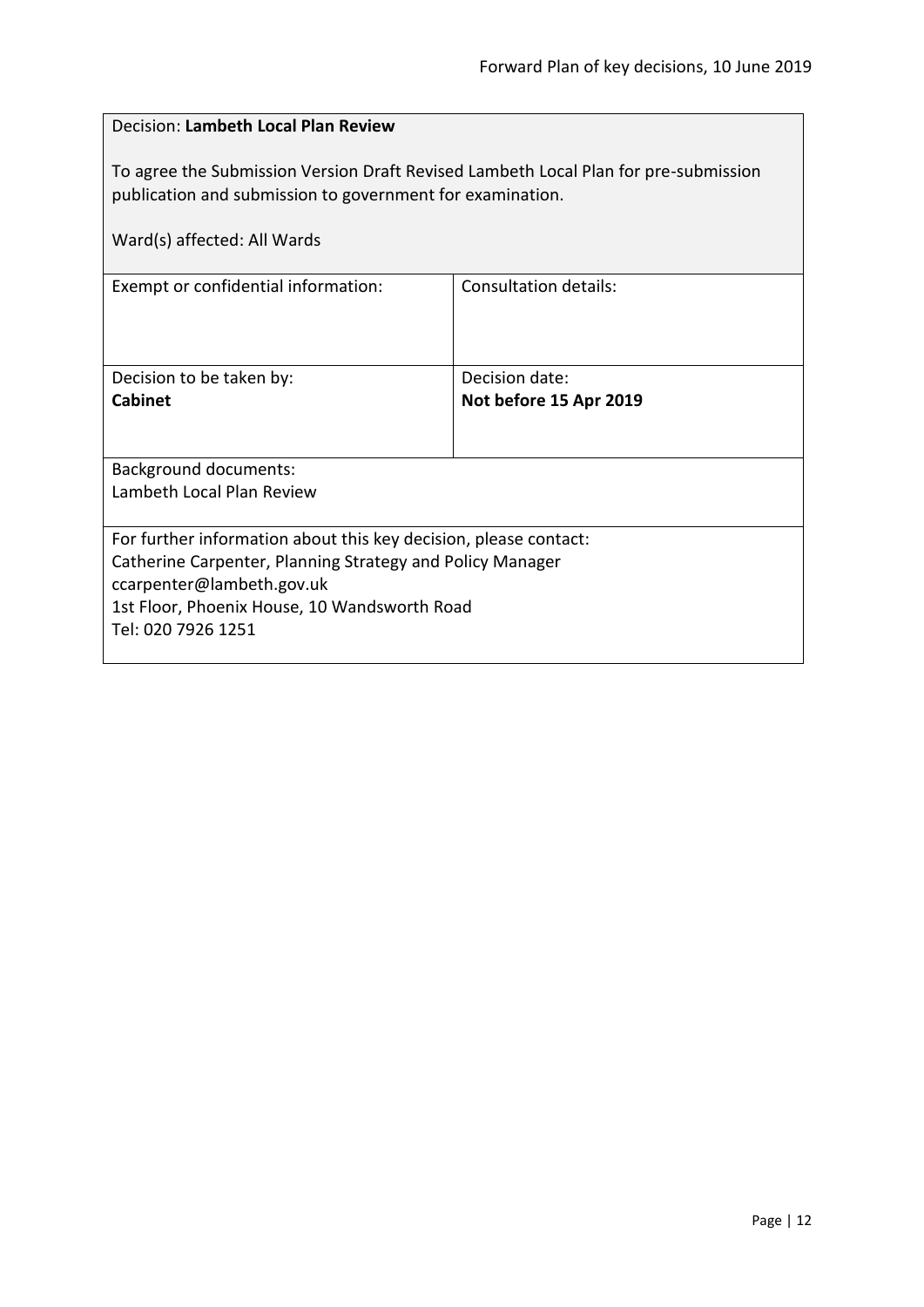Decision: **Lambeth Local Plan Review**

To agree the Submission Version Draft Revised Lambeth Local Plan for pre-submission publication and submission to government for examination.

Ward(s) affected: All Wards

| Exempt or confidential information: | Consultation details: |
| --- | --- |
| Decision to be taken by: **Cabinet** | Decision date: **Not before 15 Apr 2019** |

Background documents:
Lambeth Local Plan Review

For further information about this key decision, please contact:
Catherine Carpenter, Planning Strategy and Policy Manager
ccarpenter@lambeth.gov.uk
1st Floor, Phoenix House, 10 Wandsworth Road
Tel: 020 7926 1251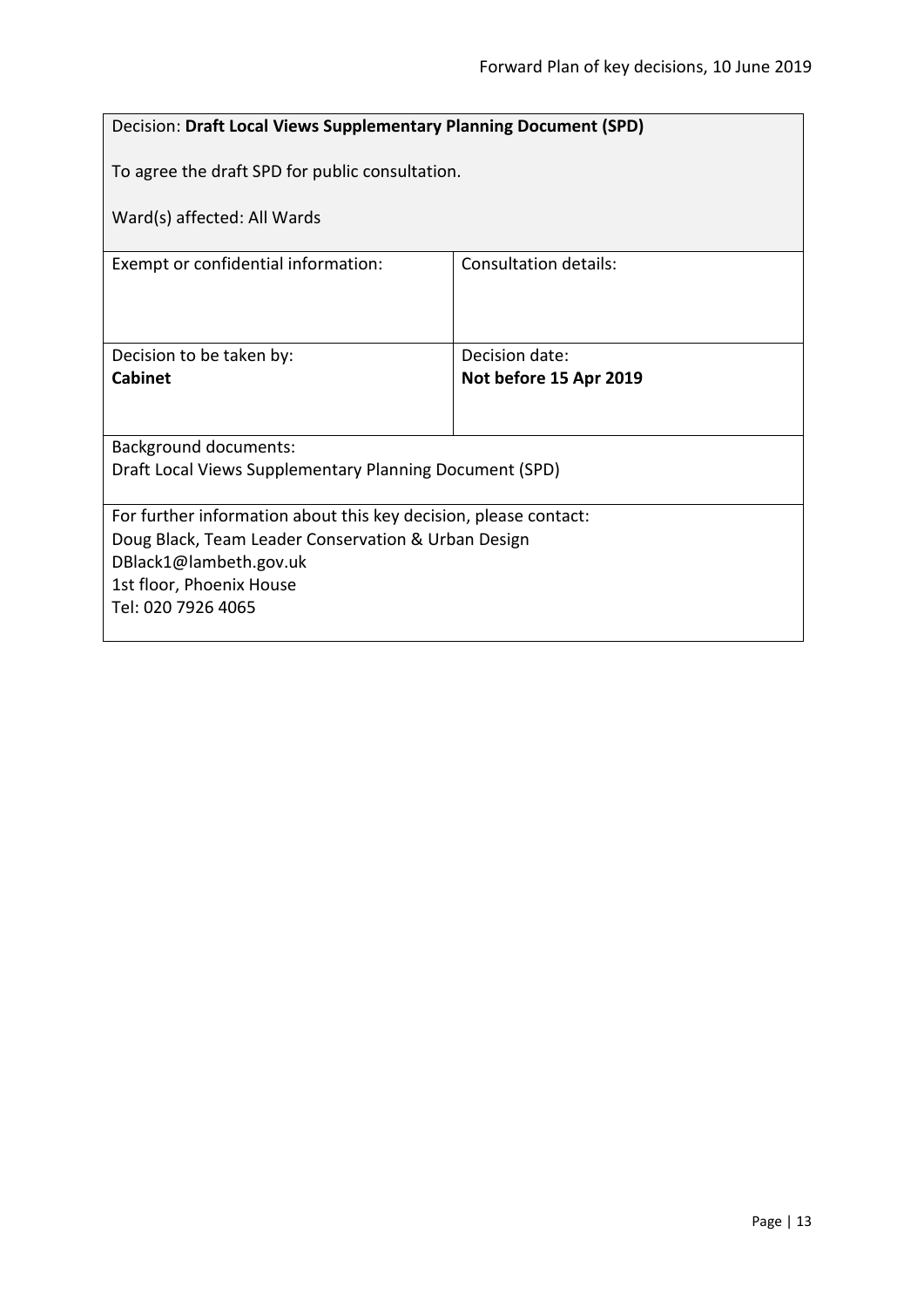| Decision: **Draft Local Views Supplementary Planning Document (SPD)**<br><br>To agree the draft SPD for public consultation.<br><br>Ward(s) affected: All Wards | |
|---|---|
| Exempt or confidential information: | Consultation details: |
| Decision to be taken by:<br>**Cabinet** | Decision date:<br>**Not before 15 Apr 2019** |
| Background documents:<br>Draft Local Views Supplementary Planning Document (SPD) | |
| For further information about this key decision, please contact:<br>Doug Black, Team Leader Conservation & Urban Design<br>DBlack1@lambeth.gov.uk<br>1st floor, Phoenix House<br>Tel: 020 7926 4065 | |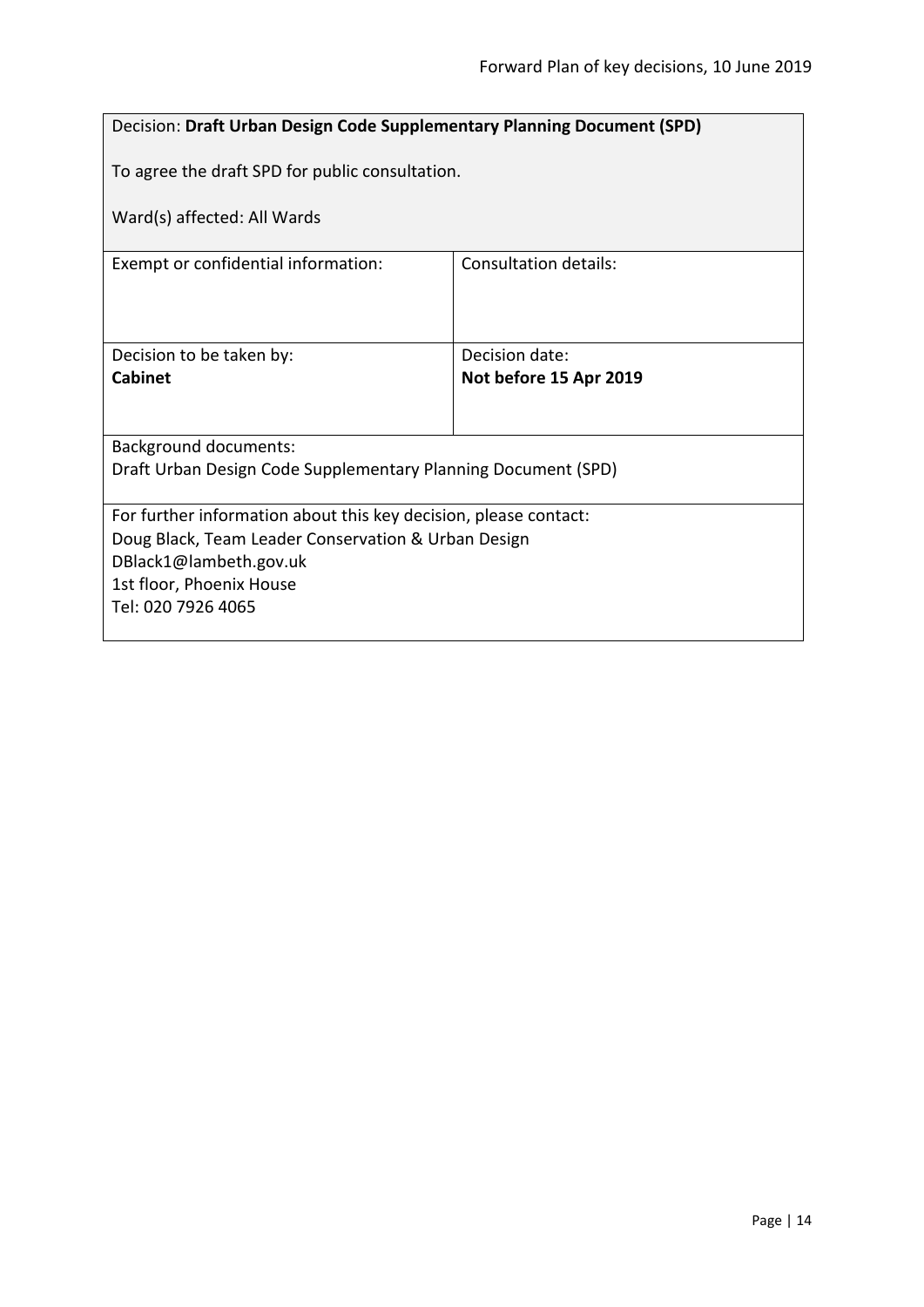Decision: **Draft Urban Design Code Supplementary Planning Document (SPD)**

To agree the draft SPD for public consultation.

Ward(s) affected: All Wards

| Exempt or confidential information: | Consultation details: |
|---|---|
| Decision to be taken by:<br>**Cabinet** | Decision date:<br>**Not before 15 Apr 2019** |

Background documents:
Draft Urban Design Code Supplementary Planning Document (SPD)

For further information about this key decision, please contact:
Doug Black, Team Leader Conservation & Urban Design
DBlack1@lambeth.gov.uk
1st floor, Phoenix House
Tel: 020 7926 4065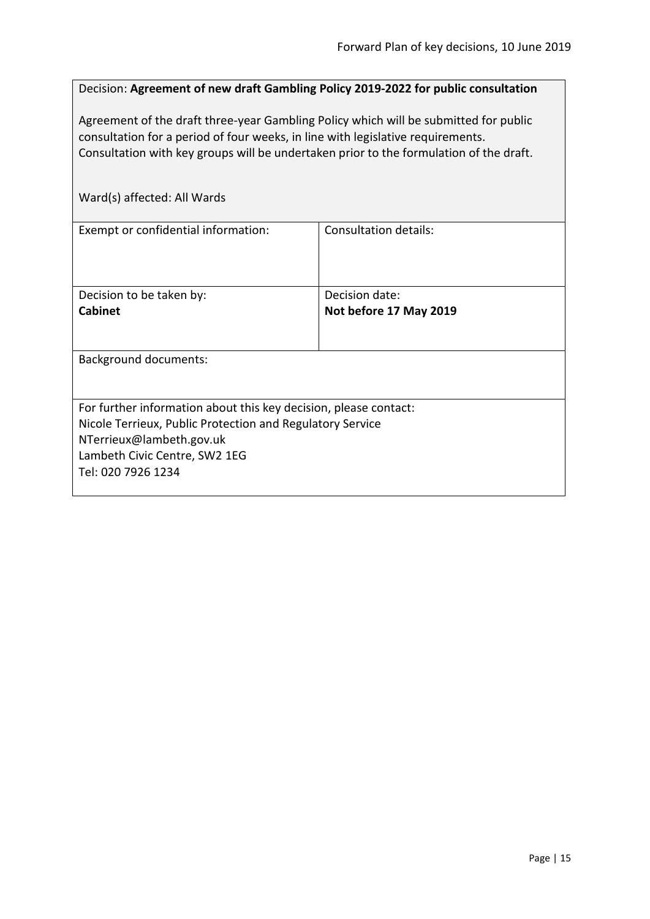Decision: **Agreement of new draft Gambling Policy 2019-2022 for public consultation**

Agreement of the draft three-year Gambling Policy which will be submitted for public consultation for a period of four weeks, in line with legislative requirements. Consultation with key groups will be undertaken prior to the formulation of the draft.

Ward(s) affected: All Wards

| Exempt or confidential information: | Consultation details: |
|---|---|
| Decision to be taken by:<br>**Cabinet** | Decision date:<br>**Not before 17 May 2019** |

Background documents:

For further information about this key decision, please contact:
Nicole Terrieux, Public Protection and Regulatory Service
NTerrieux@lambeth.gov.uk
Lambeth Civic Centre, SW2 1EG
Tel: 020 7926 1234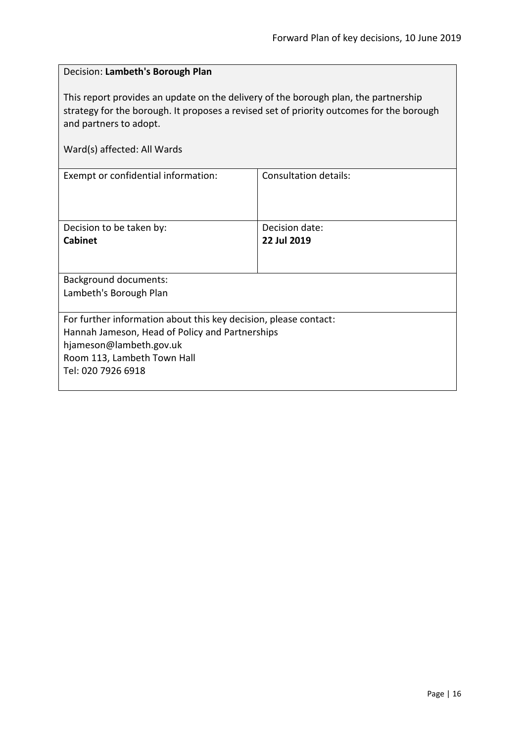Decision: **Lambeth's Borough Plan**

This report provides an update on the delivery of the borough plan, the partnership strategy for the borough. It proposes a revised set of priority outcomes for the borough and partners to adopt.

Ward(s) affected: All Wards

| Exempt or confidential information: | Consultation details: |
| --- | --- |
| Decision to be taken by:<br>**Cabinet** | Decision date:<br>**22 Jul 2019** |

Background documents:
Lambeth's Borough Plan

For further information about this key decision, please contact:
Hannah Jameson, Head of Policy and Partnerships
hjameson@lambeth.gov.uk
Room 113, Lambeth Town Hall
Tel: 020 7926 6918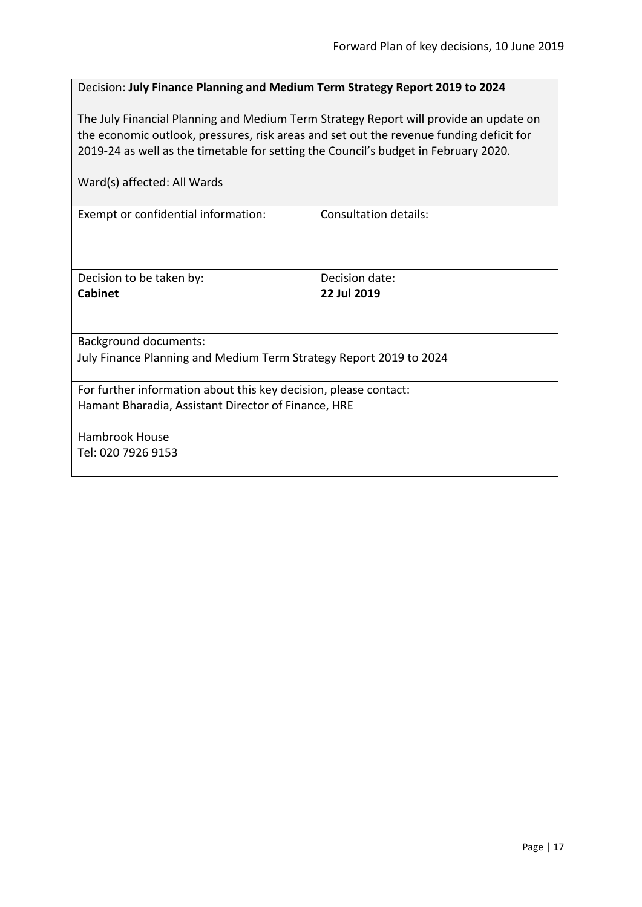Decision: **July Finance Planning and Medium Term Strategy Report 2019 to 2024**

The July Financial Planning and Medium Term Strategy Report will provide an update on the economic outlook, pressures, risk areas and set out the revenue funding deficit for 2019-24 as well as the timetable for setting the Council's budget in February 2020.

Ward(s) affected: All Wards

| Exempt or confidential information: | Consultation details: |
| --- | --- |
| Decision to be taken by: **Cabinet** | Decision date: **22 Jul 2019** |

Background documents:
July Finance Planning and Medium Term Strategy Report 2019 to 2024

For further information about this key decision, please contact:
Hamant Bharadia, Assistant Director of Finance, HRE

Hambrook House
Tel: 020 7926 9153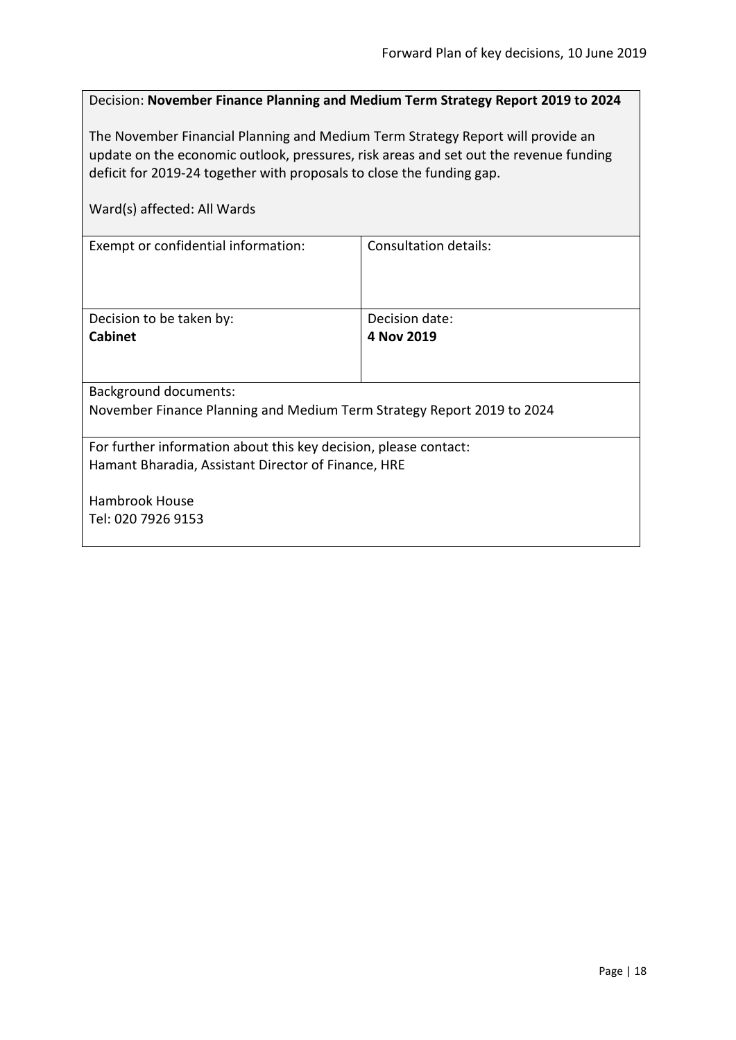Decision: **November Finance Planning and Medium Term Strategy Report 2019 to 2024**

The November Financial Planning and Medium Term Strategy Report will provide an update on the economic outlook, pressures, risk areas and set out the revenue funding deficit for 2019-24 together with proposals to close the funding gap.

Ward(s) affected: All Wards

| Exempt or confidential information: | Consultation details: |
| --- | --- |
| Decision to be taken by:<br>**Cabinet** | Decision date:<br>**4 Nov 2019** |

Background documents:
November Finance Planning and Medium Term Strategy Report 2019 to 2024

For further information about this key decision, please contact:
Hamant Bharadia, Assistant Director of Finance, HRE

Hambrook House
Tel: 020 7926 9153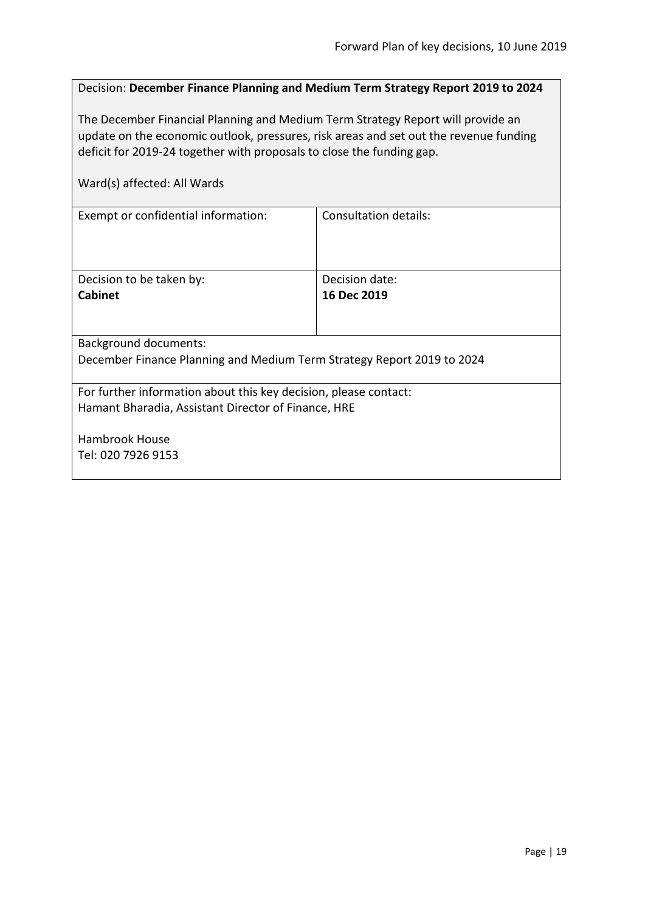Decision: **December Finance Planning and Medium Term Strategy Report 2019 to 2024**

The December Financial Planning and Medium Term Strategy Report will provide an update on the economic outlook, pressures, risk areas and set out the revenue funding deficit for 2019-24 together with proposals to close the funding gap.

Ward(s) affected: All Wards

| Exempt or confidential information: | Consultation details: |
| --- | --- |
| Decision to be taken by:<br>**Cabinet** | Decision date:<br>**16 Dec 2019** |

Background documents:
December Finance Planning and Medium Term Strategy Report 2019 to 2024

For further information about this key decision, please contact:
Hamant Bharadia, Assistant Director of Finance, HRE

Hambrook House
Tel: 020 7926 9153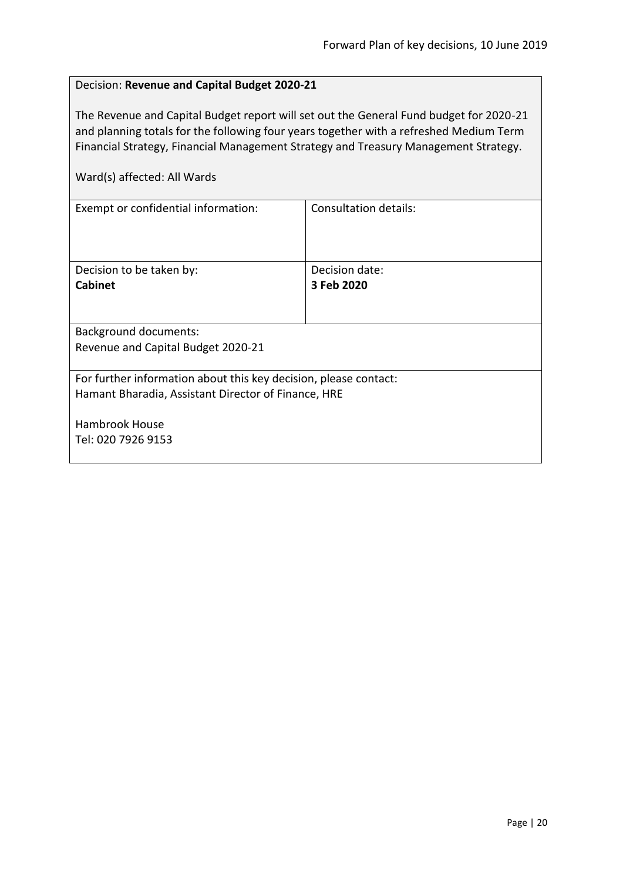Decision: **Revenue and Capital Budget 2020-21**

The Revenue and Capital Budget report will set out the General Fund budget for 2020-21 and planning totals for the following four years together with a refreshed Medium Term Financial Strategy, Financial Management Strategy and Treasury Management Strategy.

Ward(s) affected: All Wards

| Exempt or confidential information: | Consultation details: |
|---|---|
| Decision to be taken by: **Cabinet** | Decision date: **3 Feb 2020** |

Background documents:
Revenue and Capital Budget 2020-21

For further information about this key decision, please contact:
Hamant Bharadia, Assistant Director of Finance, HRE

Hambrook House
Tel: 020 7926 9153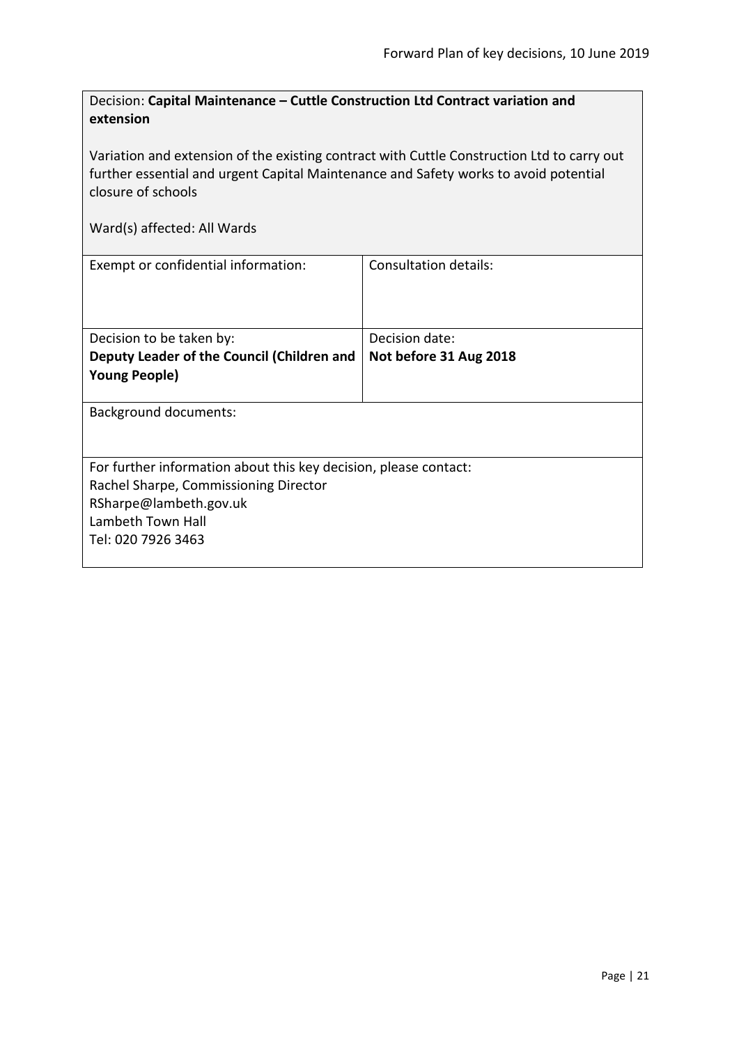Decision: **Capital Maintenance – Cuttle Construction Ltd Contract variation and extension**

Variation and extension of the existing contract with Cuttle Construction Ltd to carry out further essential and urgent Capital Maintenance and Safety works to avoid potential closure of schools

Ward(s) affected: All Wards

| Exempt or confidential information: | Consultation details: |
|---|---|
| Decision to be taken by: **Deputy Leader of the Council (Children and Young People)** | Decision date: **Not before 31 Aug 2018** |

Background documents:

For further information about this key decision, please contact:
Rachel Sharpe, Commissioning Director
RSharpe@lambeth.gov.uk
Lambeth Town Hall
Tel: 020 7926 3463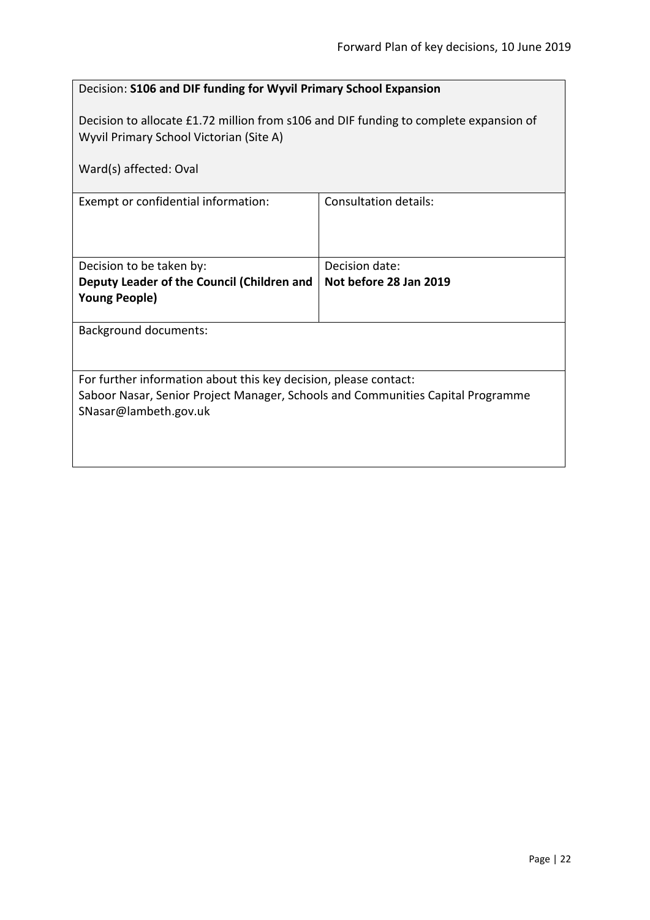Decision: **S106 and DIF funding for Wyvil Primary School Expansion**

Decision to allocate £1.72 million from s106 and DIF funding to complete expansion of Wyvil Primary School Victorian (Site A)

Ward(s) affected: Oval

| Exempt or confidential information: | Consultation details: |
|---|---|
| Decision to be taken by: **Deputy Leader of the Council (Children and Young People)** | Decision date: **Not before 28 Jan 2019** |

Background documents:

For further information about this key decision, please contact:
Saboor Nasar, Senior Project Manager, Schools and Communities Capital Programme
SNasar@lambeth.gov.uk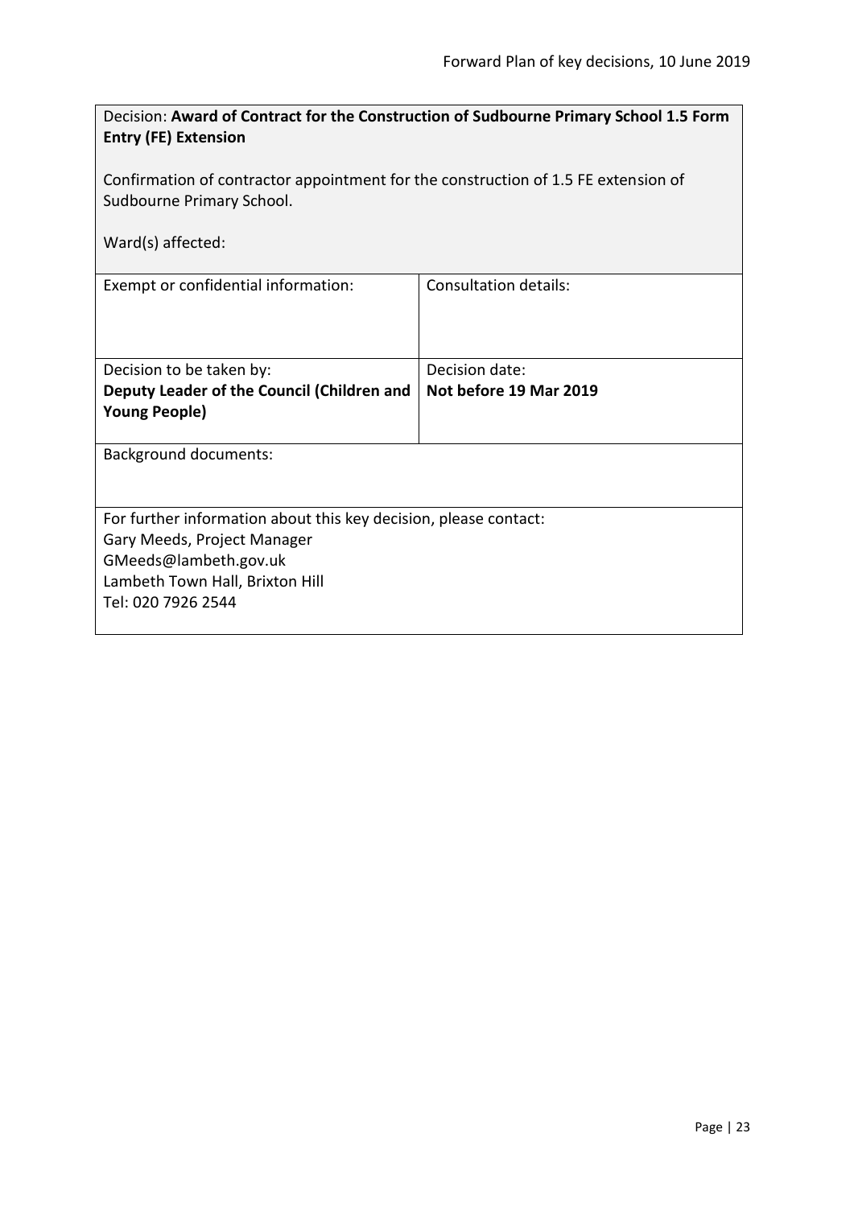Decision: **Award of Contract for the Construction of Sudbourne Primary School 1.5 Form Entry (FE) Extension**

Confirmation of contractor appointment for the construction of 1.5 FE extension of Sudbourne Primary School.

Ward(s) affected:

| Exempt or confidential information: | Consultation details: |
| --- | --- |
| Decision to be taken by:<br>**Deputy Leader of the Council (Children and Young People)** | Decision date:<br>**Not before 19 Mar 2019** |

Background documents:

For further information about this key decision, please contact:
Gary Meeds, Project Manager
GMeeds@lambeth.gov.uk
Lambeth Town Hall, Brixton Hill
Tel: 020 7926 2544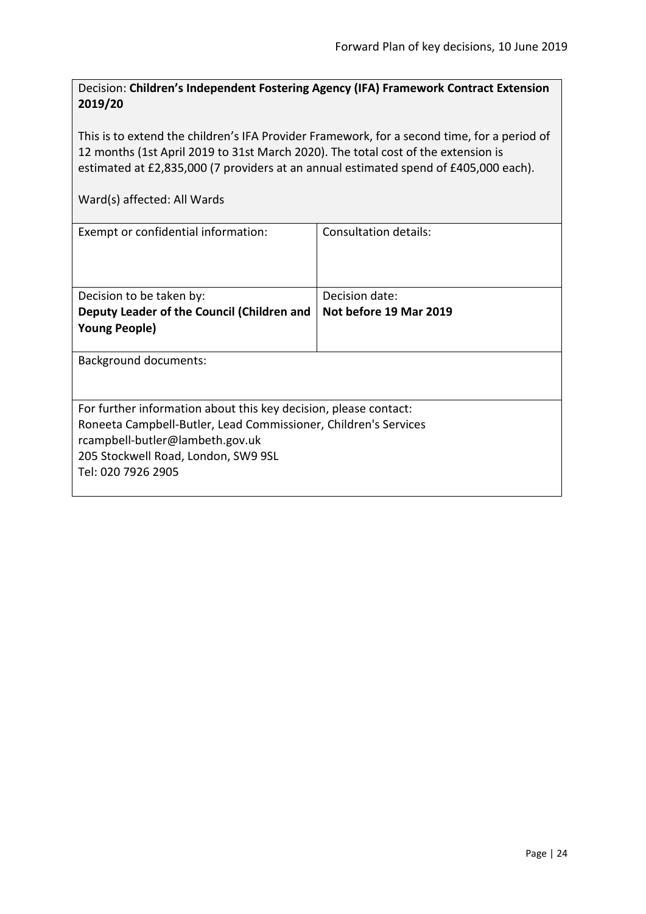Decision: **Children's Independent Fostering Agency (IFA) Framework Contract Extension 2019/20**

This is to extend the children's IFA Provider Framework, for a second time, for a period of 12 months (1st April 2019 to 31st March 2020). The total cost of the extension is estimated at £2,835,000 (7 providers at an annual estimated spend of £405,000 each).

Ward(s) affected: All Wards

| Exempt or confidential information: | Consultation details: |
|---|---|
| Decision to be taken by: **Deputy Leader of the Council (Children and Young People)** | Decision date: **Not before 19 Mar 2019** |

Background documents:

For further information about this key decision, please contact:
Roneeta Campbell-Butler, Lead Commissioner, Children's Services
rcampbell-butler@lambeth.gov.uk
205 Stockwell Road, London, SW9 9SL
Tel: 020 7926 2905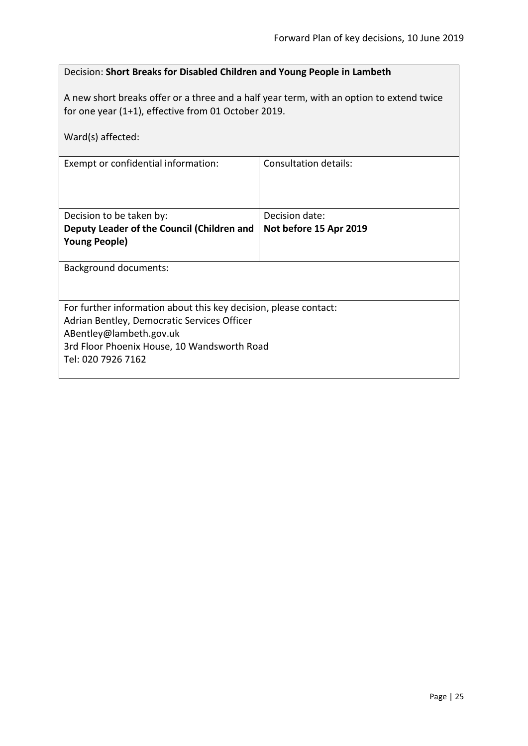Decision: **Short Breaks for Disabled Children and Young People in Lambeth**

A new short breaks offer or a three and a half year term, with an option to extend twice for one year (1+1), effective from 01 October 2019.

Ward(s) affected:

| Exempt or confidential information: | Consultation details: |
| --- | --- |
| Decision to be taken by:<br>**Deputy Leader of the Council (Children and Young People)** | Decision date:<br>**Not before 15 Apr 2019** |

Background documents:

For further information about this key decision, please contact:
Adrian Bentley, Democratic Services Officer
ABentley@lambeth.gov.uk
3rd Floor Phoenix House, 10 Wandsworth Road
Tel: 020 7926 7162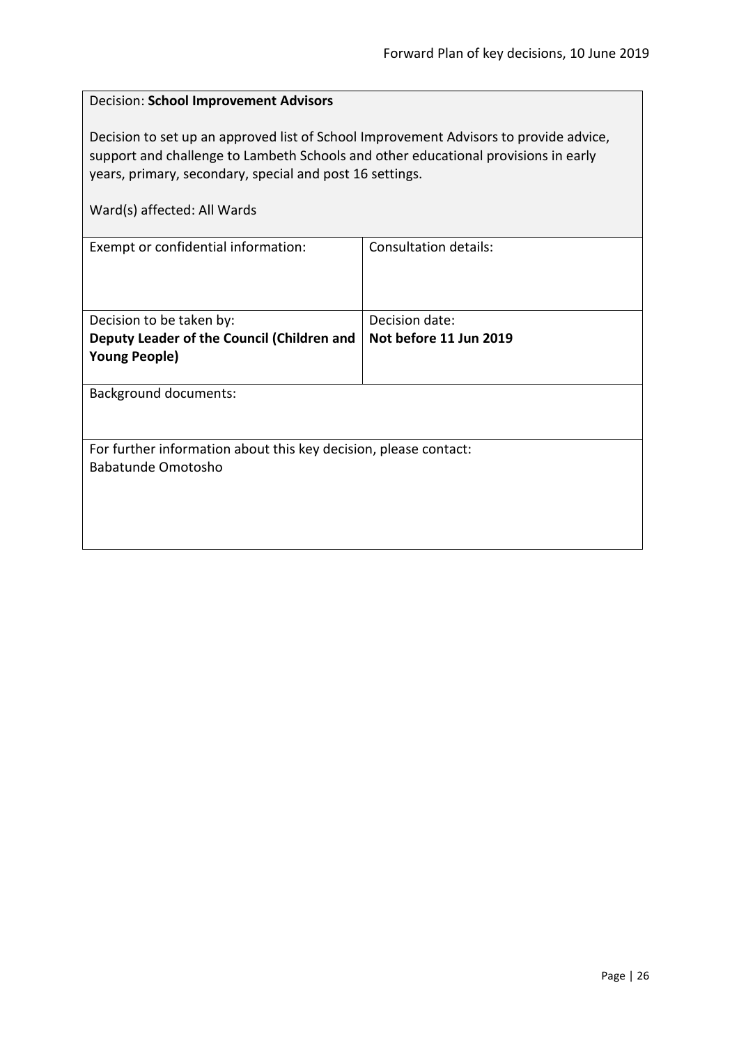Decision: **School Improvement Advisors**

Decision to set up an approved list of School Improvement Advisors to provide advice, support and challenge to Lambeth Schools and other educational provisions in early years, primary, secondary, special and post 16 settings.

Ward(s) affected: All Wards

| Exempt or confidential information: | Consultation details: |
| --- | --- |
| Decision to be taken by:<br>**Deputy Leader of the Council (Children and Young People)** | Decision date:<br>**Not before 11 Jun 2019** |

Background documents:

For further information about this key decision, please contact:
Babatunde Omotosho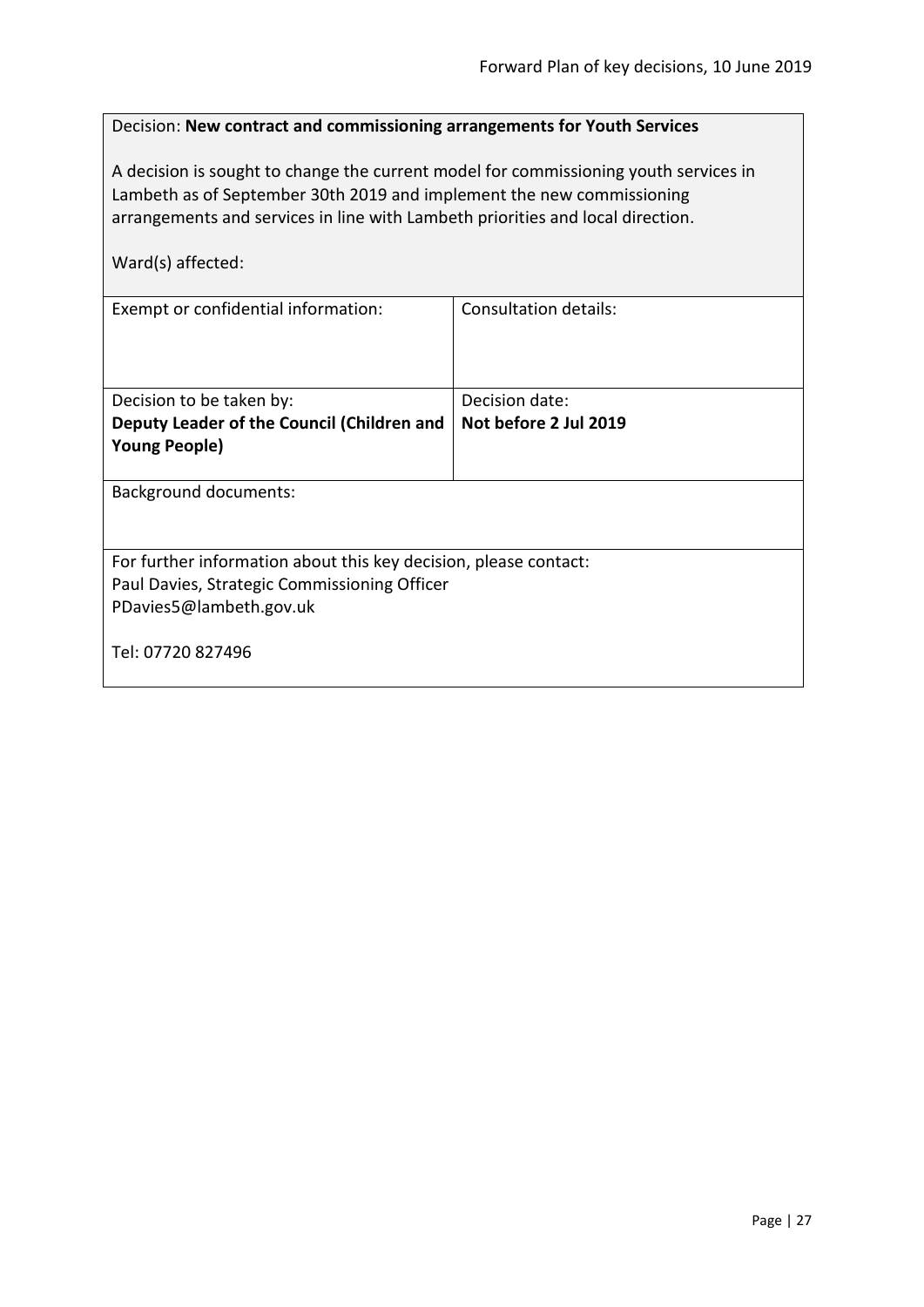Decision: **New contract and commissioning arrangements for Youth Services**

A decision is sought to change the current model for commissioning youth services in Lambeth as of September 30th 2019 and implement the new commissioning arrangements and services in line with Lambeth priorities and local direction.

Ward(s) affected:

| Exempt or confidential information: | Consultation details: |
| --- | --- |
| Decision to be taken by:<br>**Deputy Leader of the Council (Children and Young People)** | Decision date:<br>**Not before 2 Jul 2019** |

Background documents:

For further information about this key decision, please contact:
Paul Davies, Strategic Commissioning Officer
PDavies5@lambeth.gov.uk

Tel: 07720 827496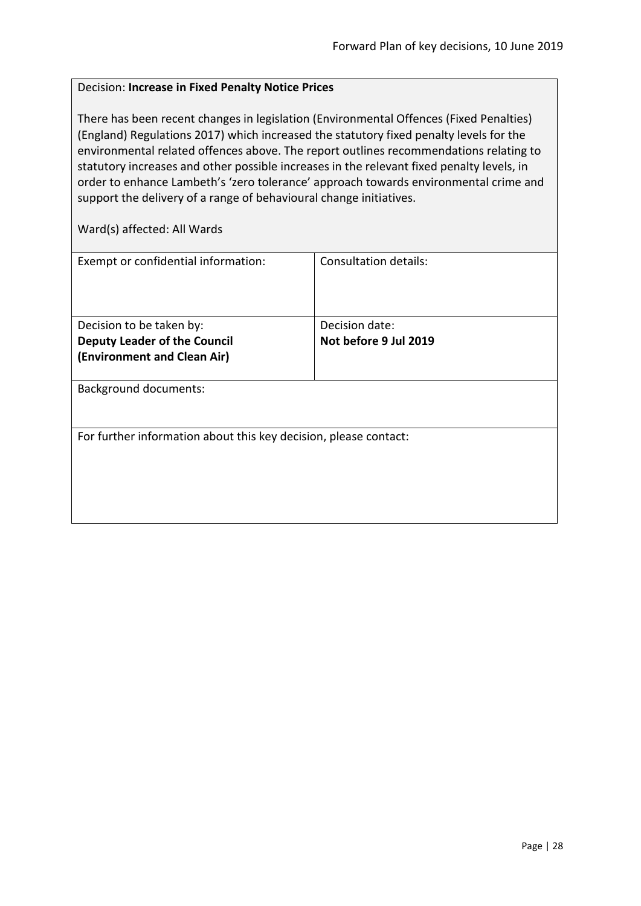Decision: **Increase in Fixed Penalty Notice Prices**

There has been recent changes in legislation (Environmental Offences (Fixed Penalties) (England) Regulations 2017) which increased the statutory fixed penalty levels for the environmental related offences above. The report outlines recommendations relating to statutory increases and other possible increases in the relevant fixed penalty levels, in order to enhance Lambeth's 'zero tolerance' approach towards environmental crime and support the delivery of a range of behavioural change initiatives.

Ward(s) affected: All Wards

| Exempt or confidential information: | Consultation details: |
| --- | --- |
| Decision to be taken by: **Deputy Leader of the Council (Environment and Clean Air)** | Decision date: **Not before 9 Jul 2019** |

Background documents:

For further information about this key decision, please contact: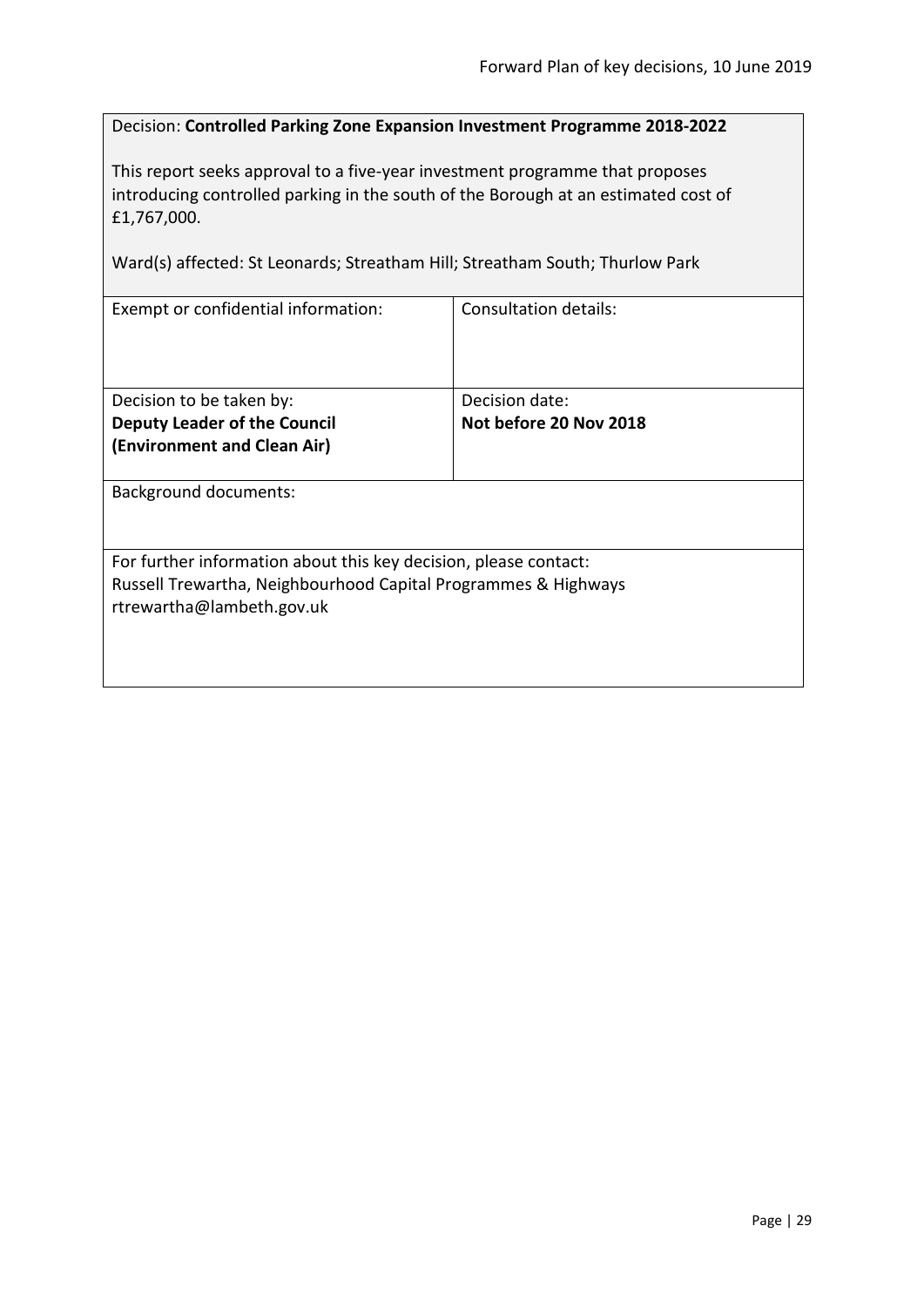Decision: **Controlled Parking Zone Expansion Investment Programme 2018-2022**

This report seeks approval to a five-year investment programme that proposes introducing controlled parking in the south of the Borough at an estimated cost of £1,767,000.

Ward(s) affected: St Leonards; Streatham Hill; Streatham South; Thurlow Park

| Exempt or confidential information: | Consultation details: |
| --- | --- |
| Decision to be taken by:<br>**Deputy Leader of the Council (Environment and Clean Air)** | Decision date:<br>**Not before 20 Nov 2018** |

Background documents:

For further information about this key decision, please contact:
Russell Trewartha, Neighbourhood Capital Programmes & Highways
rtrewartha@lambeth.gov.uk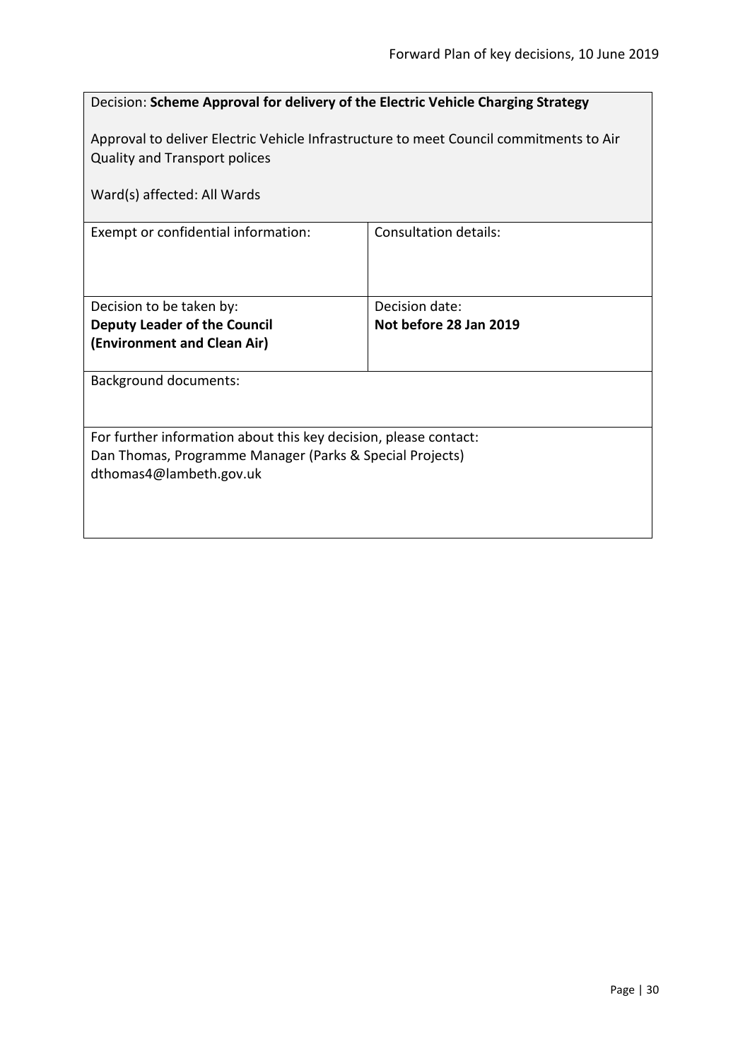Decision: **Scheme Approval for delivery of the Electric Vehicle Charging Strategy**

Approval to deliver Electric Vehicle Infrastructure to meet Council commitments to Air Quality and Transport polices

Ward(s) affected: All Wards

| Exempt or confidential information: | Consultation details: |
|---|---|
| Decision to be taken by:<br>**Deputy Leader of the Council (Environment and Clean Air)** | Decision date:<br>**Not before 28 Jan 2019** |

Background documents:

For further information about this key decision, please contact:
Dan Thomas, Programme Manager (Parks & Special Projects)
dthomas4@lambeth.gov.uk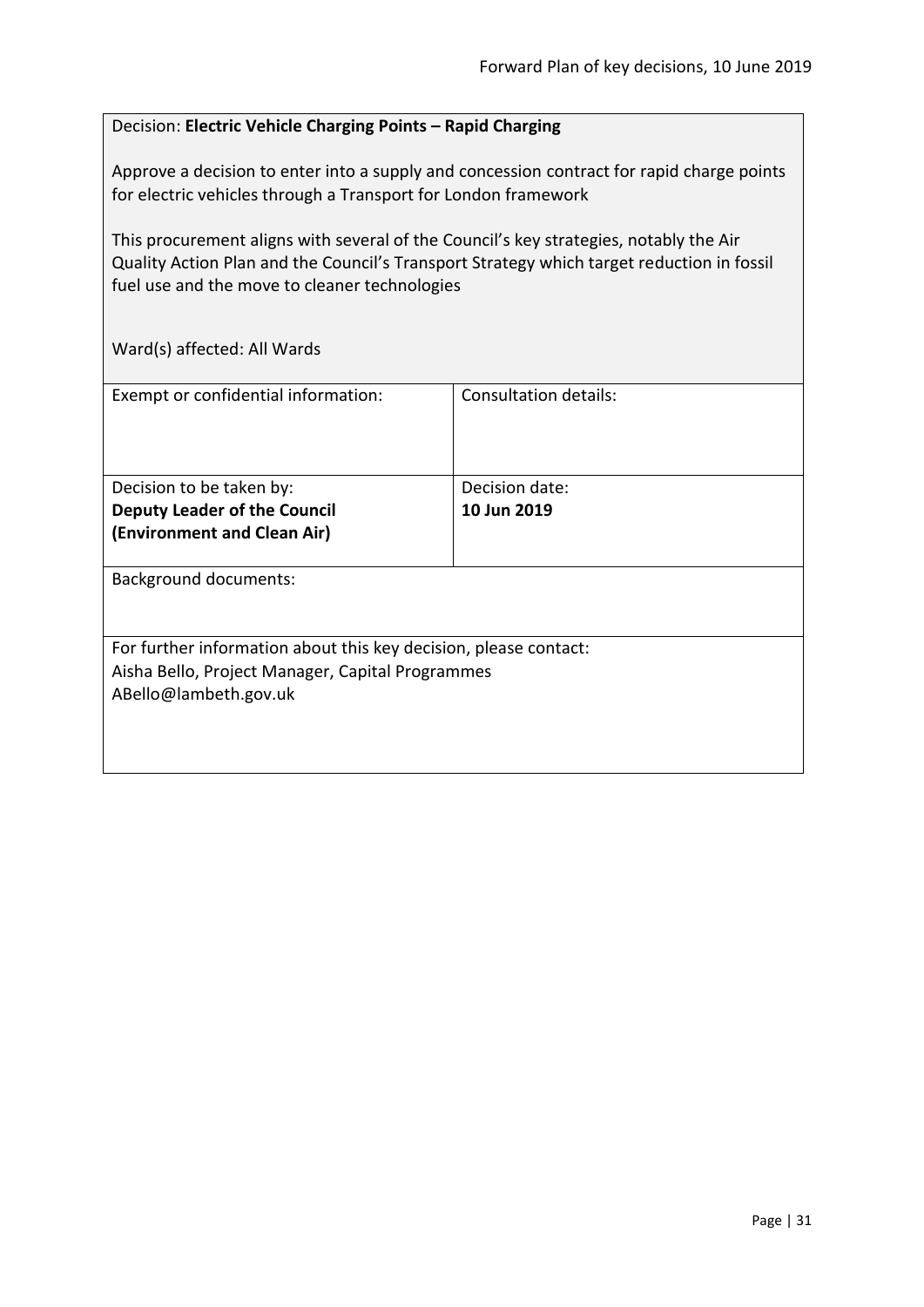Decision: **Electric Vehicle Charging Points – Rapid Charging**

Approve a decision to enter into a supply and concession contract for rapid charge points for electric vehicles through a Transport for London framework

This procurement aligns with several of the Council's key strategies, notably the Air Quality Action Plan and the Council's Transport Strategy which target reduction in fossil fuel use and the move to cleaner technologies

Ward(s) affected: All Wards

| Exempt or confidential information: | Consultation details: |
|---|---|
| Decision to be taken by:<br>**Deputy Leader of the Council (Environment and Clean Air)** | Decision date:<br>**10 Jun 2019** |

Background documents:

For further information about this key decision, please contact:
Aisha Bello, Project Manager, Capital Programmes
ABello@lambeth.gov.uk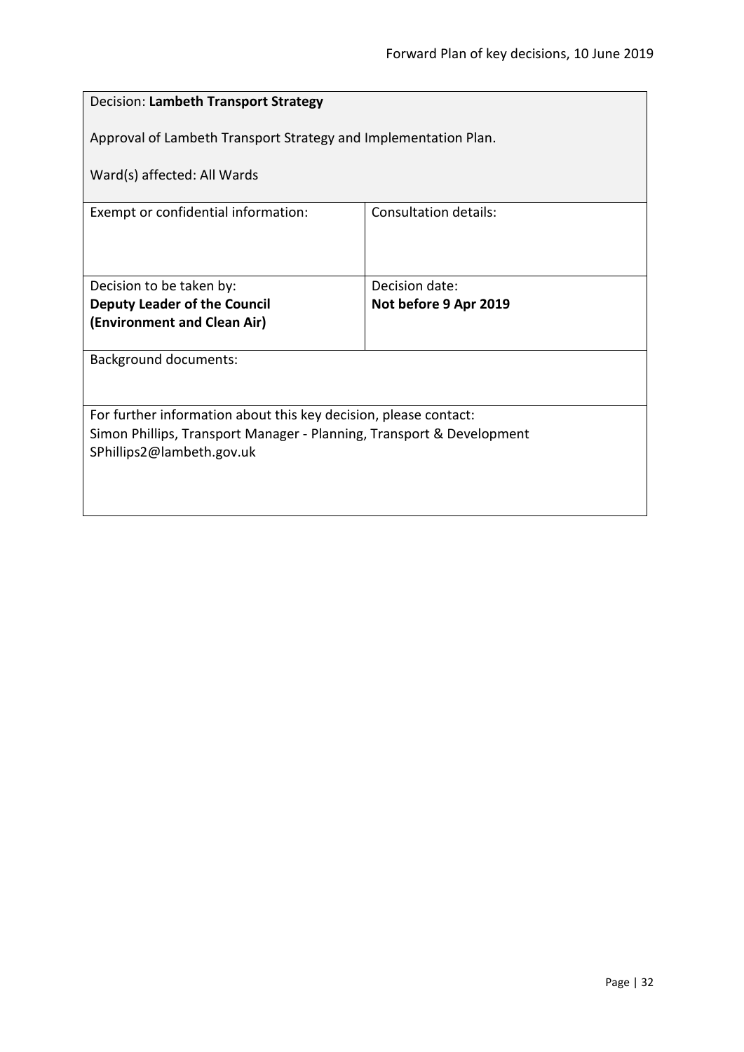| Decision: **Lambeth Transport Strategy**<br><br>Approval of Lambeth Transport Strategy and Implementation Plan.<br><br>Ward(s) affected: All Wards | |
|---|---|
| Exempt or confidential information: | Consultation details: |
| Decision to be taken by:<br>**Deputy Leader of the Council (Environment and Clean Air)** | Decision date:<br>**Not before 9 Apr 2019** |
| Background documents: | |
| For further information about this key decision, please contact:<br>Simon Phillips, Transport Manager - Planning, Transport & Development<br>SPhillips2@lambeth.gov.uk | |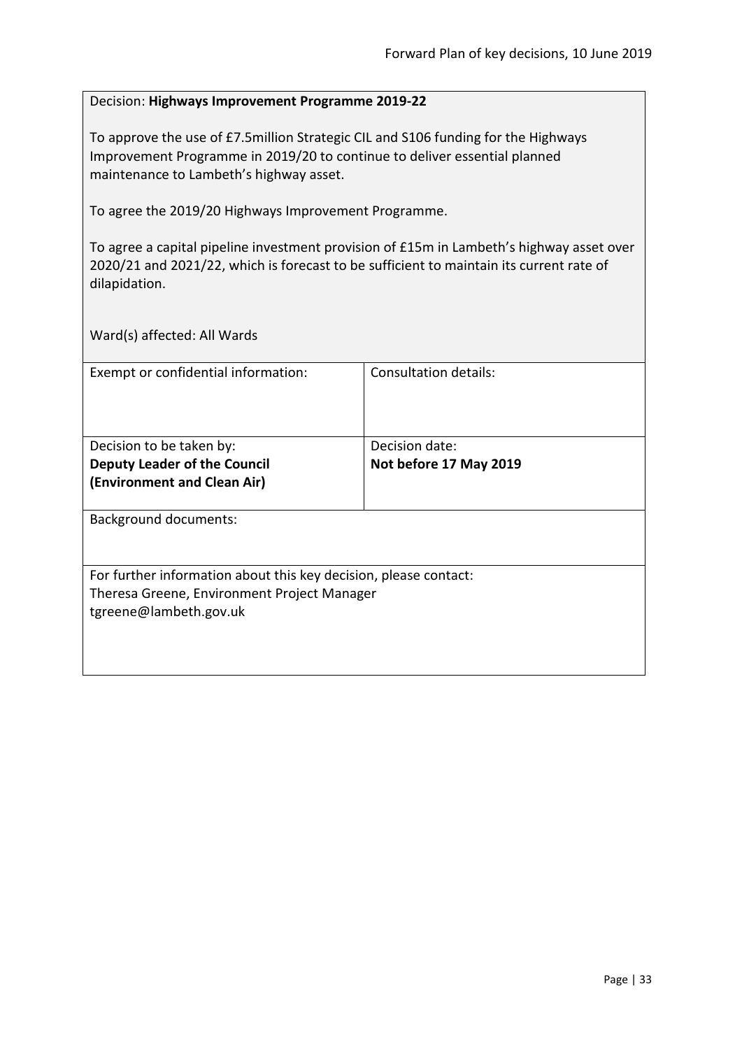Decision: **Highways Improvement Programme 2019-22**

To approve the use of £7.5million Strategic CIL and S106 funding for the Highways Improvement Programme in 2019/20 to continue to deliver essential planned maintenance to Lambeth's highway asset.

To agree the 2019/20 Highways Improvement Programme.

To agree a capital pipeline investment provision of £15m in Lambeth's highway asset over 2020/21 and 2021/22, which is forecast to be sufficient to maintain its current rate of dilapidation.

Ward(s) affected: All Wards

| Exempt or confidential information: | Consultation details: |
|---|---|
| Decision to be taken by:<br>**Deputy Leader of the Council (Environment and Clean Air)** | Decision date:<br>**Not before 17 May 2019** |

Background documents:

For further information about this key decision, please contact:
Theresa Greene, Environment Project Manager
tgreene@lambeth.gov.uk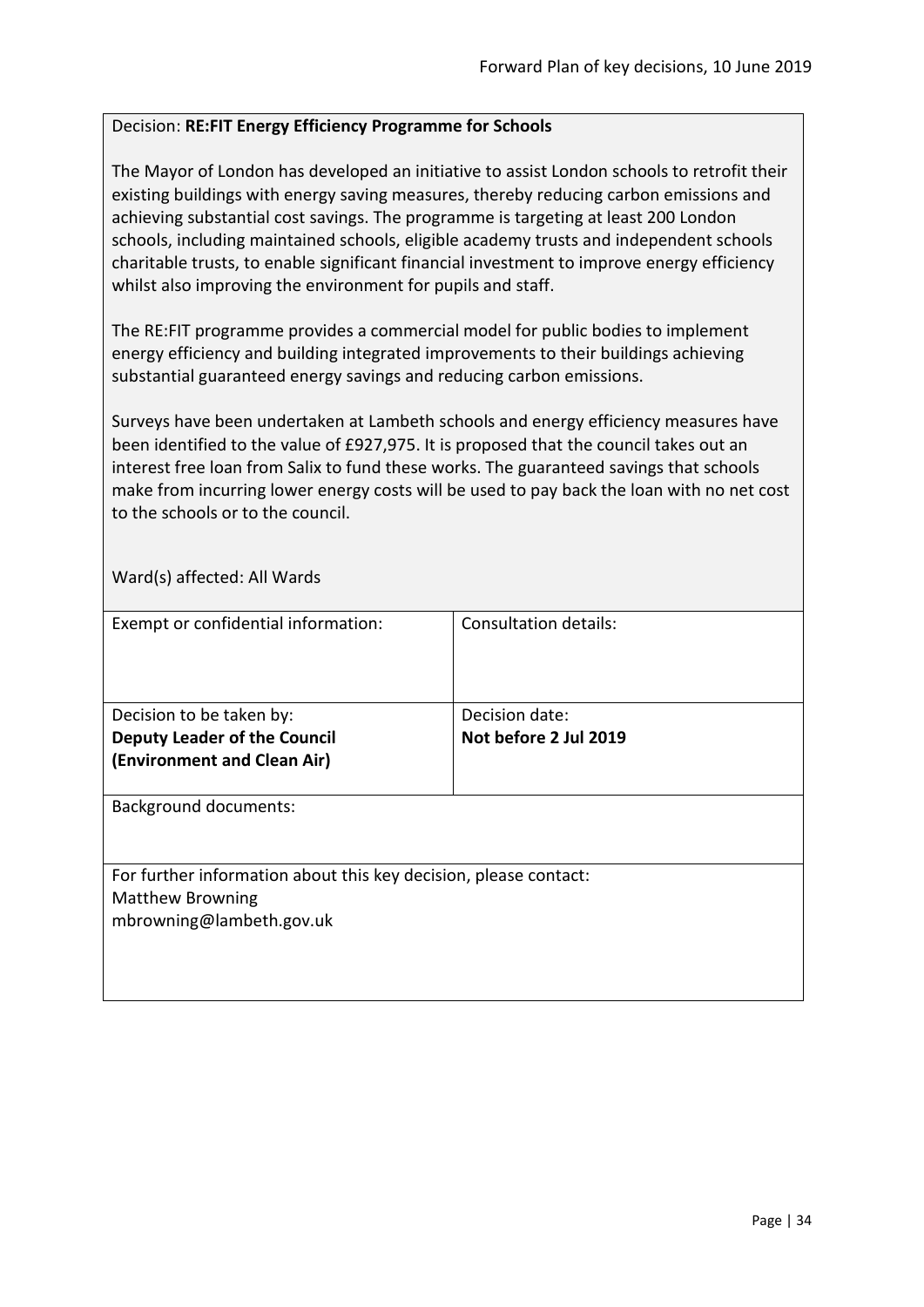Decision: **RE:FIT Energy Efficiency Programme for Schools**

The Mayor of London has developed an initiative to assist London schools to retrofit their existing buildings with energy saving measures, thereby reducing carbon emissions and achieving substantial cost savings. The programme is targeting at least 200 London schools, including maintained schools, eligible academy trusts and independent schools charitable trusts, to enable significant financial investment to improve energy efficiency whilst also improving the environment for pupils and staff.

The RE:FIT programme provides a commercial model for public bodies to implement energy efficiency and building integrated improvements to their buildings achieving substantial guaranteed energy savings and reducing carbon emissions.

Surveys have been undertaken at Lambeth schools and energy efficiency measures have been identified to the value of £927,975. It is proposed that the council takes out an interest free loan from Salix to fund these works. The guaranteed savings that schools make from incurring lower energy costs will be used to pay back the loan with no net cost to the schools or to the council.

Ward(s) affected: All Wards

| Exempt or confidential information: | Consultation details: |
|---|---|
| Decision to be taken by: **Deputy Leader of the Council (Environment and Clean Air)** | Decision date: **Not before 2 Jul 2019** |

Background documents:

For further information about this key decision, please contact:
Matthew Browning
mbrowning@lambeth.gov.uk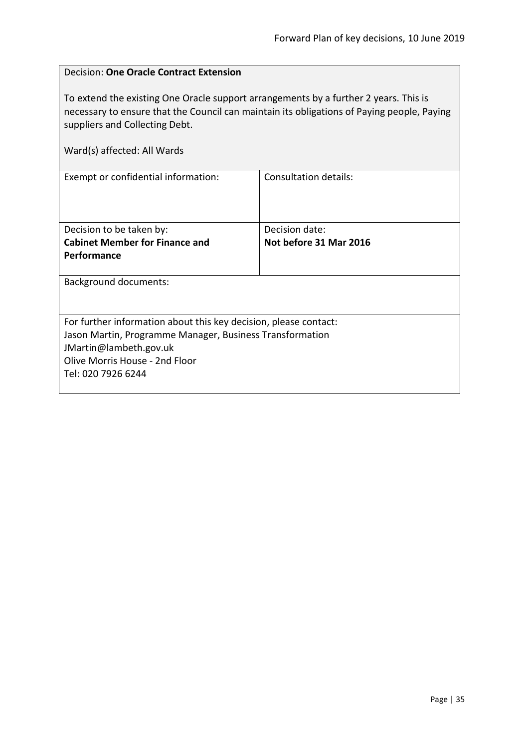Decision: **One Oracle Contract Extension**

To extend the existing One Oracle support arrangements by a further 2 years. This is necessary to ensure that the Council can maintain its obligations of Paying people, Paying suppliers and Collecting Debt.

Ward(s) affected: All Wards

| Exempt or confidential information: | Consultation details: |
|---|---|
| Decision to be taken by:<br>**Cabinet Member for Finance and Performance** | Decision date:<br>**Not before 31 Mar 2016** |

Background documents:

For further information about this key decision, please contact:
Jason Martin, Programme Manager, Business Transformation
JMartin@lambeth.gov.uk
Olive Morris House - 2nd Floor
Tel: 020 7926 6244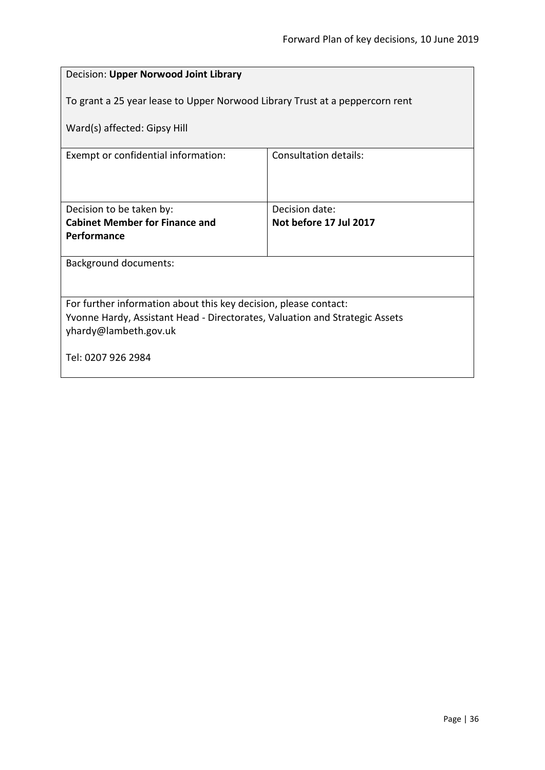Decision: **Upper Norwood Joint Library**

To grant a 25 year lease to Upper Norwood Library Trust at a peppercorn rent

Ward(s) affected: Gipsy Hill

| Exempt or confidential information: | Consultation details: |
|---|---|
| Decision to be taken by:<br>**Cabinet Member for Finance and Performance** | Decision date:<br>**Not before 17 Jul 2017** |

Background documents:

For further information about this key decision, please contact:
Yvonne Hardy, Assistant Head - Directorates, Valuation and Strategic Assets
yhardy@lambeth.gov.uk

Tel: 0207 926 2984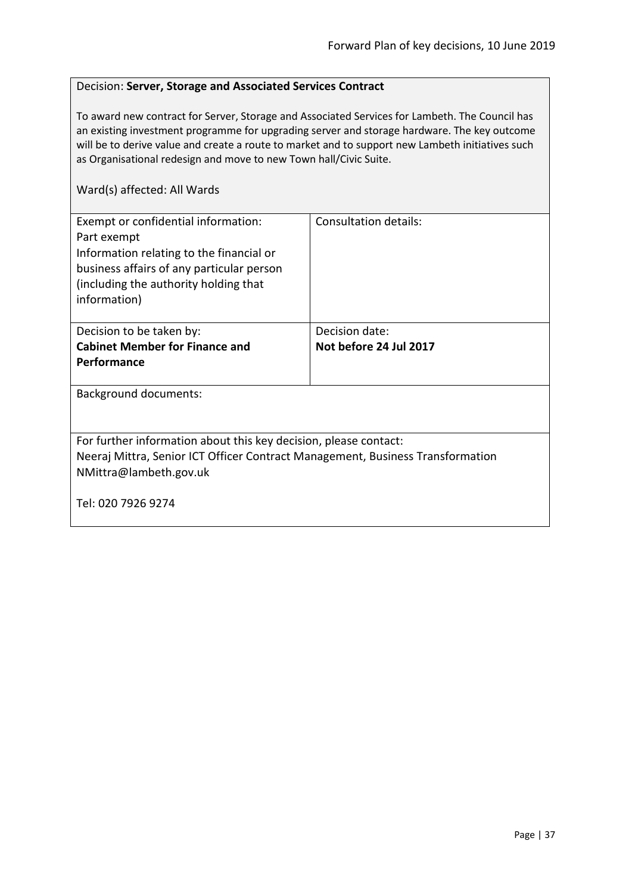Decision: **Server, Storage and Associated Services Contract**

To award new contract for Server, Storage and Associated Services for Lambeth. The Council has an existing investment programme for upgrading server and storage hardware. The key outcome will be to derive value and create a route to market and to support new Lambeth initiatives such as Organisational redesign and move to new Town hall/Civic Suite.

Ward(s) affected: All Wards

| Exempt or confidential information:<br>Part exempt<br>Information relating to the financial or business affairs of any particular person (including the authority holding that information) | Consultation details: |
|---|---|
| Decision to be taken by:<br>**Cabinet Member for Finance and Performance** | Decision date:<br>**Not before 24 Jul 2017** |

Background documents:

For further information about this key decision, please contact:
Neeraj Mittra, Senior ICT Officer Contract Management, Business Transformation
NMittra@lambeth.gov.uk

Tel: 020 7926 9274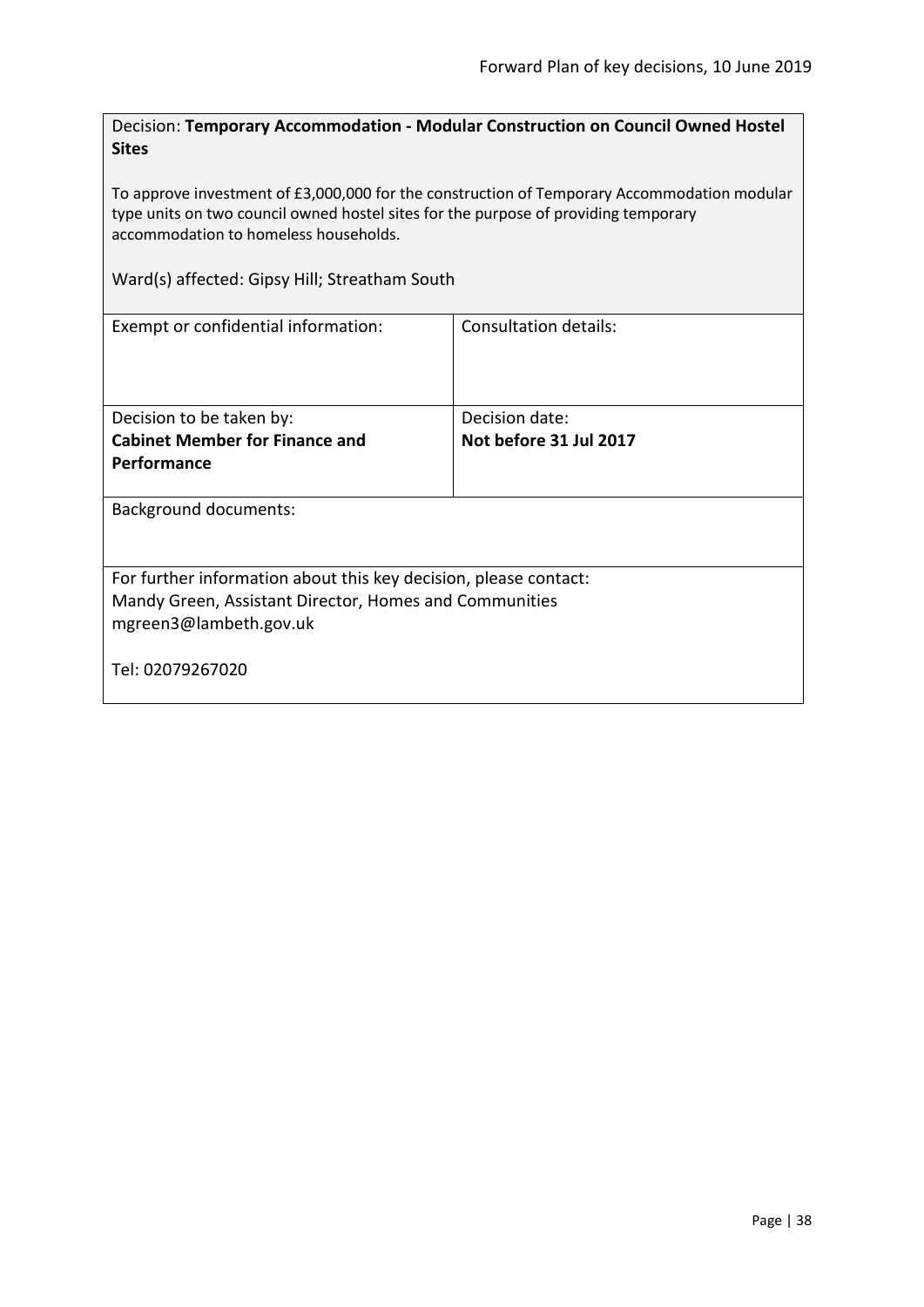Decision: **Temporary Accommodation - Modular Construction on Council Owned Hostel Sites**

To approve investment of £3,000,000 for the construction of Temporary Accommodation modular type units on two council owned hostel sites for the purpose of providing temporary accommodation to homeless households.

Ward(s) affected: Gipsy Hill; Streatham South

| Exempt or confidential information: | Consultation details: |
| --- | --- |
| Decision to be taken by:<br>**Cabinet Member for Finance and Performance** | Decision date:<br>**Not before 31 Jul 2017** |

Background documents:

For further information about this key decision, please contact:
Mandy Green, Assistant Director, Homes and Communities
mgreen3@lambeth.gov.uk

Tel: 02079267020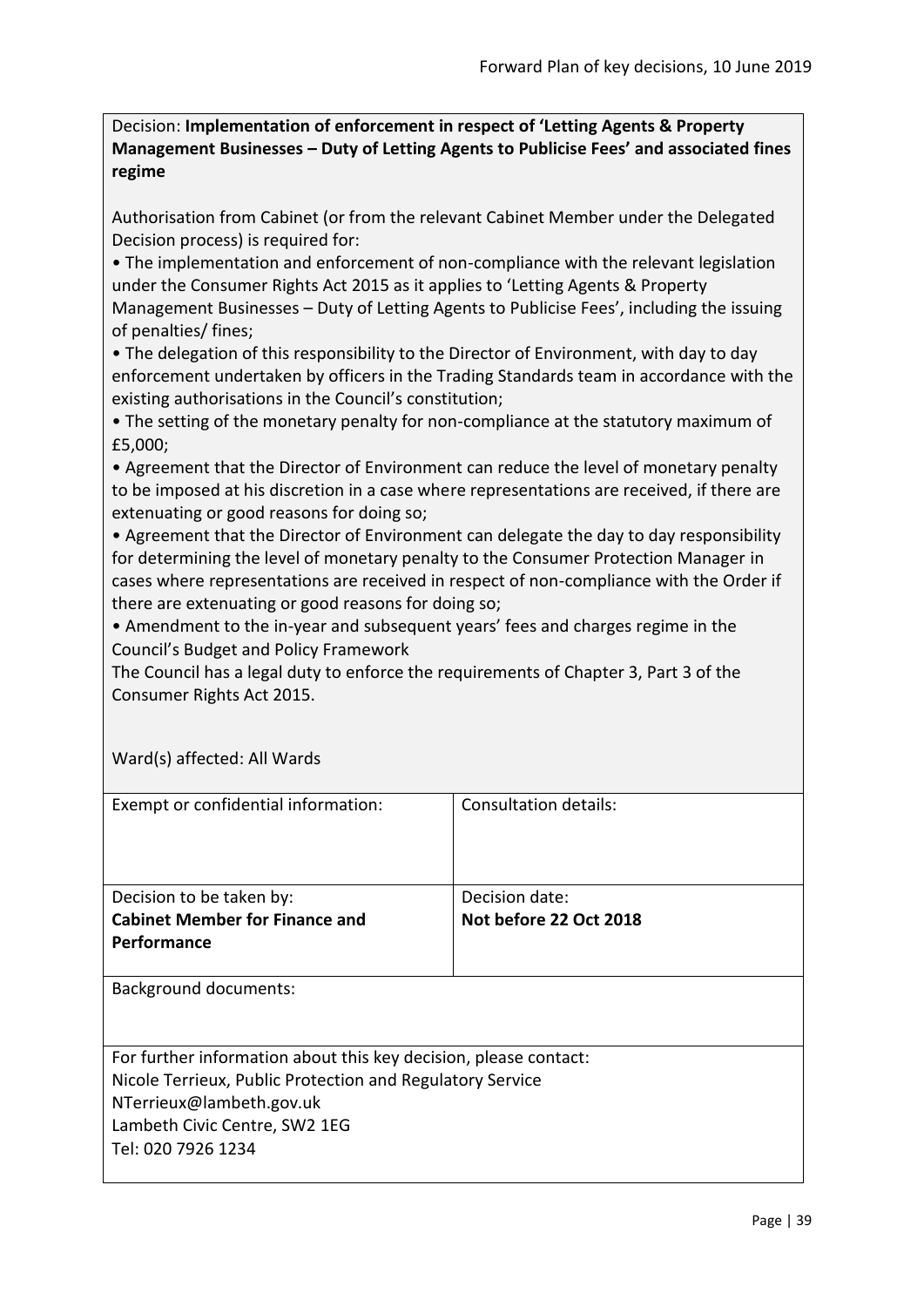Decision: **Implementation of enforcement in respect of 'Letting Agents & Property Management Businesses – Duty of Letting Agents to Publicise Fees' and associated fines regime**

Authorisation from Cabinet (or from the relevant Cabinet Member under the Delegated Decision process) is required for:

- The implementation and enforcement of non-compliance with the relevant legislation under the Consumer Rights Act 2015 as it applies to 'Letting Agents & Property Management Businesses – Duty of Letting Agents to Publicise Fees', including the issuing of penalties/ fines;
- The delegation of this responsibility to the Director of Environment, with day to day enforcement undertaken by officers in the Trading Standards team in accordance with the existing authorisations in the Council's constitution;
- The setting of the monetary penalty for non-compliance at the statutory maximum of £5,000;
- Agreement that the Director of Environment can reduce the level of monetary penalty to be imposed at his discretion in a case where representations are received, if there are extenuating or good reasons for doing so;
- Agreement that the Director of Environment can delegate the day to day responsibility for determining the level of monetary penalty to the Consumer Protection Manager in cases where representations are received in respect of non-compliance with the Order if there are extenuating or good reasons for doing so;
- Amendment to the in-year and subsequent years' fees and charges regime in the Council's Budget and Policy Framework

The Council has a legal duty to enforce the requirements of Chapter 3, Part 3 of the Consumer Rights Act 2015.

Ward(s) affected: All Wards

| Exempt or confidential information: | Consultation details: |
| --- | --- |
| Decision to be taken by: **Cabinet Member for Finance and Performance** | Decision date: **Not before 22 Oct 2018** |

Background documents:

For further information about this key decision, please contact:
Nicole Terrieux, Public Protection and Regulatory Service
NTerrieux@lambeth.gov.uk
Lambeth Civic Centre, SW2 1EG
Tel: 020 7926 1234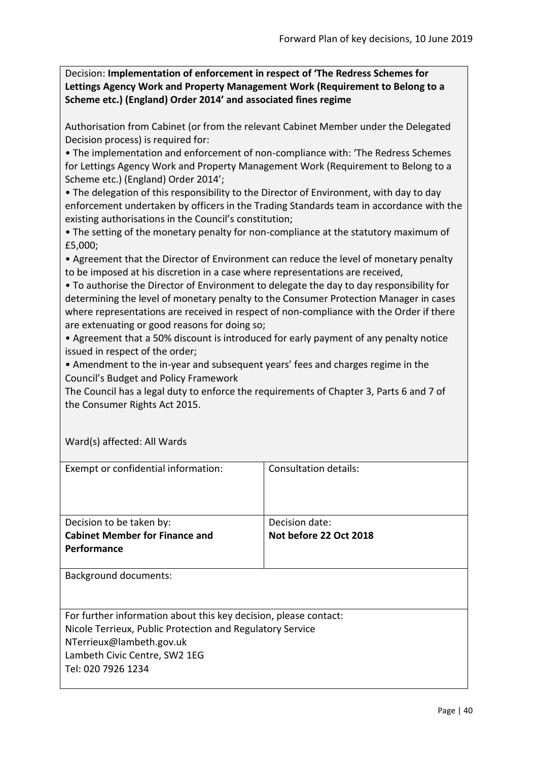Decision: **Implementation of enforcement in respect of 'The Redress Schemes for Lettings Agency Work and Property Management Work (Requirement to Belong to a Scheme etc.) (England) Order 2014' and associated fines regime**

Authorisation from Cabinet (or from the relevant Cabinet Member under the Delegated Decision process) is required for:

- The implementation and enforcement of non-compliance with: 'The Redress Schemes for Lettings Agency Work and Property Management Work (Requirement to Belong to a Scheme etc.) (England) Order 2014';
- The delegation of this responsibility to the Director of Environment, with day to day enforcement undertaken by officers in the Trading Standards team in accordance with the existing authorisations in the Council's constitution;
- The setting of the monetary penalty for non-compliance at the statutory maximum of £5,000;
- Agreement that the Director of Environment can reduce the level of monetary penalty to be imposed at his discretion in a case where representations are received,
- To authorise the Director of Environment to delegate the day to day responsibility for determining the level of monetary penalty to the Consumer Protection Manager in cases where representations are received in respect of non-compliance with the Order if there are extenuating or good reasons for doing so;
- Agreement that a 50% discount is introduced for early payment of any penalty notice issued in respect of the order;
- Amendment to the in-year and subsequent years' fees and charges regime in the Council's Budget and Policy Framework

The Council has a legal duty to enforce the requirements of Chapter 3, Parts 6 and 7 of the Consumer Rights Act 2015.

Ward(s) affected: All Wards

| Exempt or confidential information: | Consultation details: |
|---|---|
| Decision to be taken by:<br>**Cabinet Member for Finance and Performance** | Decision date:<br>**Not before 22 Oct 2018** |

Background documents:

For further information about this key decision, please contact:
Nicole Terrieux, Public Protection and Regulatory Service
NTerrieux@lambeth.gov.uk
Lambeth Civic Centre, SW2 1EG
Tel: 020 7926 1234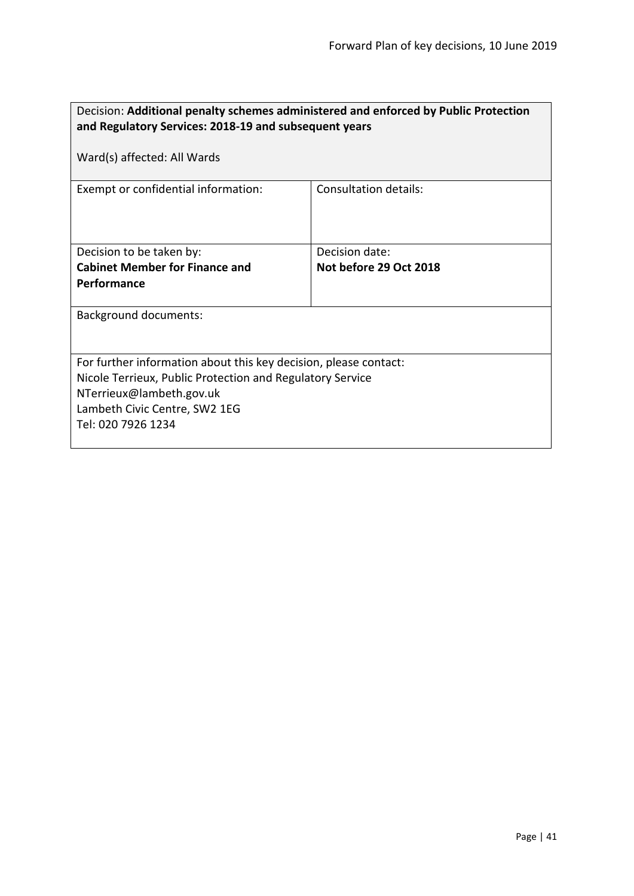| Decision: **Additional penalty schemes administered and enforced by Public Protection and Regulatory Services: 2018-19 and subsequent years**<br><br>Ward(s) affected: All Wards | |
|---|---|
| Exempt or confidential information: | Consultation details: |
| Decision to be taken by:<br>**Cabinet Member for Finance and Performance** | Decision date:<br>**Not before 29 Oct 2018** |
| Background documents: | |
| For further information about this key decision, please contact:<br>Nicole Terrieux, Public Protection and Regulatory Service<br>NTerrieux@lambeth.gov.uk<br>Lambeth Civic Centre, SW2 1EG<br>Tel: 020 7926 1234 | |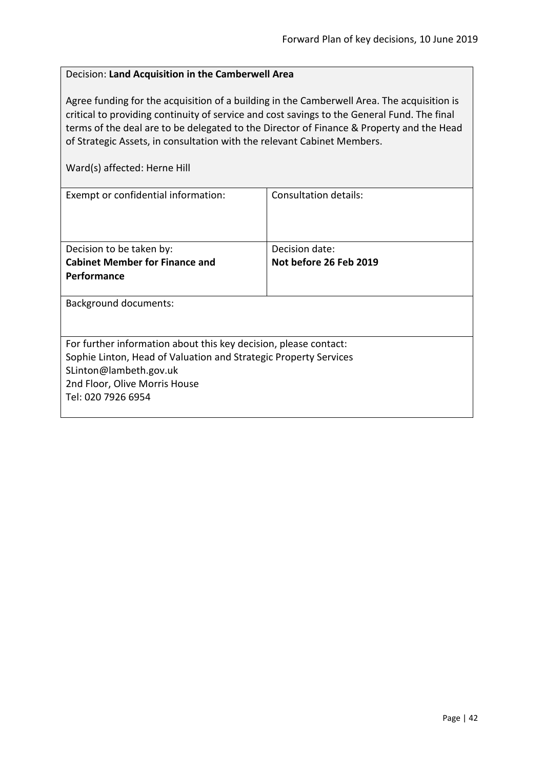Decision: **Land Acquisition in the Camberwell Area**

Agree funding for the acquisition of a building in the Camberwell Area. The acquisition is critical to providing continuity of service and cost savings to the General Fund. The final terms of the deal are to be delegated to the Director of Finance & Property and the Head of Strategic Assets, in consultation with the relevant Cabinet Members.

Ward(s) affected: Herne Hill

| Exempt or confidential information: | Consultation details: |
|---|---|
| Decision to be taken by:<br>**Cabinet Member for Finance and Performance** | Decision date:<br>**Not before 26 Feb 2019** |

Background documents:

For further information about this key decision, please contact:
Sophie Linton, Head of Valuation and Strategic Property Services
SLinton@lambeth.gov.uk
2nd Floor, Olive Morris House
Tel: 020 7926 6954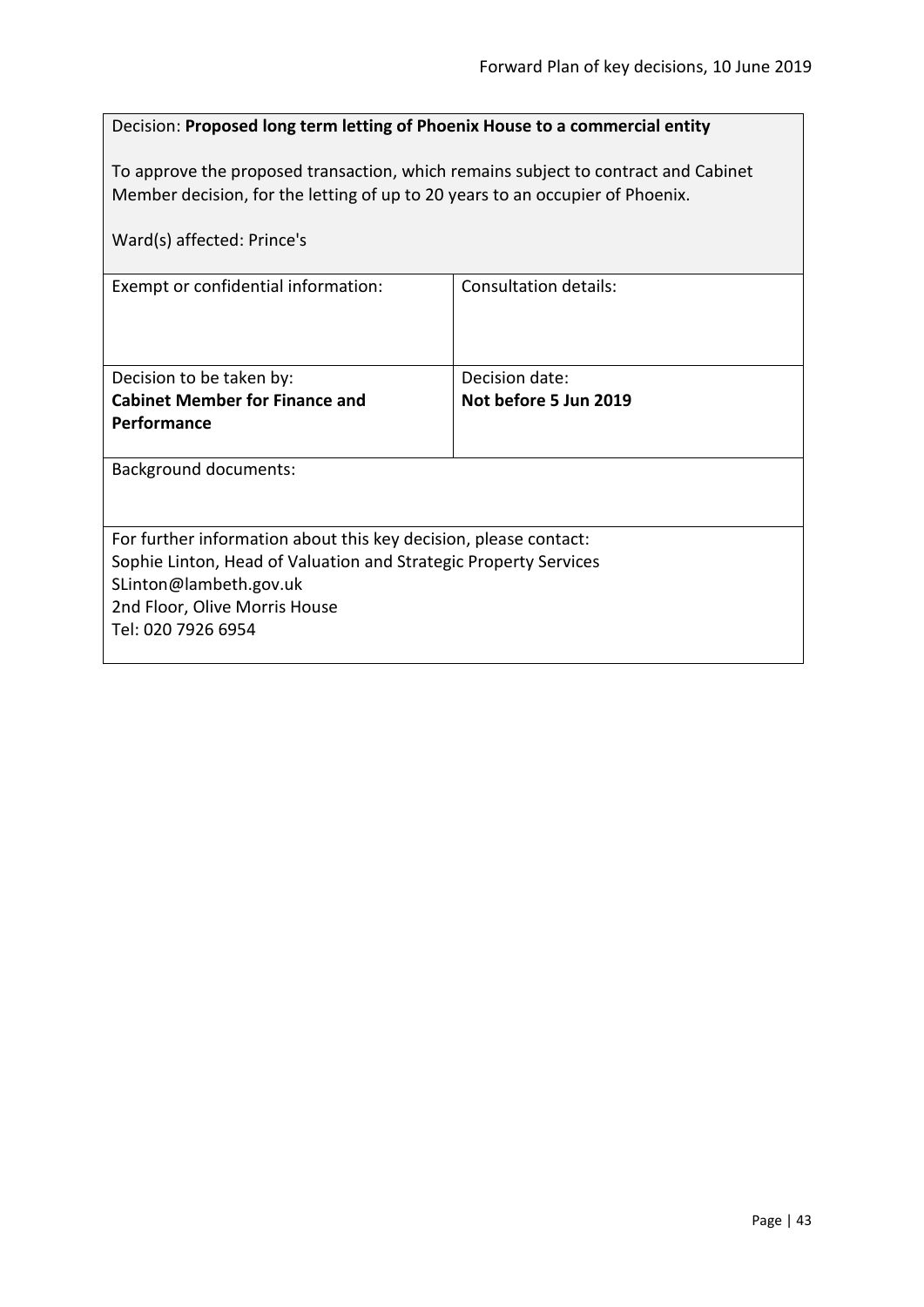Decision: **Proposed long term letting of Phoenix House to a commercial entity**

To approve the proposed transaction, which remains subject to contract and Cabinet Member decision, for the letting of up to 20 years to an occupier of Phoenix.

Ward(s) affected: Prince's

| Exempt or confidential information: | Consultation details: |
|---|---|
| Decision to be taken by:<br>**Cabinet Member for Finance and Performance** | Decision date:<br>**Not before 5 Jun 2019** |

Background documents:

For further information about this key decision, please contact:
Sophie Linton, Head of Valuation and Strategic Property Services
SLinton@lambeth.gov.uk
2nd Floor, Olive Morris House
Tel: 020 7926 6954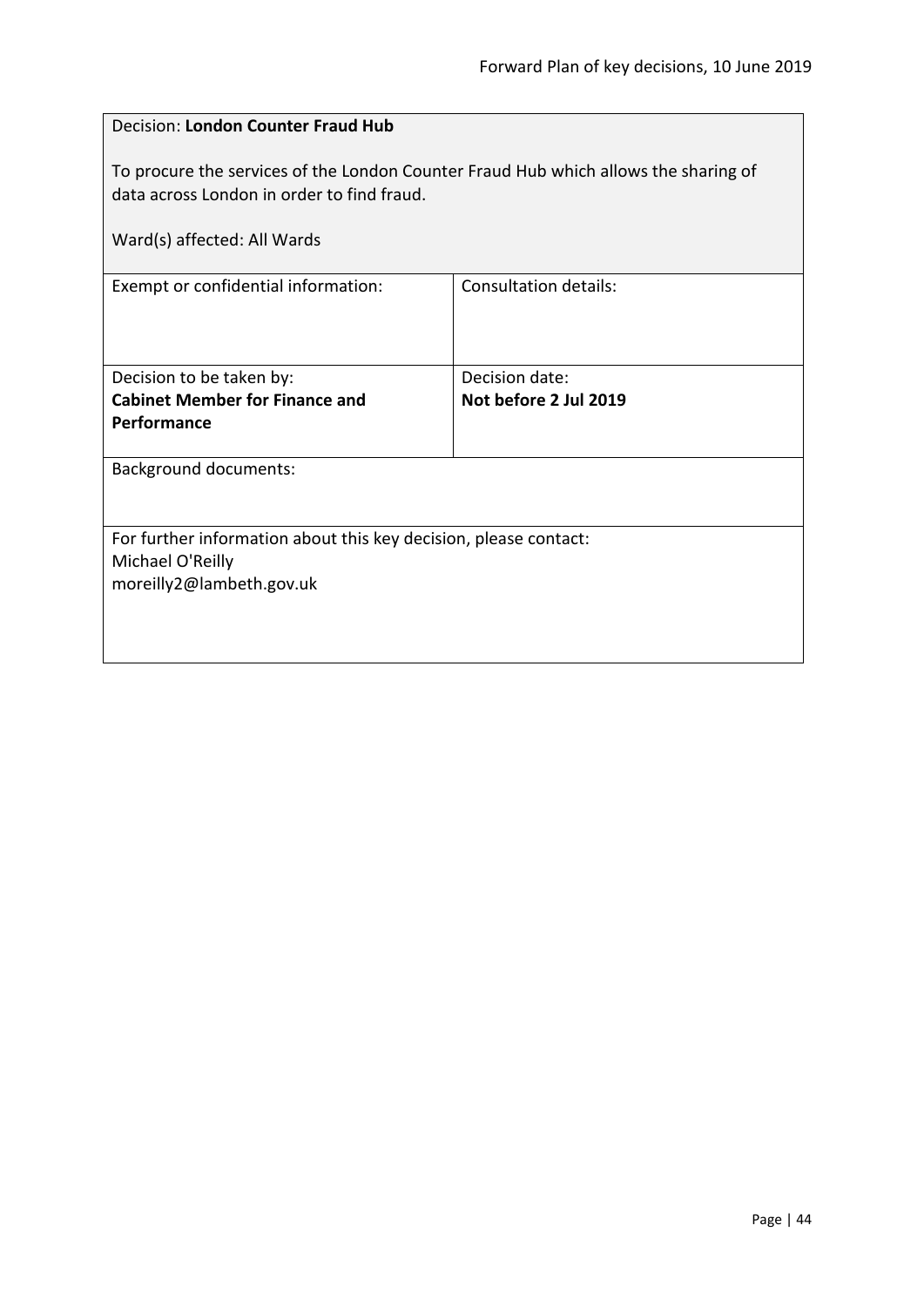Decision: **London Counter Fraud Hub**

To procure the services of the London Counter Fraud Hub which allows the sharing of data across London in order to find fraud.

Ward(s) affected: All Wards

| Exempt or confidential information: | Consultation details: |
|---|---|
| Decision to be taken by:<br>**Cabinet Member for Finance and Performance** | Decision date:<br>**Not before 2 Jul 2019** |

Background documents:

For further information about this key decision, please contact:
Michael O'Reilly
moreilly2@lambeth.gov.uk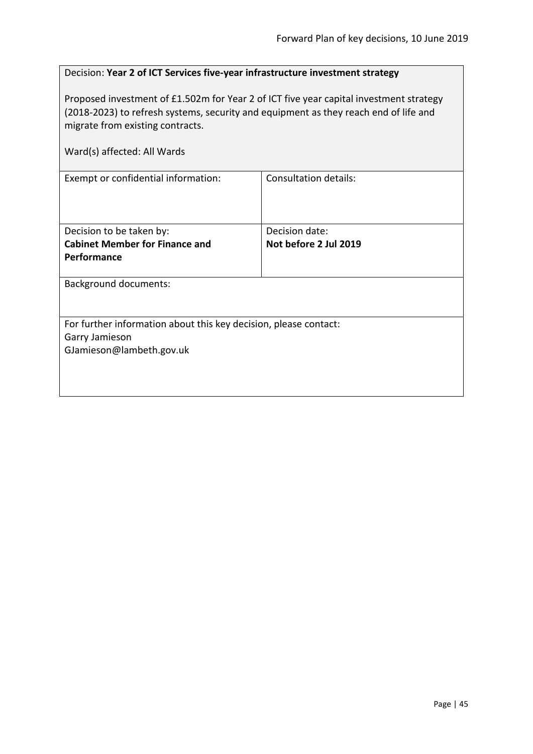Decision: **Year 2 of ICT Services five-year infrastructure investment strategy**

Proposed investment of £1.502m for Year 2 of ICT five year capital investment strategy (2018-2023) to refresh systems, security and equipment as they reach end of life and migrate from existing contracts.

Ward(s) affected: All Wards

| Exempt or confidential information: | Consultation details: |
| --- | --- |
| Decision to be taken by:<br>**Cabinet Member for Finance and Performance** | Decision date:<br>**Not before 2 Jul 2019** |

Background documents:

For further information about this key decision, please contact:
Garry Jamieson
GJamieson@lambeth.gov.uk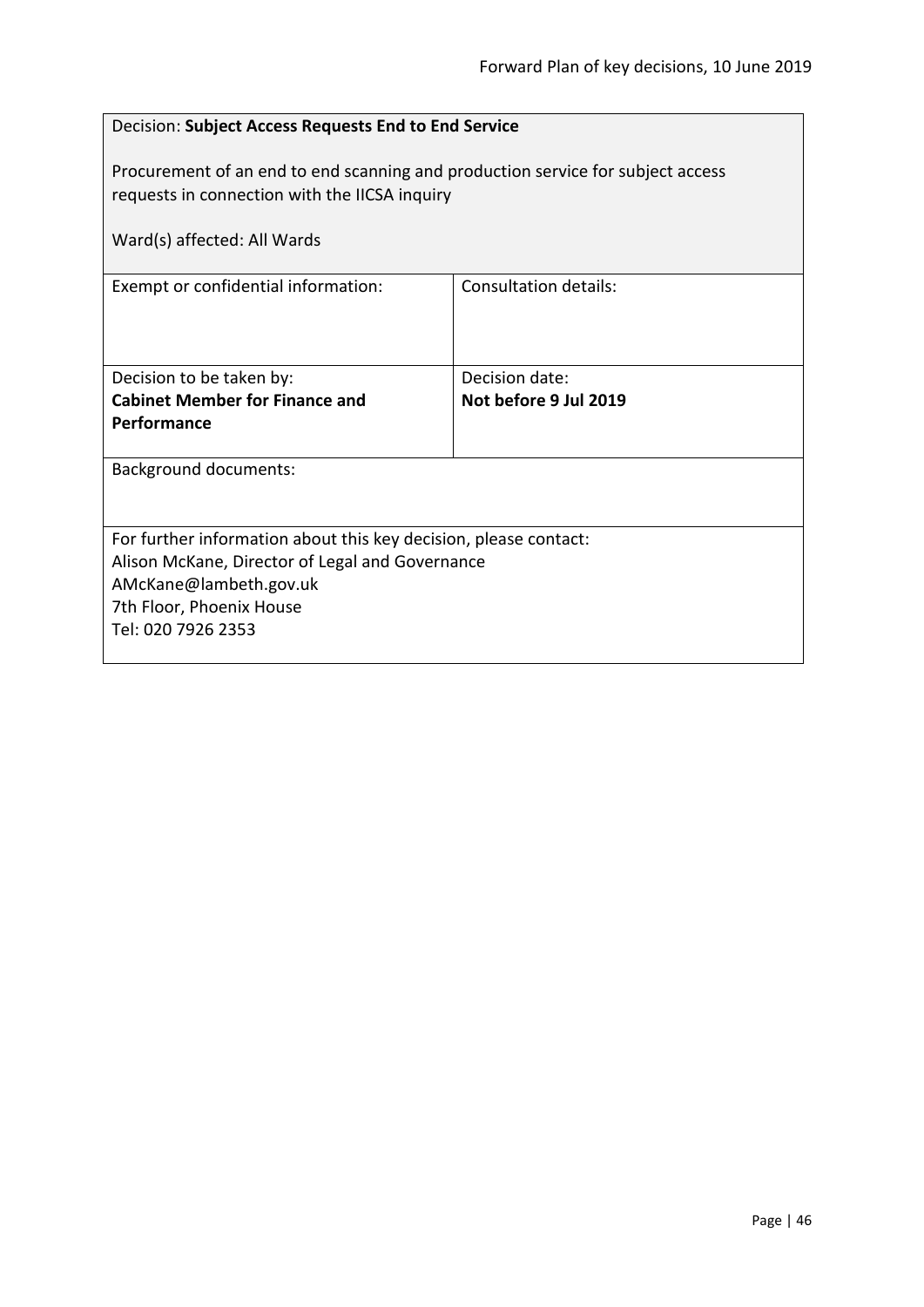Decision: **Subject Access Requests End to End Service**

Procurement of an end to end scanning and production service for subject access requests in connection with the IICSA inquiry

Ward(s) affected: All Wards

| Exempt or confidential information: | Consultation details: |
|---|---|
| Decision to be taken by:<br>**Cabinet Member for Finance and Performance** | Decision date:<br>**Not before 9 Jul 2019** |

Background documents:

For further information about this key decision, please contact:
Alison McKane, Director of Legal and Governance
AMcKane@lambeth.gov.uk
7th Floor, Phoenix House
Tel: 020 7926 2353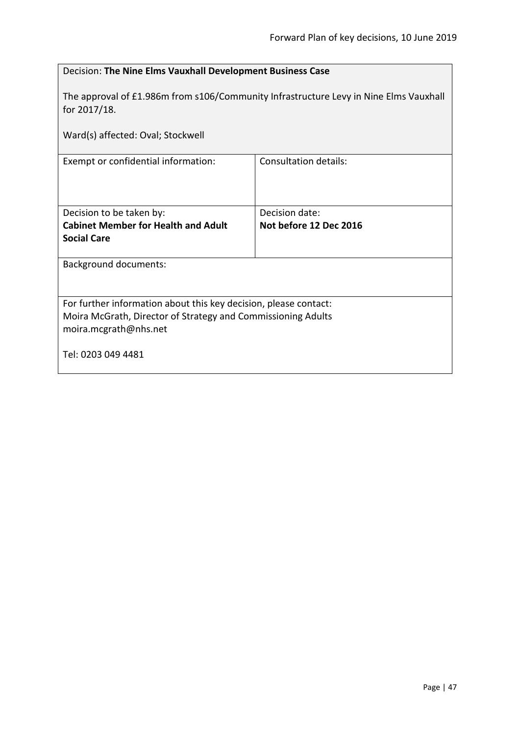Decision: **The Nine Elms Vauxhall Development Business Case**

The approval of £1.986m from s106/Community Infrastructure Levy in Nine Elms Vauxhall for 2017/18.

Ward(s) affected: Oval; Stockwell

| Exempt or confidential information: | Consultation details: |
| --- | --- |
| Decision to be taken by: **Cabinet Member for Health and Adult Social Care** | Decision date: **Not before 12 Dec 2016** |

Background documents:

For further information about this key decision, please contact:
Moira McGrath, Director of Strategy and Commissioning Adults
moira.mcgrath@nhs.net

Tel: 0203 049 4481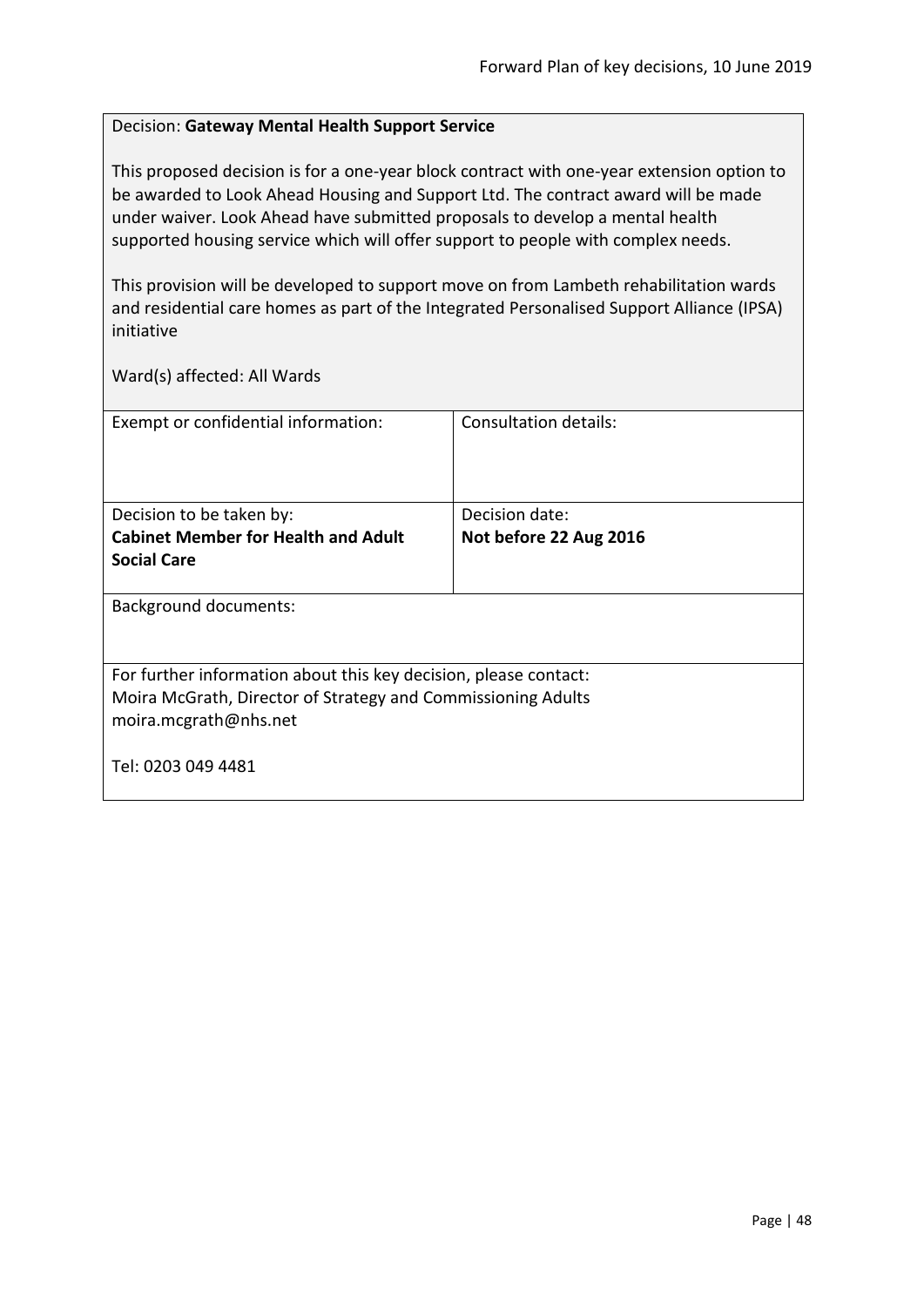Decision: **Gateway Mental Health Support Service**

This proposed decision is for a one-year block contract with one-year extension option to be awarded to Look Ahead Housing and Support Ltd. The contract award will be made under waiver. Look Ahead have submitted proposals to develop a mental health supported housing service which will offer support to people with complex needs.

This provision will be developed to support move on from Lambeth rehabilitation wards and residential care homes as part of the Integrated Personalised Support Alliance (IPSA) initiative

Ward(s) affected: All Wards

| Exempt or confidential information: | Consultation details: |
|---|---|
| Decision to be taken by:<br>**Cabinet Member for Health and Adult Social Care** | Decision date:<br>**Not before 22 Aug 2016** |

Background documents:

For further information about this key decision, please contact:
Moira McGrath, Director of Strategy and Commissioning Adults
moira.mcgrath@nhs.net

Tel: 0203 049 4481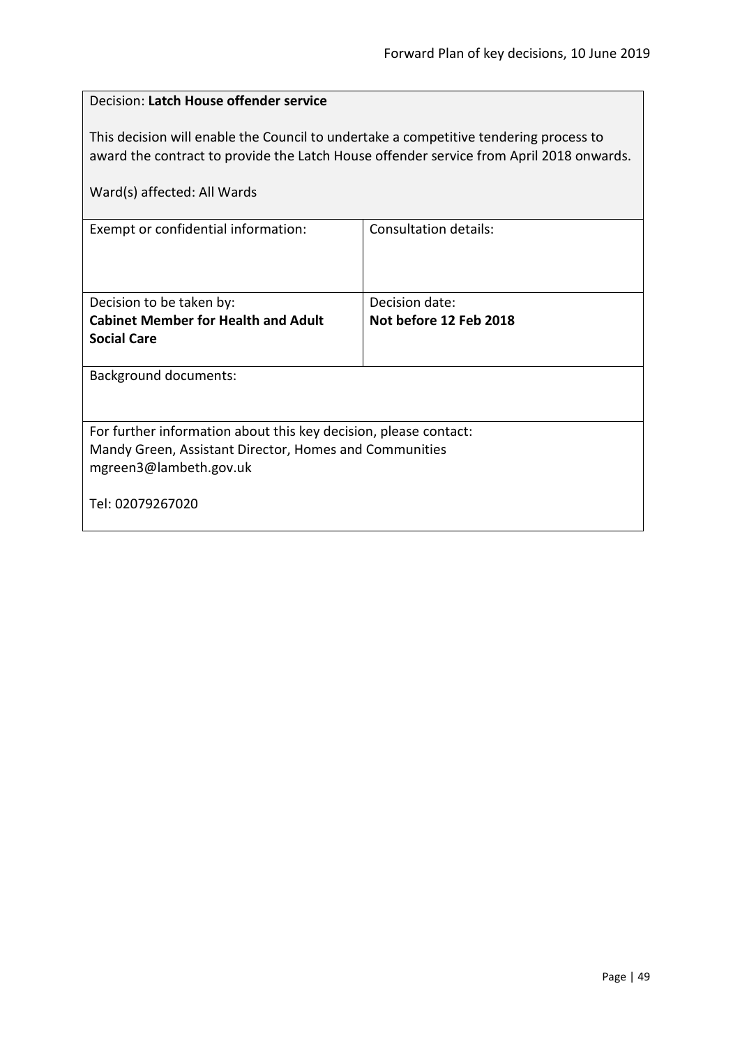Decision: **Latch House offender service**

This decision will enable the Council to undertake a competitive tendering process to award the contract to provide the Latch House offender service from April 2018 onwards.

Ward(s) affected: All Wards

| Exempt or confidential information: | Consultation details: |
| --- | --- |
| Decision to be taken by:<br>**Cabinet Member for Health and Adult Social Care** | Decision date:<br>**Not before 12 Feb 2018** |

Background documents:

For further information about this key decision, please contact:
Mandy Green, Assistant Director, Homes and Communities
mgreen3@lambeth.gov.uk

Tel: 02079267020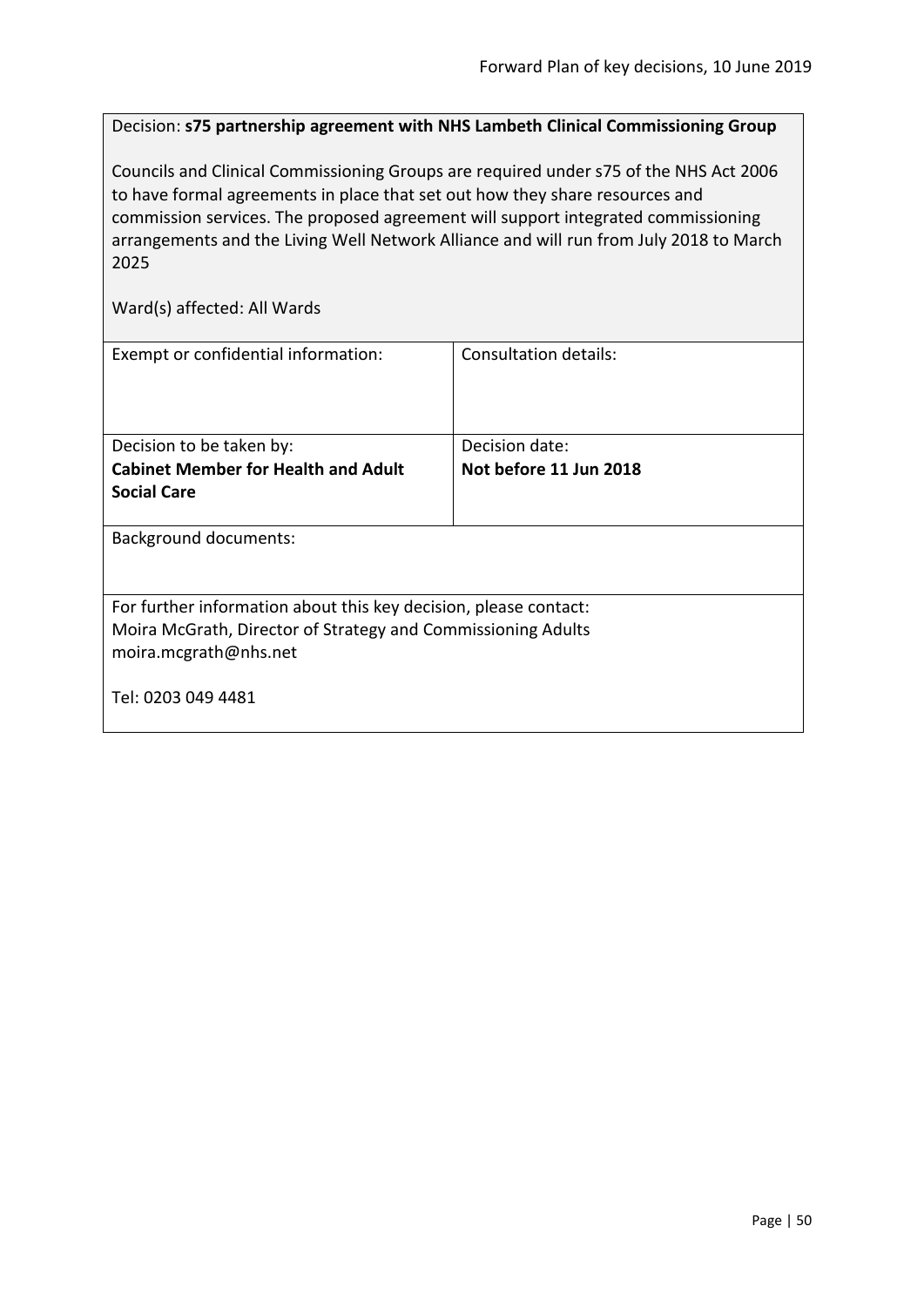Decision: **s75 partnership agreement with NHS Lambeth Clinical Commissioning Group**

Councils and Clinical Commissioning Groups are required under s75 of the NHS Act 2006 to have formal agreements in place that set out how they share resources and commission services. The proposed agreement will support integrated commissioning arrangements and the Living Well Network Alliance and will run from July 2018 to March 2025

Ward(s) affected: All Wards

| Exempt or confidential information: | Consultation details: |
|---|---|
| Decision to be taken by:<br>**Cabinet Member for Health and Adult Social Care** | Decision date:<br>**Not before 11 Jun 2018** |

Background documents:

For further information about this key decision, please contact:
Moira McGrath, Director of Strategy and Commissioning Adults
moira.mcgrath@nhs.net

Tel: 0203 049 4481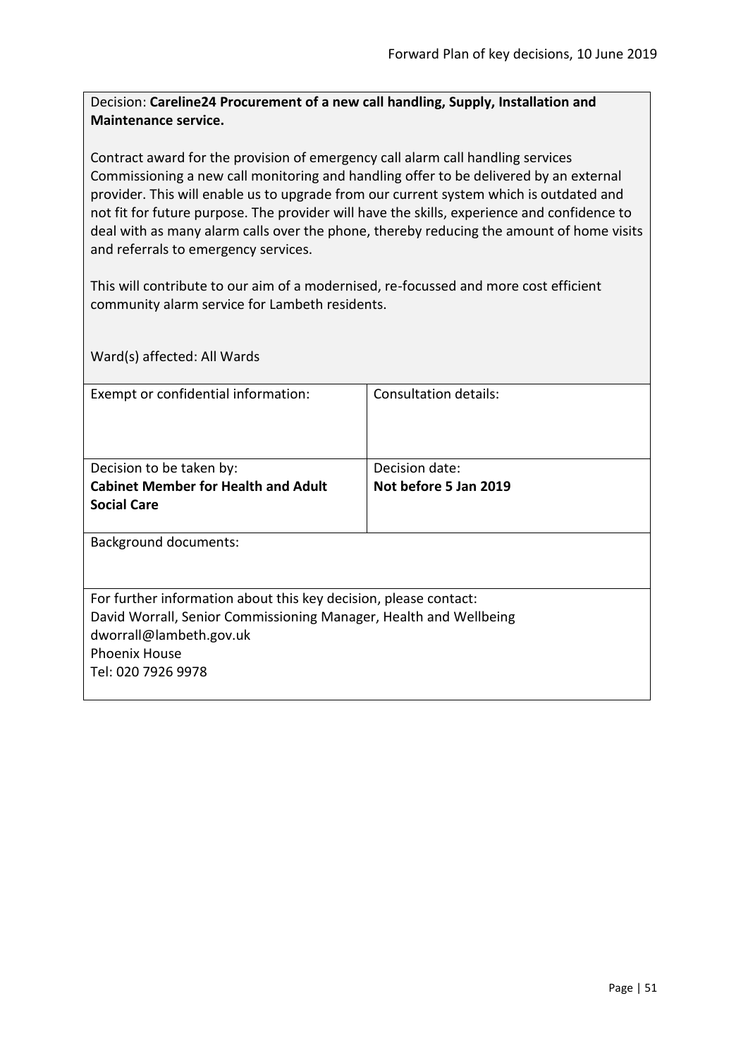Decision: **Careline24 Procurement of a new call handling, Supply, Installation and Maintenance service.**

Contract award for the provision of emergency call alarm call handling services Commissioning a new call monitoring and handling offer to be delivered by an external provider. This will enable us to upgrade from our current system which is outdated and not fit for future purpose. The provider will have the skills, experience and confidence to deal with as many alarm calls over the phone, thereby reducing the amount of home visits and referrals to emergency services.

This will contribute to our aim of a modernised, re-focussed and more cost efficient community alarm service for Lambeth residents.

Ward(s) affected: All Wards

| Exempt or confidential information: | Consultation details: |
|---|---|
| Decision to be taken by:<br>**Cabinet Member for Health and Adult Social Care** | Decision date:<br>**Not before 5 Jan 2019** |

Background documents:

For further information about this key decision, please contact:
David Worrall, Senior Commissioning Manager, Health and Wellbeing
dworrall@lambeth.gov.uk
Phoenix House
Tel: 020 7926 9978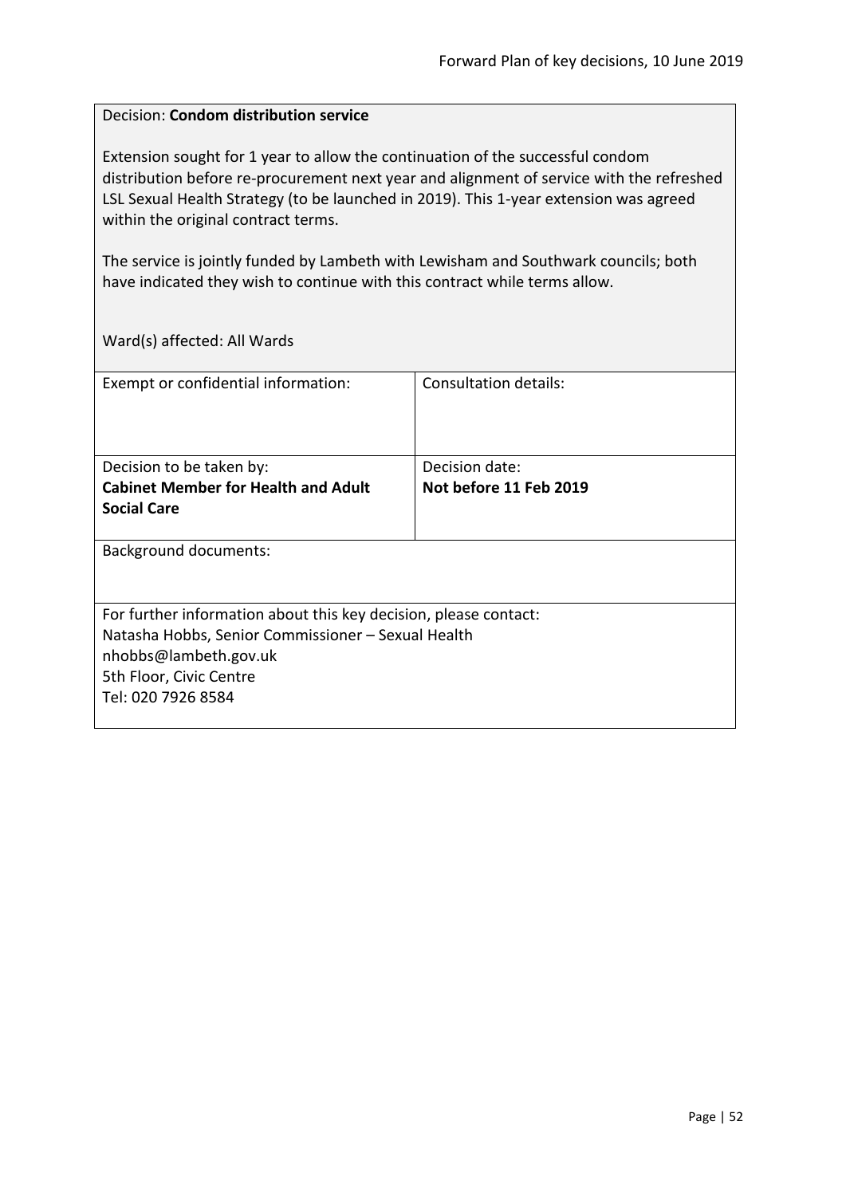Decision: **Condom distribution service**

Extension sought for 1 year to allow the continuation of the successful condom distribution before re-procurement next year and alignment of service with the refreshed LSL Sexual Health Strategy (to be launched in 2019). This 1-year extension was agreed within the original contract terms.

The service is jointly funded by Lambeth with Lewisham and Southwark councils; both have indicated they wish to continue with this contract while terms allow.

Ward(s) affected: All Wards

| Exempt or confidential information: | Consultation details: |
|---|---|
| Decision to be taken by:<br>**Cabinet Member for Health and Adult Social Care** | Decision date:<br>**Not before 11 Feb 2019** |

Background documents:

For further information about this key decision, please contact:
Natasha Hobbs, Senior Commissioner – Sexual Health
nhobbs@lambeth.gov.uk
5th Floor, Civic Centre
Tel: 020 7926 8584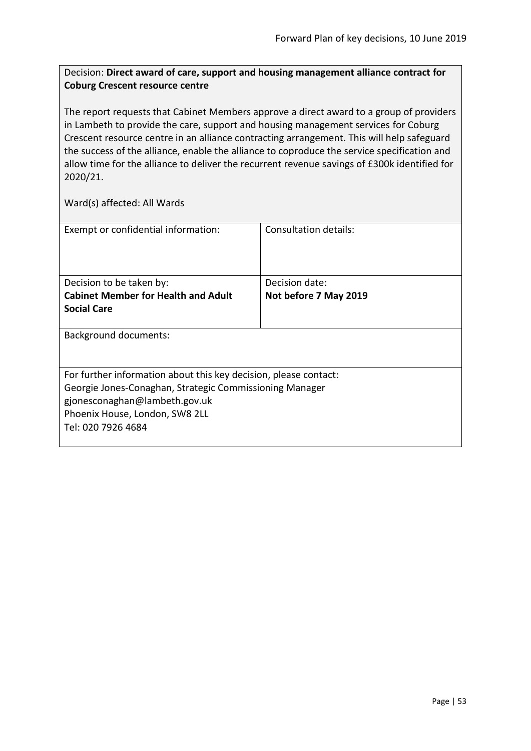Decision: **Direct award of care, support and housing management alliance contract for Coburg Crescent resource centre**

The report requests that Cabinet Members approve a direct award to a group of providers in Lambeth to provide the care, support and housing management services for Coburg Crescent resource centre in an alliance contracting arrangement. This will help safeguard the success of the alliance, enable the alliance to coproduce the service specification and allow time for the alliance to deliver the recurrent revenue savings of £300k identified for 2020/21.

Ward(s) affected: All Wards

| Exempt or confidential information: | Consultation details: |
| --- | --- |
| Decision to be taken by: **Cabinet Member for Health and Adult Social Care** | Decision date: **Not before 7 May 2019** |

Background documents:

For further information about this key decision, please contact:
Georgie Jones-Conaghan, Strategic Commissioning Manager
gjonesconaghan@lambeth.gov.uk
Phoenix House, London, SW8 2LL
Tel: 020 7926 4684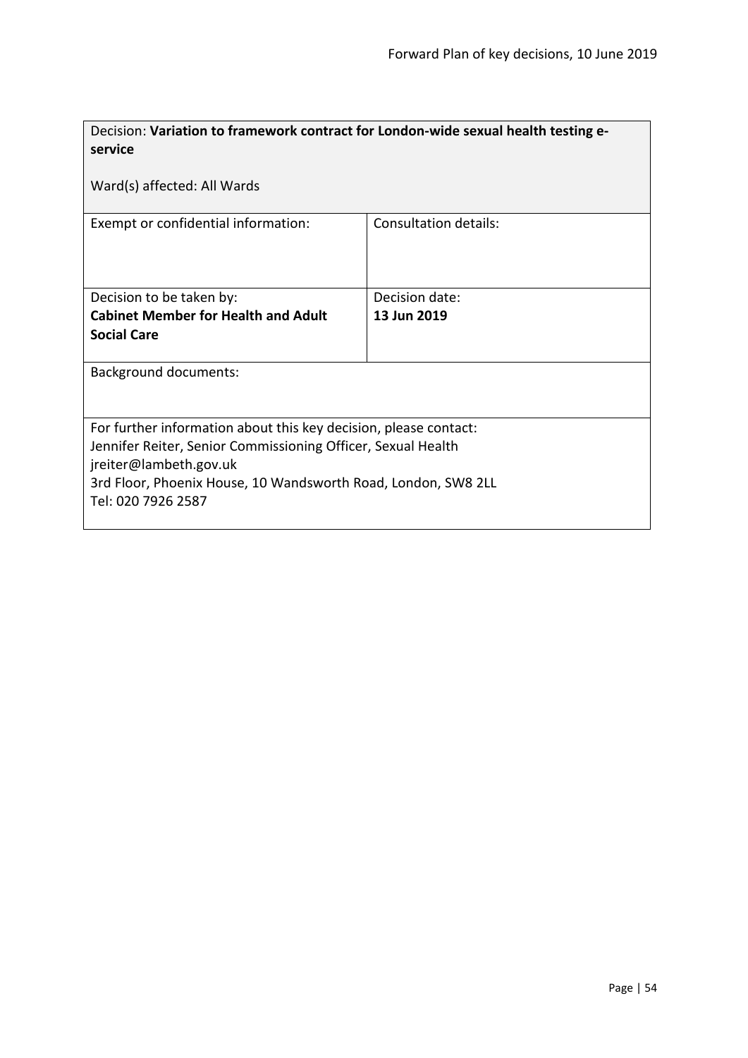Decision: **Variation to framework contract for London-wide sexual health testing e-service**

Ward(s) affected: All Wards

| Exempt or confidential information: | Consultation details: |
| --- | --- |
| Decision to be taken by:<br>**Cabinet Member for Health and Adult Social Care** | Decision date:<br>**13 Jun 2019** |

Background documents:

For further information about this key decision, please contact:
Jennifer Reiter, Senior Commissioning Officer, Sexual Health
jreiter@lambeth.gov.uk
3rd Floor, Phoenix House, 10 Wandsworth Road, London, SW8 2LL
Tel: 020 7926 2587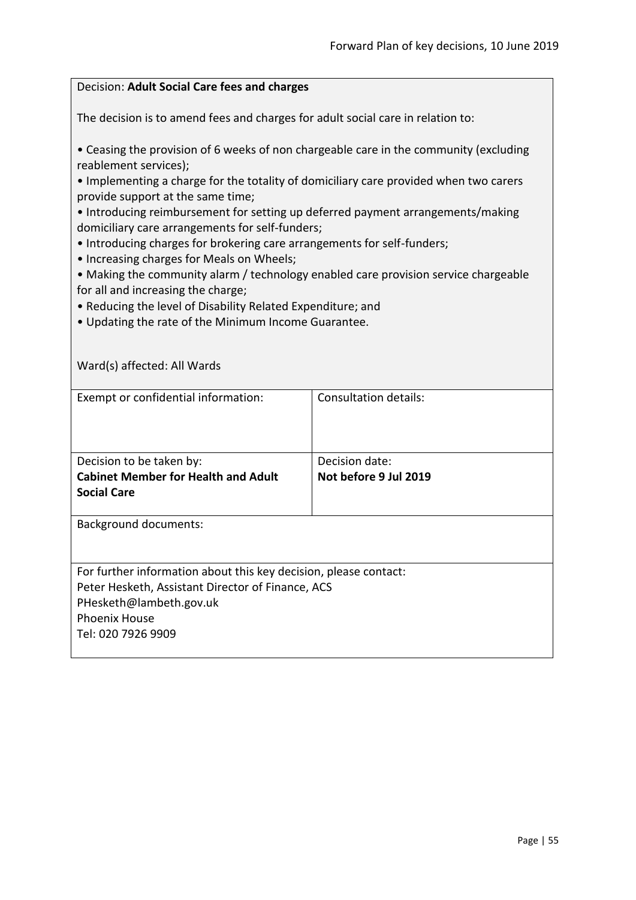Decision: **Adult Social Care fees and charges**

The decision is to amend fees and charges for adult social care in relation to:

- Ceasing the provision of 6 weeks of non chargeable care in the community (excluding reablement services);
- Implementing a charge for the totality of domiciliary care provided when two carers provide support at the same time;
- Introducing reimbursement for setting up deferred payment arrangements/making domiciliary care arrangements for self-funders;
- Introducing charges for brokering care arrangements for self-funders;
- Increasing charges for Meals on Wheels;
- Making the community alarm / technology enabled care provision service chargeable for all and increasing the charge;
- Reducing the level of Disability Related Expenditure; and
- Updating the rate of the Minimum Income Guarantee.

Ward(s) affected: All Wards

| Exempt or confidential information: | Consultation details: |
|---|---|
| Decision to be taken by: **Cabinet Member for Health and Adult Social Care** | Decision date: **Not before 9 Jul 2019** |

Background documents:

For further information about this key decision, please contact:
Peter Hesketh, Assistant Director of Finance, ACS
PHesketh@lambeth.gov.uk
Phoenix House
Tel: 020 7926 9909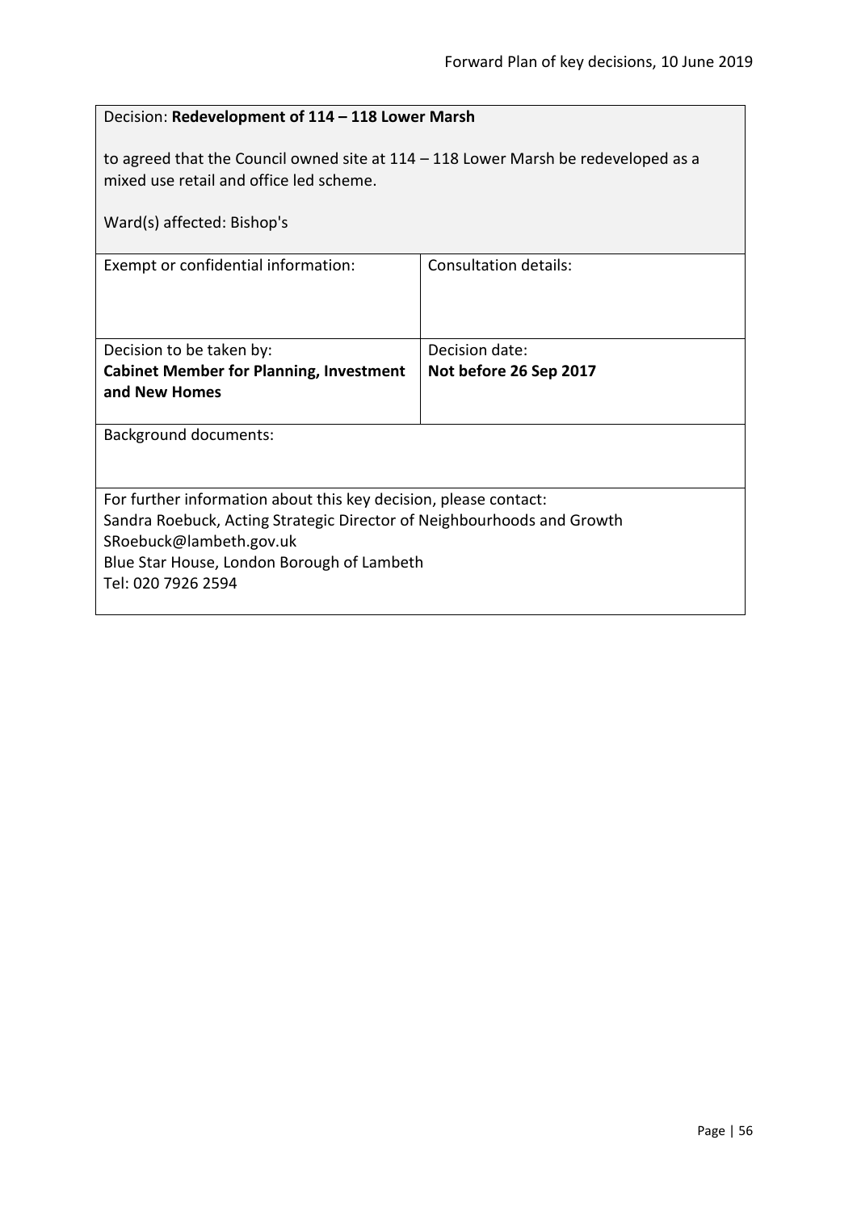Decision: **Redevelopment of 114 – 118 Lower Marsh**

to agreed that the Council owned site at 114 – 118 Lower Marsh be redeveloped as a mixed use retail and office led scheme.

Ward(s) affected: Bishop's

| Exempt or confidential information: | Consultation details: |
| --- | --- |
| Decision to be taken by:<br>**Cabinet Member for Planning, Investment and New Homes** | Decision date:<br>**Not before 26 Sep 2017** |

Background documents:

For further information about this key decision, please contact:
Sandra Roebuck, Acting Strategic Director of Neighbourhoods and Growth
SRoebuck@lambeth.gov.uk
Blue Star House, London Borough of Lambeth
Tel: 020 7926 2594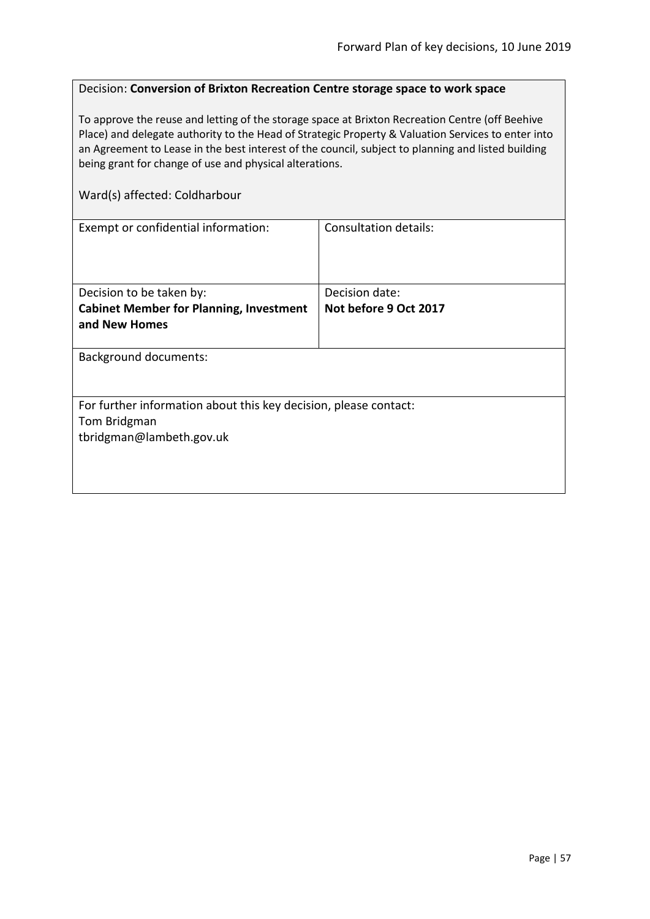Decision: **Conversion of Brixton Recreation Centre storage space to work space**

To approve the reuse and letting of the storage space at Brixton Recreation Centre (off Beehive Place) and delegate authority to the Head of Strategic Property & Valuation Services to enter into an Agreement to Lease in the best interest of the council, subject to planning and listed building being grant for change of use and physical alterations.

Ward(s) affected: Coldharbour

| Exempt or confidential information: | Consultation details: |
|---|---|
| Decision to be taken by: **Cabinet Member for Planning, Investment and New Homes** | Decision date: **Not before 9 Oct 2017** |

Background documents:

For further information about this key decision, please contact:
Tom Bridgman
tbridgman@lambeth.gov.uk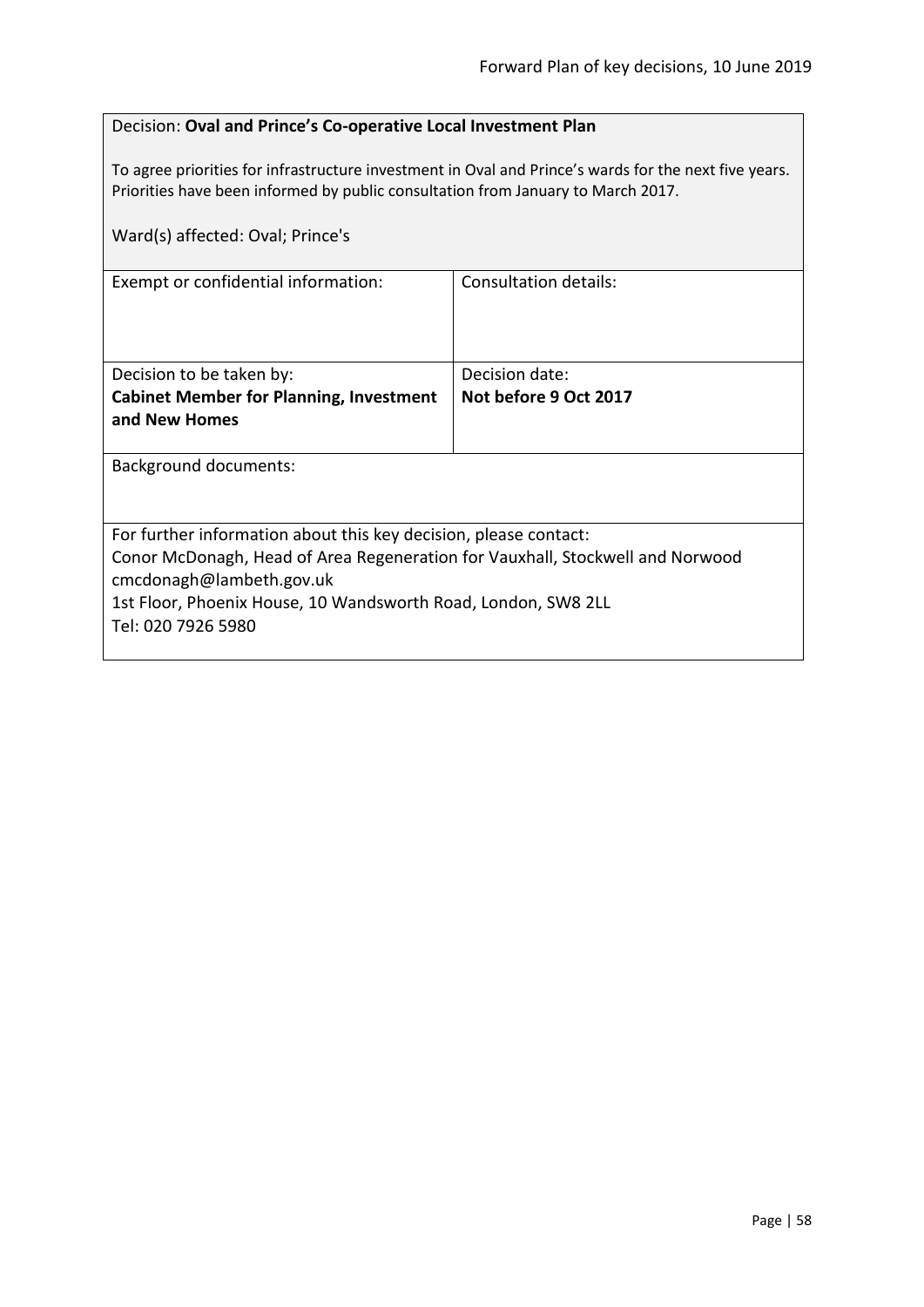Decision: **Oval and Prince's Co-operative Local Investment Plan**

To agree priorities for infrastructure investment in Oval and Prince's wards for the next five years. Priorities have been informed by public consultation from January to March 2017.

Ward(s) affected: Oval; Prince's

| Exempt or confidential information: | Consultation details: |
|---|---|
| Decision to be taken by:<br>**Cabinet Member for Planning, Investment and New Homes** | Decision date:<br>**Not before 9 Oct 2017** |

Background documents:

For further information about this key decision, please contact:
Conor McDonagh, Head of Area Regeneration for Vauxhall, Stockwell and Norwood
cmcdonagh@lambeth.gov.uk
1st Floor, Phoenix House, 10 Wandsworth Road, London, SW8 2LL
Tel: 020 7926 5980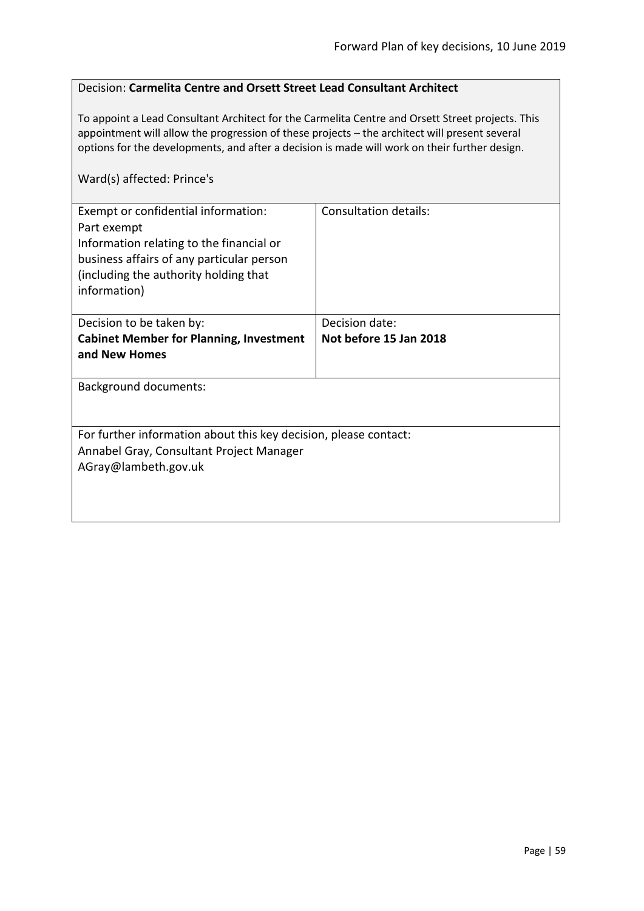Decision: **Carmelita Centre and Orsett Street Lead Consultant Architect**

To appoint a Lead Consultant Architect for the Carmelita Centre and Orsett Street projects. This appointment will allow the progression of these projects – the architect will present several options for the developments, and after a decision is made will work on their further design.

Ward(s) affected: Prince's

| Exempt or confidential information:<br>Part exempt<br>Information relating to the financial or business affairs of any particular person (including the authority holding that information) | Consultation details: |
| --- | --- |
| Decision to be taken by:<br>**Cabinet Member for Planning, Investment and New Homes** | Decision date:<br>**Not before 15 Jan 2018** |

Background documents:

For further information about this key decision, please contact:
Annabel Gray, Consultant Project Manager
AGray@lambeth.gov.uk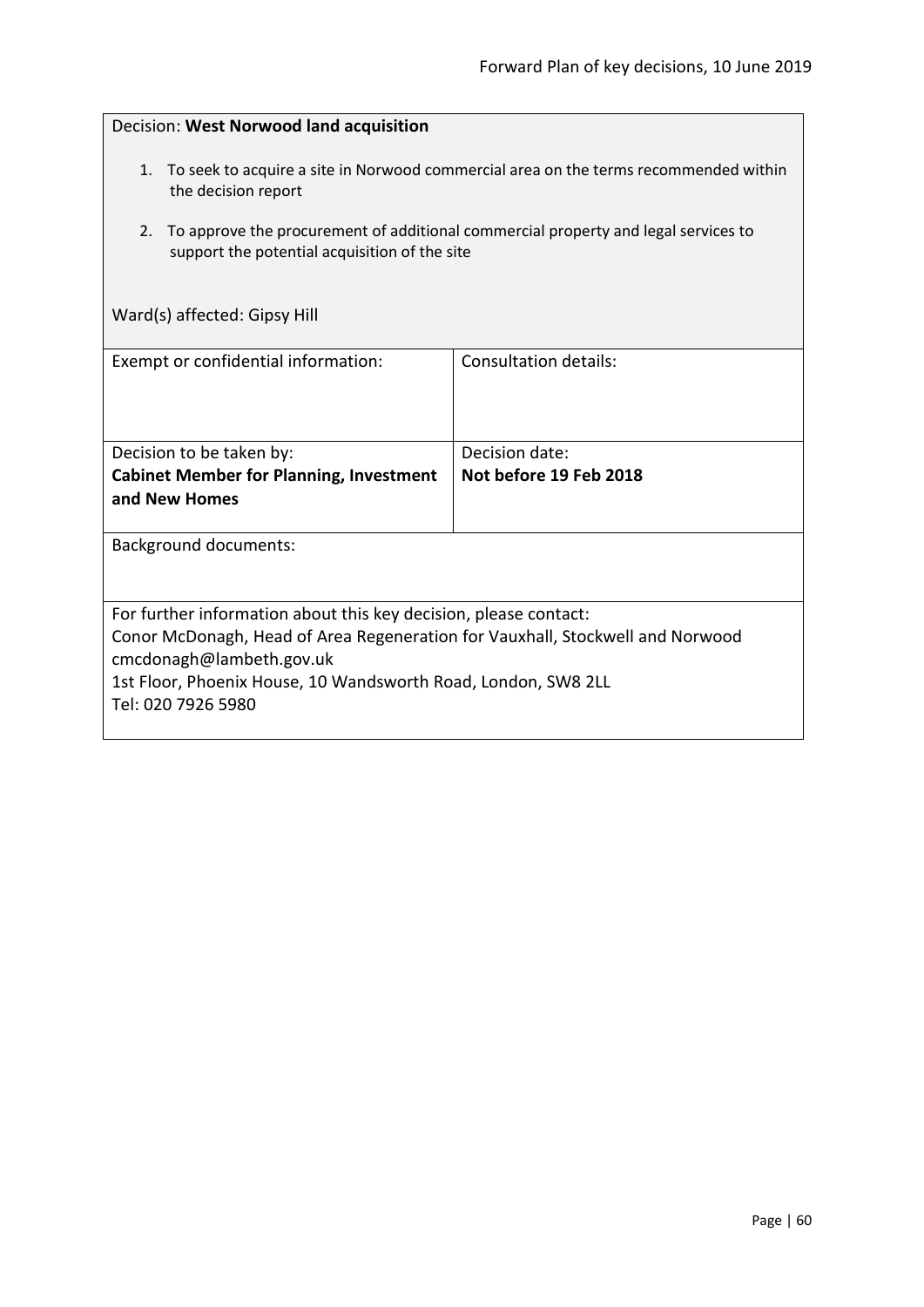Decision: **West Norwood land acquisition**

1. To seek to acquire a site in Norwood commercial area on the terms recommended within the decision report
2. To approve the procurement of additional commercial property and legal services to support the potential acquisition of the site

Ward(s) affected: Gipsy Hill

| Exempt or confidential information: | Consultation details: |
| --- | --- |
| Decision to be taken by: **Cabinet Member for Planning, Investment and New Homes** | Decision date: **Not before 19 Feb 2018** |

Background documents:

For further information about this key decision, please contact:
Conor McDonagh, Head of Area Regeneration for Vauxhall, Stockwell and Norwood
cmcdonagh@lambeth.gov.uk
1st Floor, Phoenix House, 10 Wandsworth Road, London, SW8 2LL
Tel: 020 7926 5980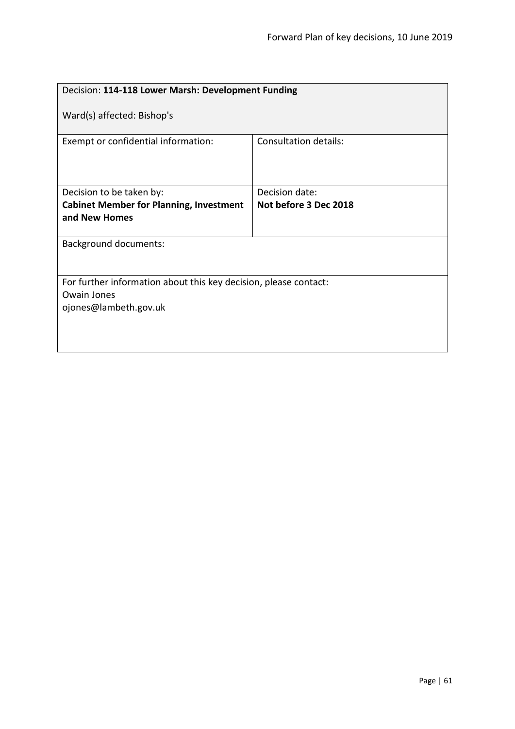| Decision: **114-118 Lower Marsh: Development Funding**<br><br>Ward(s) affected: Bishop's | |
|---|---|
| Exempt or confidential information: | Consultation details: |
| Decision to be taken by:<br>**Cabinet Member for Planning, Investment and New Homes** | Decision date:<br>**Not before 3 Dec 2018** |
| Background documents: | |
| For further information about this key decision, please contact:<br>Owain Jones<br>ojones@lambeth.gov.uk | |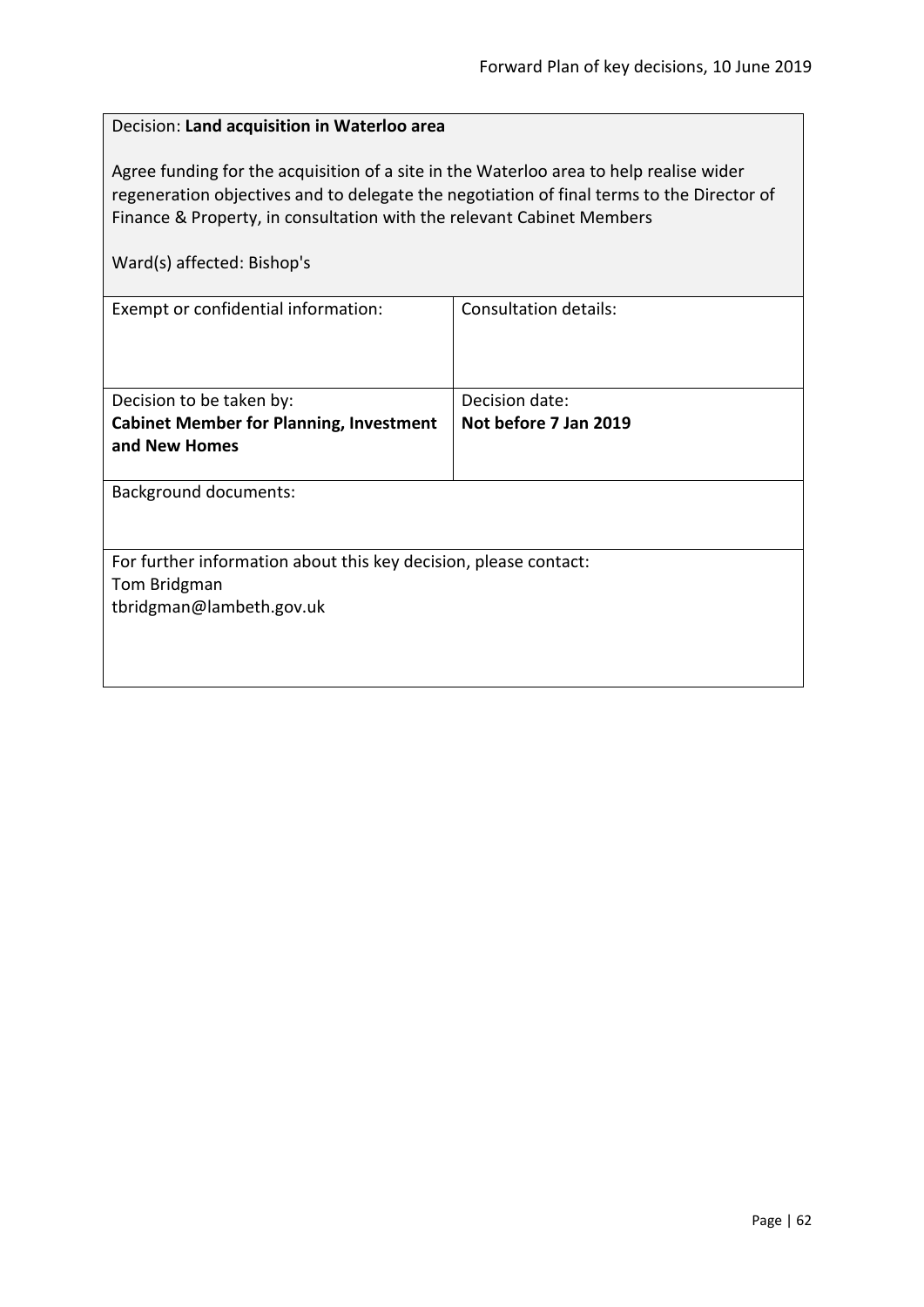Decision: **Land acquisition in Waterloo area**

Agree funding for the acquisition of a site in the Waterloo area to help realise wider regeneration objectives and to delegate the negotiation of final terms to the Director of Finance & Property, in consultation with the relevant Cabinet Members

Ward(s) affected: Bishop's

| Exempt or confidential information: | Consultation details: |
|---|---|
| Decision to be taken by:<br>**Cabinet Member for Planning, Investment and New Homes** | Decision date:<br>**Not before 7 Jan 2019** |

Background documents:

For further information about this key decision, please contact:
Tom Bridgman
tbridgman@lambeth.gov.uk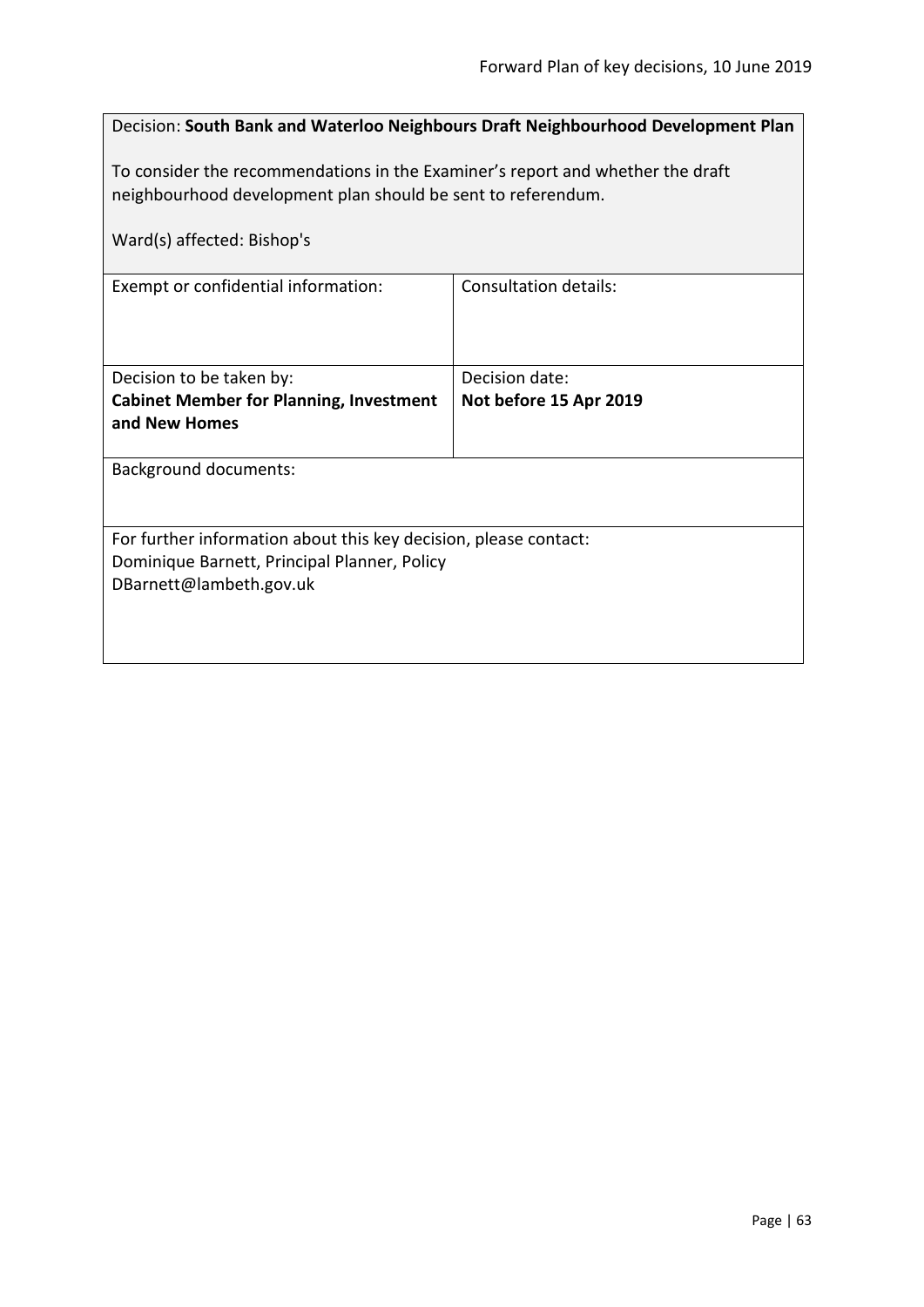Decision: **South Bank and Waterloo Neighbours Draft Neighbourhood Development Plan**

To consider the recommendations in the Examiner's report and whether the draft neighbourhood development plan should be sent to referendum.

Ward(s) affected: Bishop's

| Exempt or confidential information: | Consultation details: |
| --- | --- |
| Decision to be taken by:<br>**Cabinet Member for Planning, Investment and New Homes** | Decision date:<br>**Not before 15 Apr 2019** |

Background documents:

For further information about this key decision, please contact:
Dominique Barnett, Principal Planner, Policy
DBarnett@lambeth.gov.uk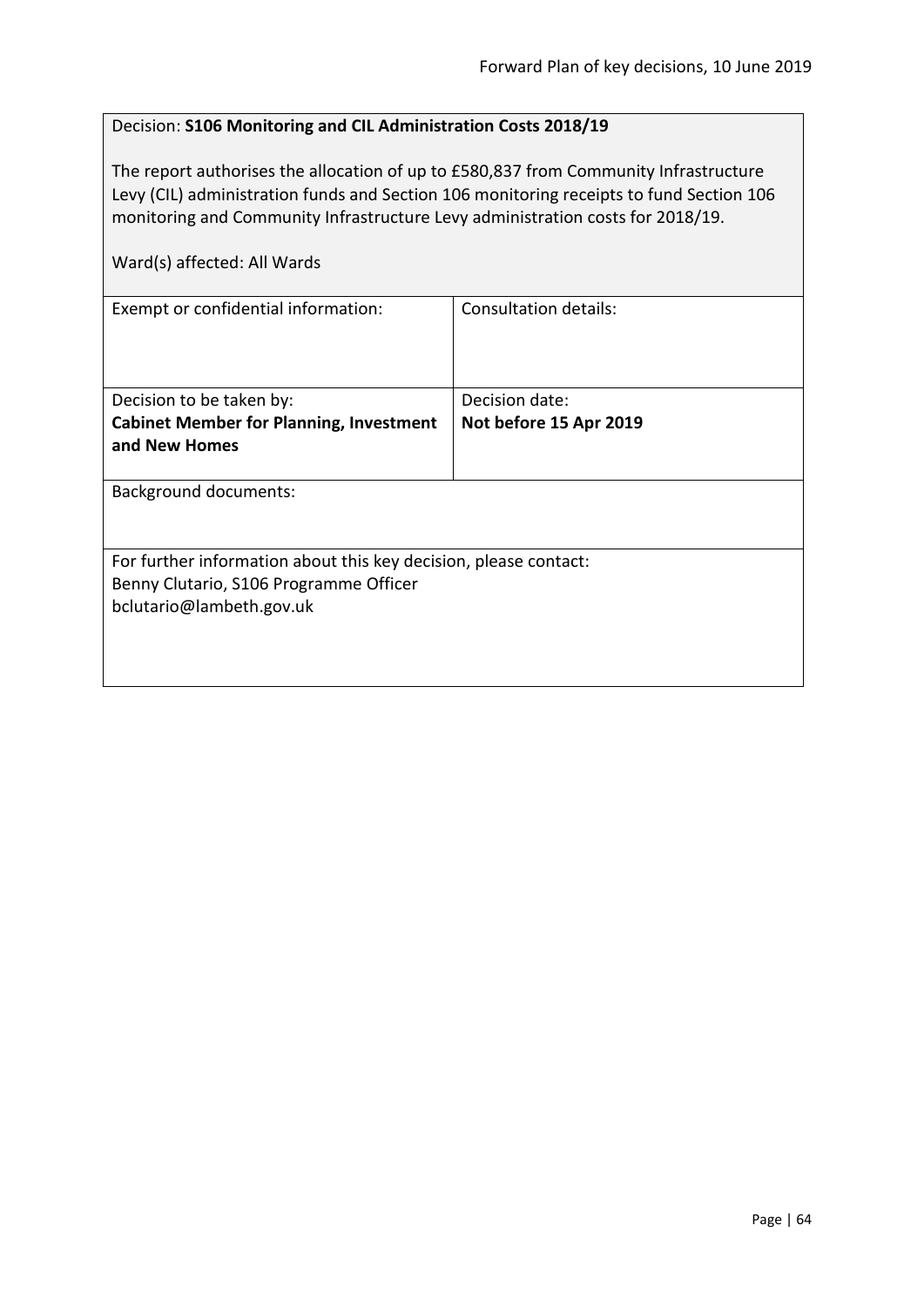Decision: **S106 Monitoring and CIL Administration Costs 2018/19**

The report authorises the allocation of up to £580,837 from Community Infrastructure Levy (CIL) administration funds and Section 106 monitoring receipts to fund Section 106 monitoring and Community Infrastructure Levy administration costs for 2018/19.

Ward(s) affected: All Wards

| Exempt or confidential information: | Consultation details: |
|---|---|
| Decision to be taken by: **Cabinet Member for Planning, Investment and New Homes** | Decision date: **Not before 15 Apr 2019** |

Background documents:

For further information about this key decision, please contact:
Benny Clutario, S106 Programme Officer
bclutario@lambeth.gov.uk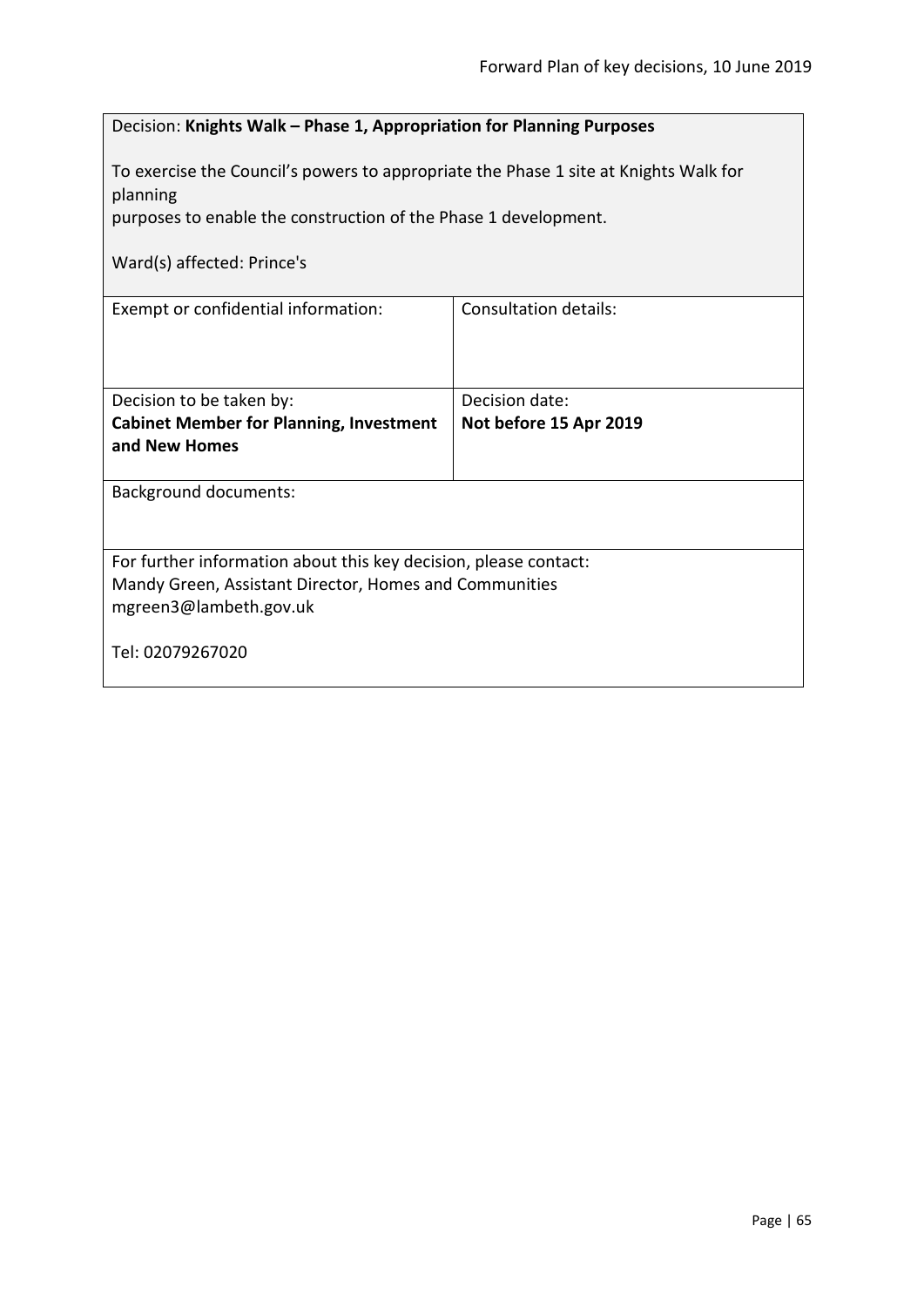Decision: **Knights Walk – Phase 1, Appropriation for Planning Purposes**

To exercise the Council's powers to appropriate the Phase 1 site at Knights Walk for planning
purposes to enable the construction of the Phase 1 development.

Ward(s) affected: Prince's

| Exempt or confidential information: | Consultation details: |
|---|---|
| Decision to be taken by:<br>**Cabinet Member for Planning, Investment and New Homes** | Decision date:<br>**Not before 15 Apr 2019** |

Background documents:

For further information about this key decision, please contact:
Mandy Green, Assistant Director, Homes and Communities
mgreen3@lambeth.gov.uk

Tel: 02079267020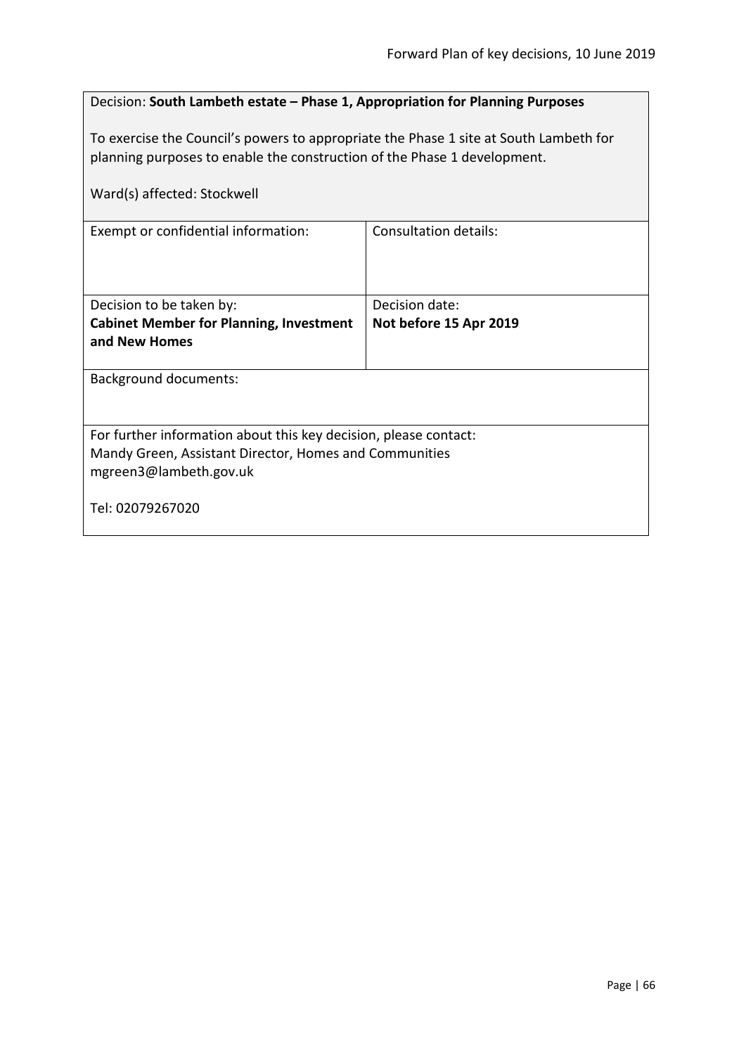Decision: **South Lambeth estate – Phase 1, Appropriation for Planning Purposes**

To exercise the Council's powers to appropriate the Phase 1 site at South Lambeth for planning purposes to enable the construction of the Phase 1 development.

Ward(s) affected: Stockwell

| Exempt or confidential information: | Consultation details: |
|---|---|
| Decision to be taken by: **Cabinet Member for Planning, Investment and New Homes** | Decision date: **Not before 15 Apr 2019** |

Background documents:

For further information about this key decision, please contact:
Mandy Green, Assistant Director, Homes and Communities
mgreen3@lambeth.gov.uk

Tel: 02079267020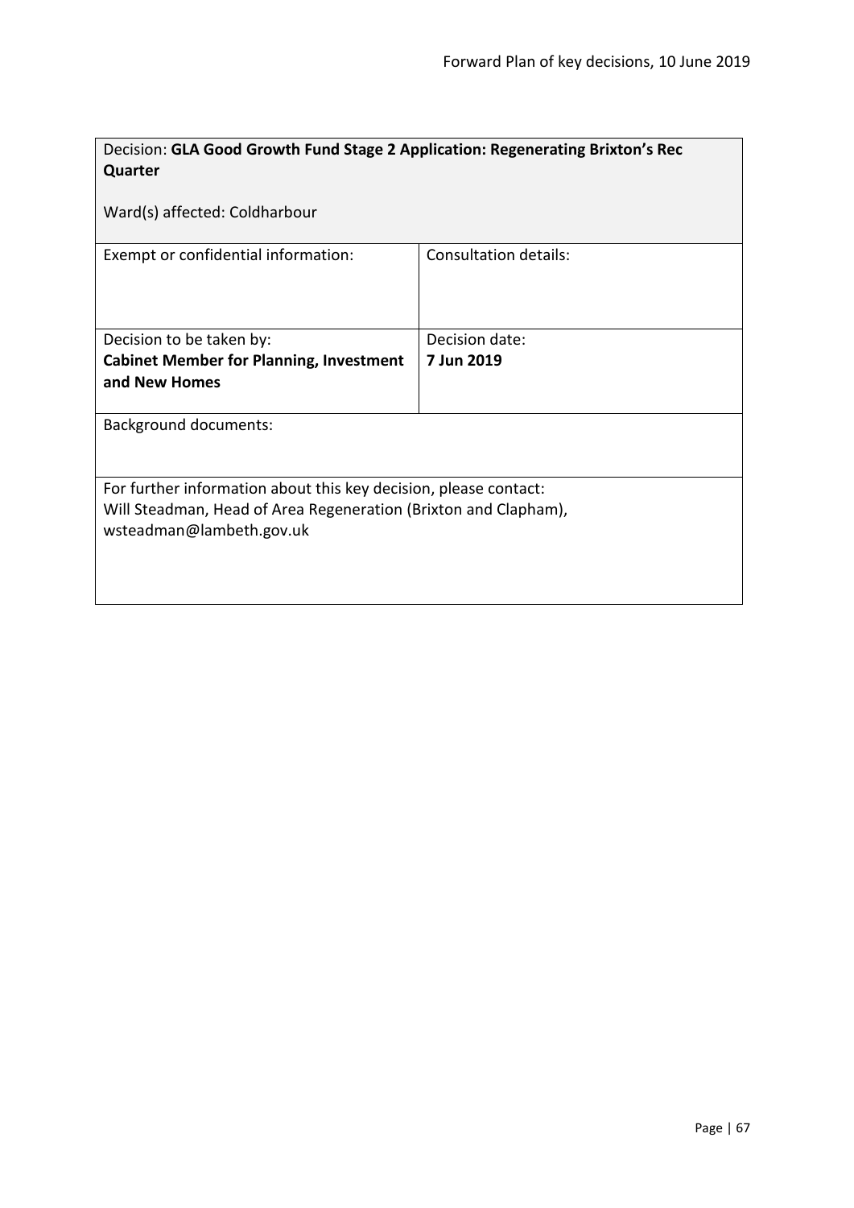Decision: **GLA Good Growth Fund Stage 2 Application: Regenerating Brixton's Rec Quarter**

Ward(s) affected: Coldharbour

| Exempt or confidential information: | Consultation details: |
| --- | --- |
| Decision to be taken by: **Cabinet Member for Planning, Investment and New Homes** | Decision date: **7 Jun 2019** |

Background documents:

For further information about this key decision, please contact:
Will Steadman, Head of Area Regeneration (Brixton and Clapham), wsteadman@lambeth.gov.uk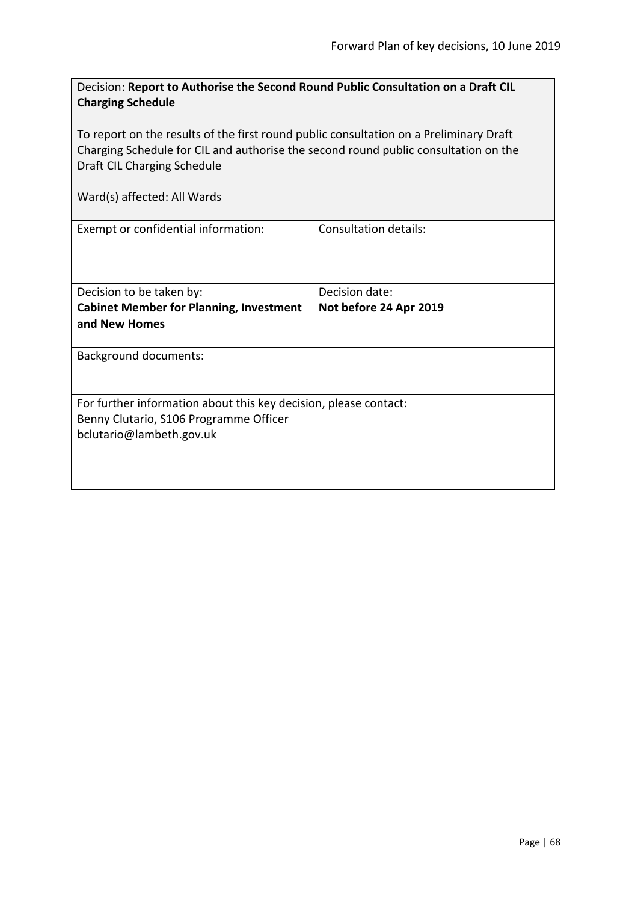Decision: **Report to Authorise the Second Round Public Consultation on a Draft CIL Charging Schedule**

To report on the results of the first round public consultation on a Preliminary Draft Charging Schedule for CIL and authorise the second round public consultation on the Draft CIL Charging Schedule

Ward(s) affected: All Wards

| Exempt or confidential information: | Consultation details: |
| --- | --- |
| Decision to be taken by:<br>**Cabinet Member for Planning, Investment and New Homes** | Decision date:<br>**Not before 24 Apr 2019** |

Background documents:

For further information about this key decision, please contact:
Benny Clutario, S106 Programme Officer
bclutario@lambeth.gov.uk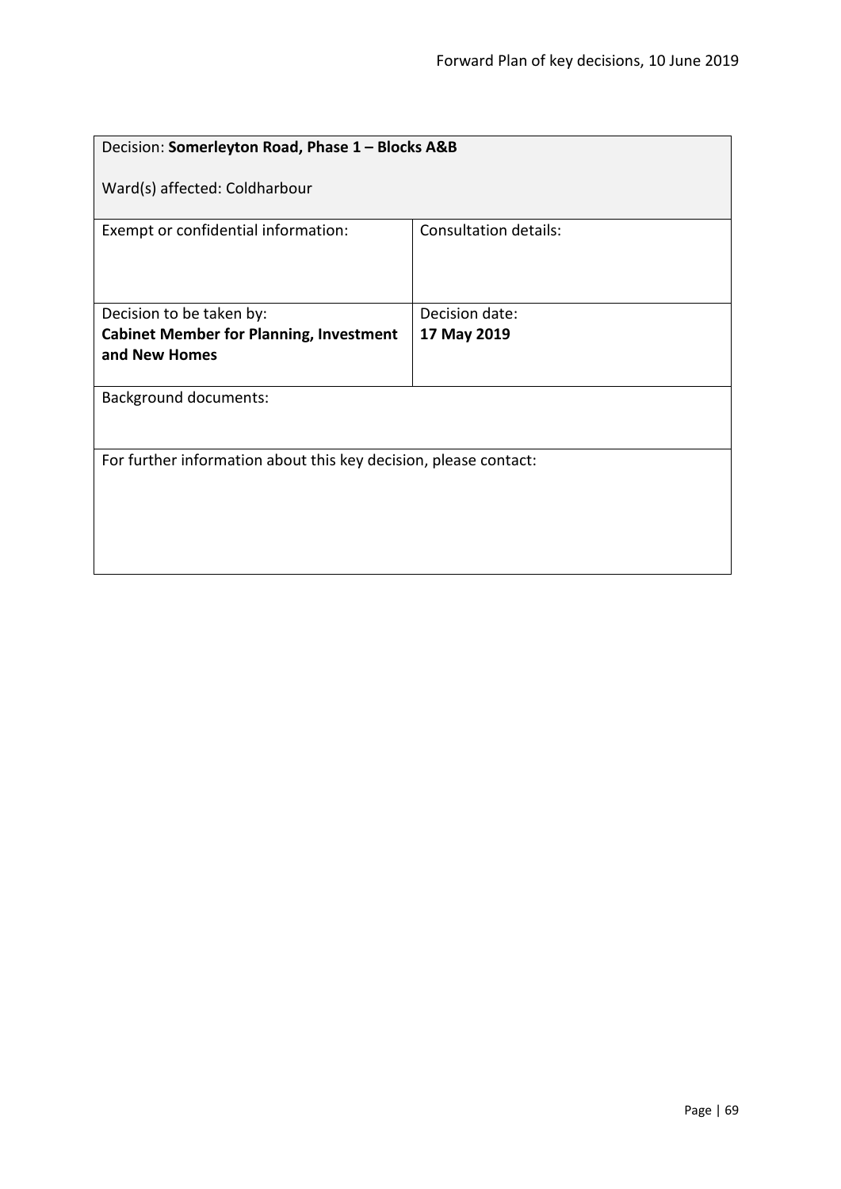| Decision: **Somerleyton Road, Phase 1 – Blocks A&B**<br><br>Ward(s) affected: Coldharbour | |
|---|---|
| Exempt or confidential information: | Consultation details: |
| Decision to be taken by:<br>**Cabinet Member for Planning, Investment and New Homes** | Decision date:<br>**17 May 2019** |
| Background documents: | |
| For further information about this key decision, please contact: | |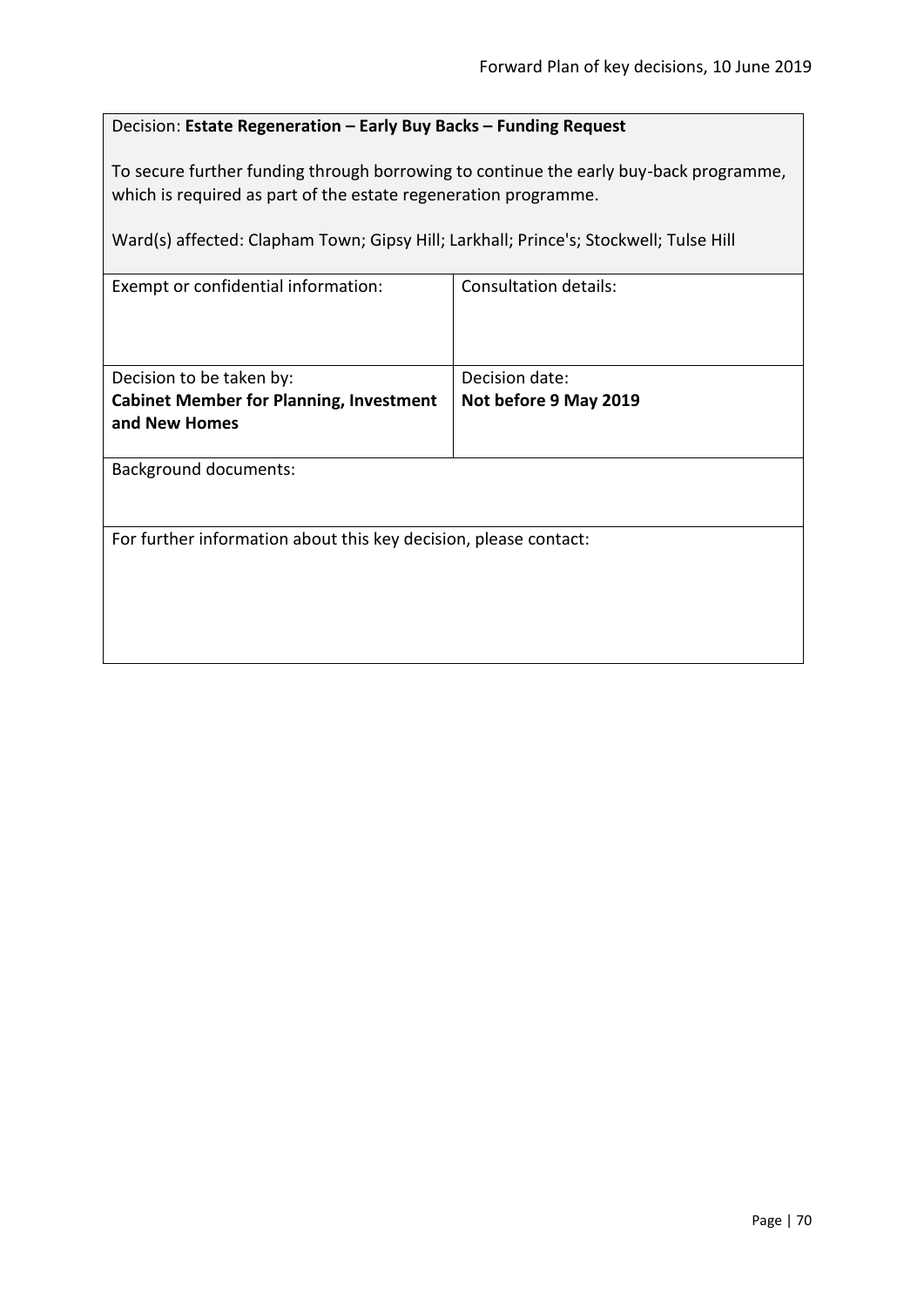Decision: **Estate Regeneration – Early Buy Backs – Funding Request**

To secure further funding through borrowing to continue the early buy-back programme, which is required as part of the estate regeneration programme.

Ward(s) affected: Clapham Town; Gipsy Hill; Larkhall; Prince's; Stockwell; Tulse Hill

| Exempt or confidential information: | Consultation details: |
|---|---|
| Decision to be taken by:<br>**Cabinet Member for Planning, Investment and New Homes** | Decision date:<br>**Not before 9 May 2019** |

Background documents:

For further information about this key decision, please contact: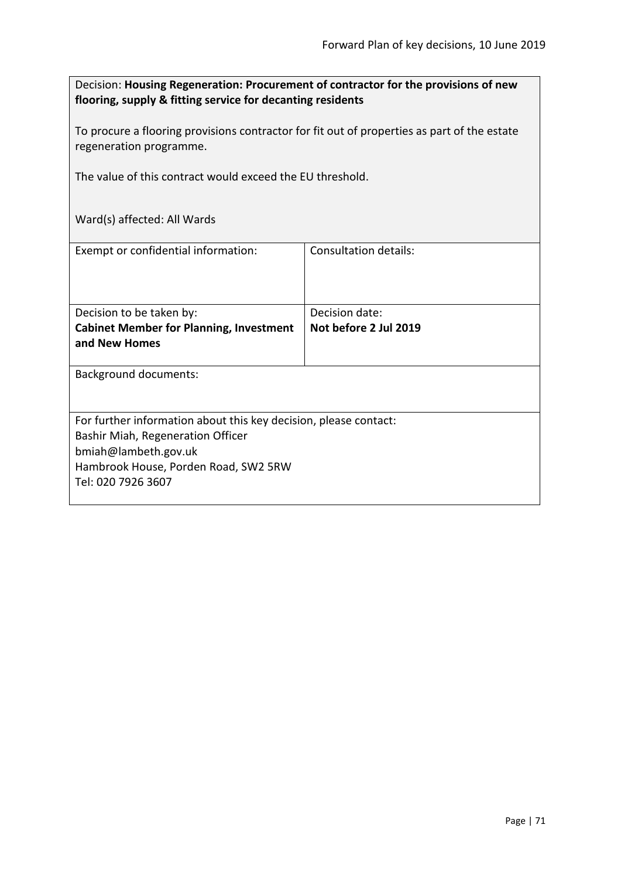Decision: **Housing Regeneration: Procurement of contractor for the provisions of new flooring, supply & fitting service for decanting residents**

To procure a flooring provisions contractor for fit out of properties as part of the estate regeneration programme.

The value of this contract would exceed the EU threshold.

Ward(s) affected: All Wards

| Exempt or confidential information: | Consultation details: |
| --- | --- |
| Decision to be taken by:<br>**Cabinet Member for Planning, Investment and New Homes** | Decision date:<br>**Not before 2 Jul 2019** |

Background documents:

For further information about this key decision, please contact:
Bashir Miah, Regeneration Officer
bmiah@lambeth.gov.uk
Hambrook House, Porden Road, SW2 5RW
Tel: 020 7926 3607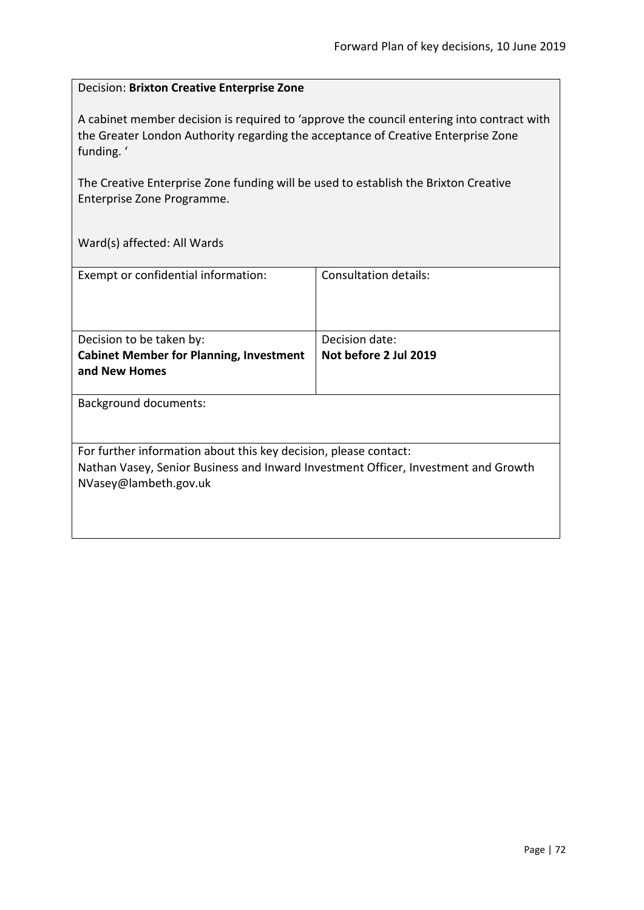Decision: **Brixton Creative Enterprise Zone**

A cabinet member decision is required to 'approve the council entering into contract with the Greater London Authority regarding the acceptance of Creative Enterprise Zone funding. '

The Creative Enterprise Zone funding will be used to establish the Brixton Creative Enterprise Zone Programme.

Ward(s) affected: All Wards

| Exempt or confidential information: | Consultation details: |
|---|---|
| Decision to be taken by:<br>**Cabinet Member for Planning, Investment and New Homes** | Decision date:<br>**Not before 2 Jul 2019** |

Background documents:

For further information about this key decision, please contact:
Nathan Vasey, Senior Business and Inward Investment Officer, Investment and Growth
NVasey@lambeth.gov.uk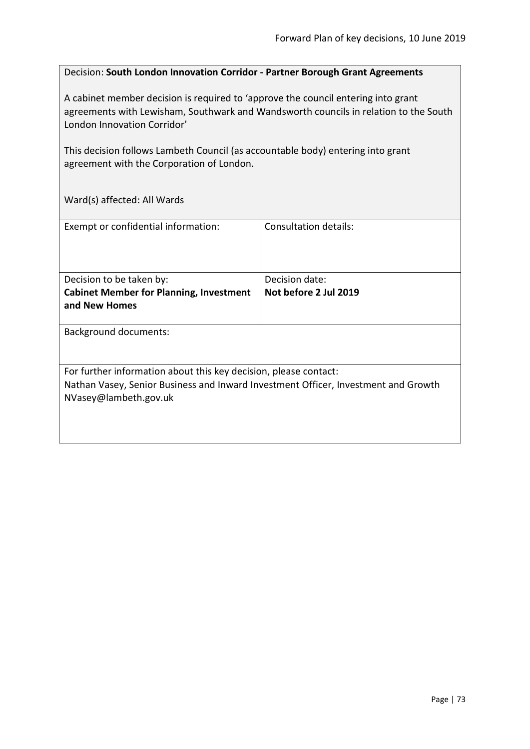Decision: **South London Innovation Corridor - Partner Borough Grant Agreements**

A cabinet member decision is required to 'approve the council entering into grant agreements with Lewisham, Southwark and Wandsworth councils in relation to the South London Innovation Corridor'

This decision follows Lambeth Council (as accountable body) entering into grant agreement with the Corporation of London.

Ward(s) affected: All Wards

| Exempt or confidential information: | Consultation details: |
| --- | --- |
| Decision to be taken by:<br>**Cabinet Member for Planning, Investment and New Homes** | Decision date:<br>**Not before 2 Jul 2019** |

Background documents:

For further information about this key decision, please contact:
Nathan Vasey, Senior Business and Inward Investment Officer, Investment and Growth
NVasey@lambeth.gov.uk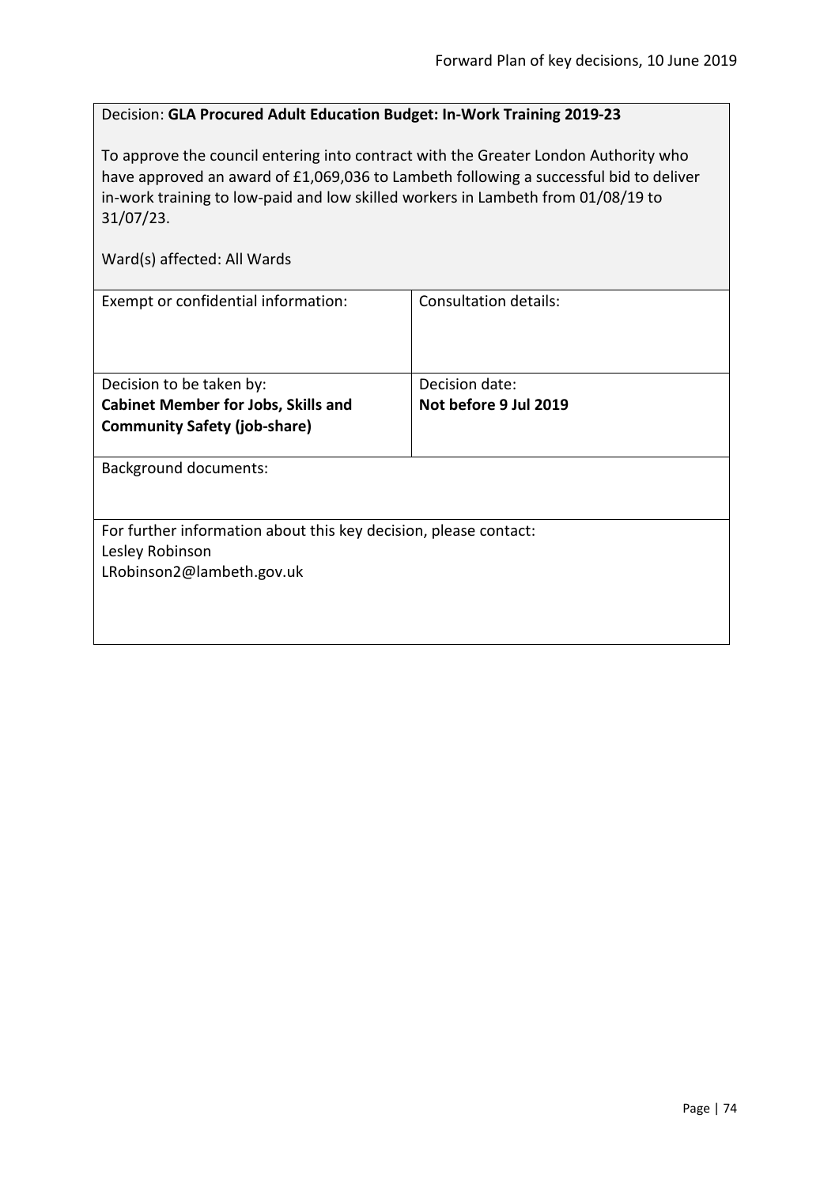Decision: **GLA Procured Adult Education Budget: In-Work Training 2019-23**

To approve the council entering into contract with the Greater London Authority who have approved an award of £1,069,036 to Lambeth following a successful bid to deliver in-work training to low-paid and low skilled workers in Lambeth from 01/08/19 to 31/07/23.

Ward(s) affected: All Wards

| Exempt or confidential information: | Consultation details: |
|---|---|
| Decision to be taken by: **Cabinet Member for Jobs, Skills and Community Safety (job-share)** | Decision date: **Not before 9 Jul 2019** |

Background documents:

For further information about this key decision, please contact:
Lesley Robinson
LRobinson2@lambeth.gov.uk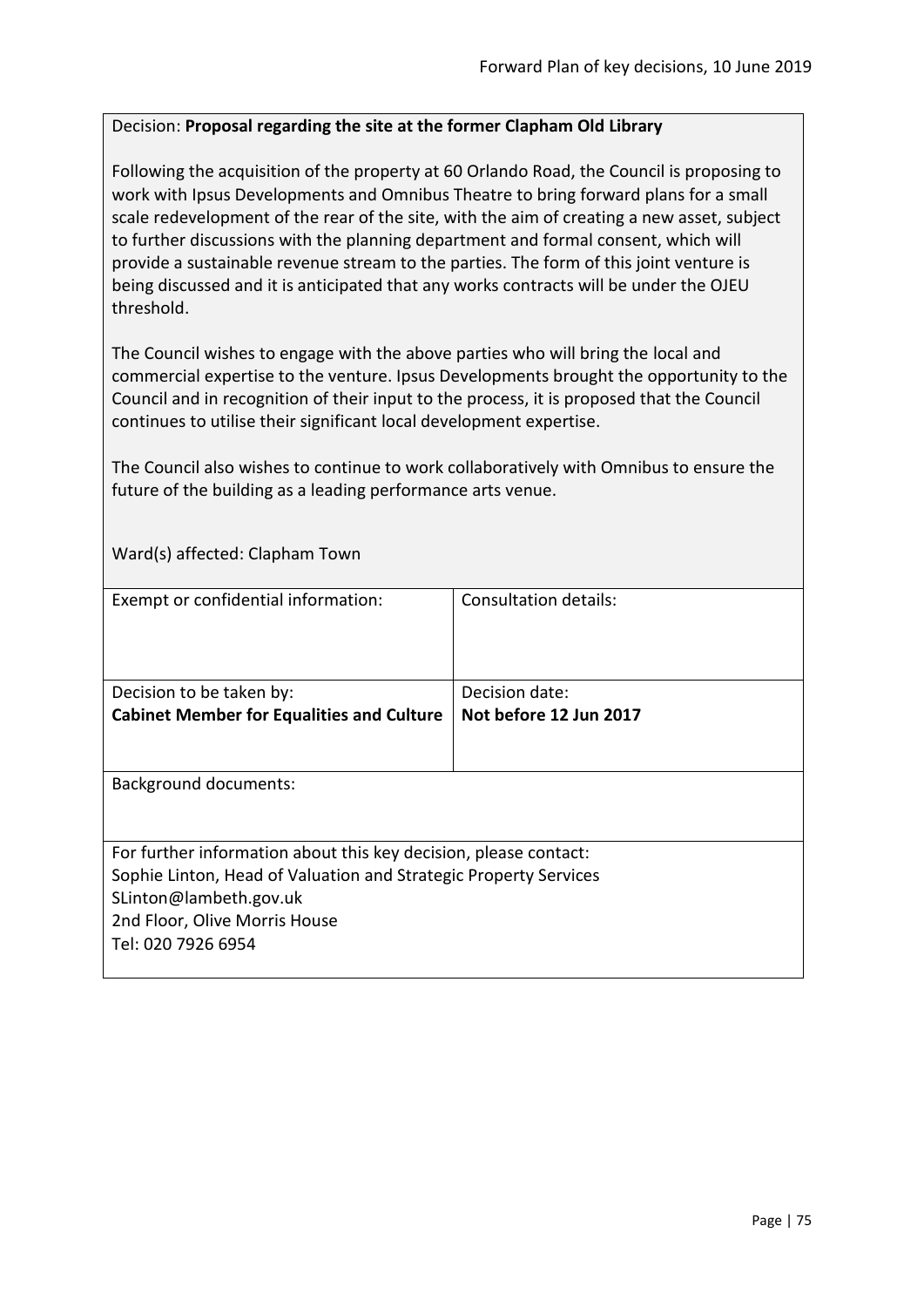Decision: **Proposal regarding the site at the former Clapham Old Library**

Following the acquisition of the property at 60 Orlando Road, the Council is proposing to work with Ipsus Developments and Omnibus Theatre to bring forward plans for a small scale redevelopment of the rear of the site, with the aim of creating a new asset, subject to further discussions with the planning department and formal consent, which will provide a sustainable revenue stream to the parties. The form of this joint venture is being discussed and it is anticipated that any works contracts will be under the OJEU threshold.

The Council wishes to engage with the above parties who will bring the local and commercial expertise to the venture. Ipsus Developments brought the opportunity to the Council and in recognition of their input to the process, it is proposed that the Council continues to utilise their significant local development expertise.

The Council also wishes to continue to work collaboratively with Omnibus to ensure the future of the building as a leading performance arts venue.

Ward(s) affected: Clapham Town

| Exempt or confidential information: | Consultation details: |
| --- | --- |
| Decision to be taken by:<br>**Cabinet Member for Equalities and Culture** | Decision date:<br>**Not before 12 Jun 2017** |

Background documents:

For further information about this key decision, please contact:
Sophie Linton, Head of Valuation and Strategic Property Services
SLinton@lambeth.gov.uk
2nd Floor, Olive Morris House
Tel: 020 7926 6954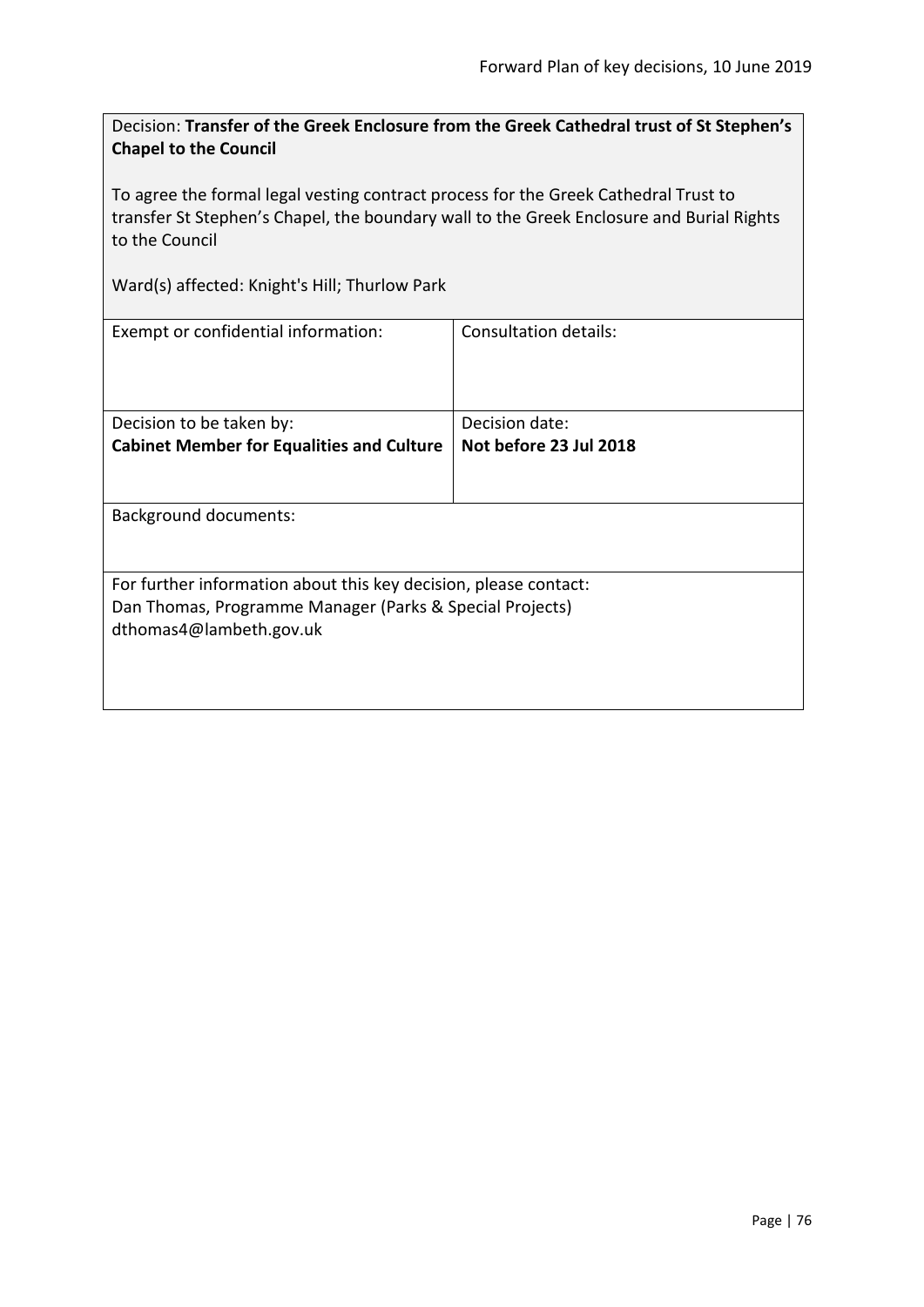Decision: **Transfer of the Greek Enclosure from the Greek Cathedral trust of St Stephen's Chapel to the Council**

To agree the formal legal vesting contract process for the Greek Cathedral Trust to transfer St Stephen's Chapel, the boundary wall to the Greek Enclosure and Burial Rights to the Council

Ward(s) affected: Knight's Hill; Thurlow Park

| Exempt or confidential information: | Consultation details: |
|---|---|
| Decision to be taken by:<br>**Cabinet Member for Equalities and Culture** | Decision date:<br>**Not before 23 Jul 2018** |

Background documents:

For further information about this key decision, please contact:
Dan Thomas, Programme Manager (Parks & Special Projects)
dthomas4@lambeth.gov.uk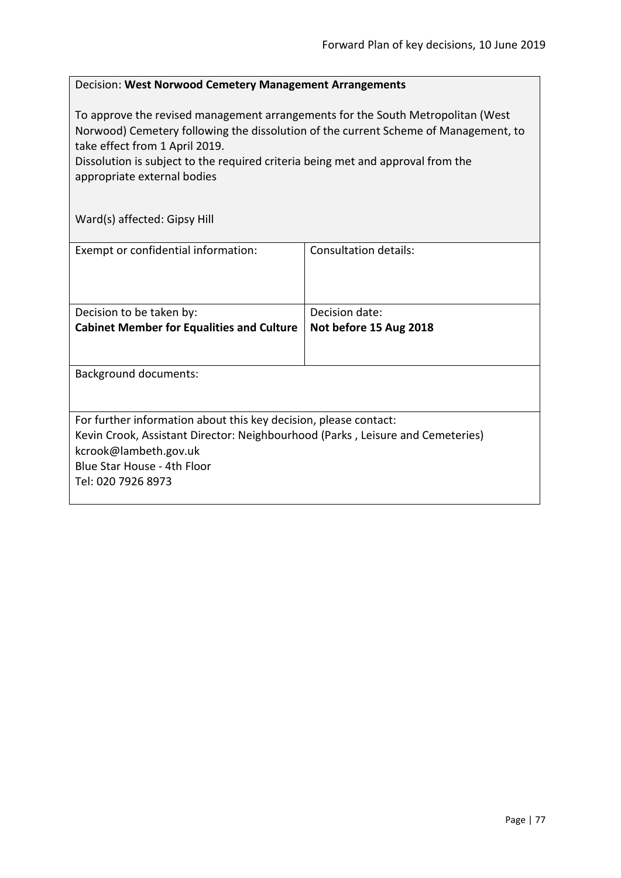Decision: **West Norwood Cemetery Management Arrangements**

To approve the revised management arrangements for the South Metropolitan (West Norwood) Cemetery following the dissolution of the current Scheme of Management, to take effect from 1 April 2019.
Dissolution is subject to the required criteria being met and approval from the appropriate external bodies

Ward(s) affected: Gipsy Hill

| Exempt or confidential information: | Consultation details: |
|---|---|
| Decision to be taken by:<br>**Cabinet Member for Equalities and Culture** | Decision date:<br>**Not before 15 Aug 2018** |

Background documents:

For further information about this key decision, please contact:
Kevin Crook, Assistant Director: Neighbourhood (Parks , Leisure and Cemeteries)
kcrook@lambeth.gov.uk
Blue Star House - 4th Floor
Tel: 020 7926 8973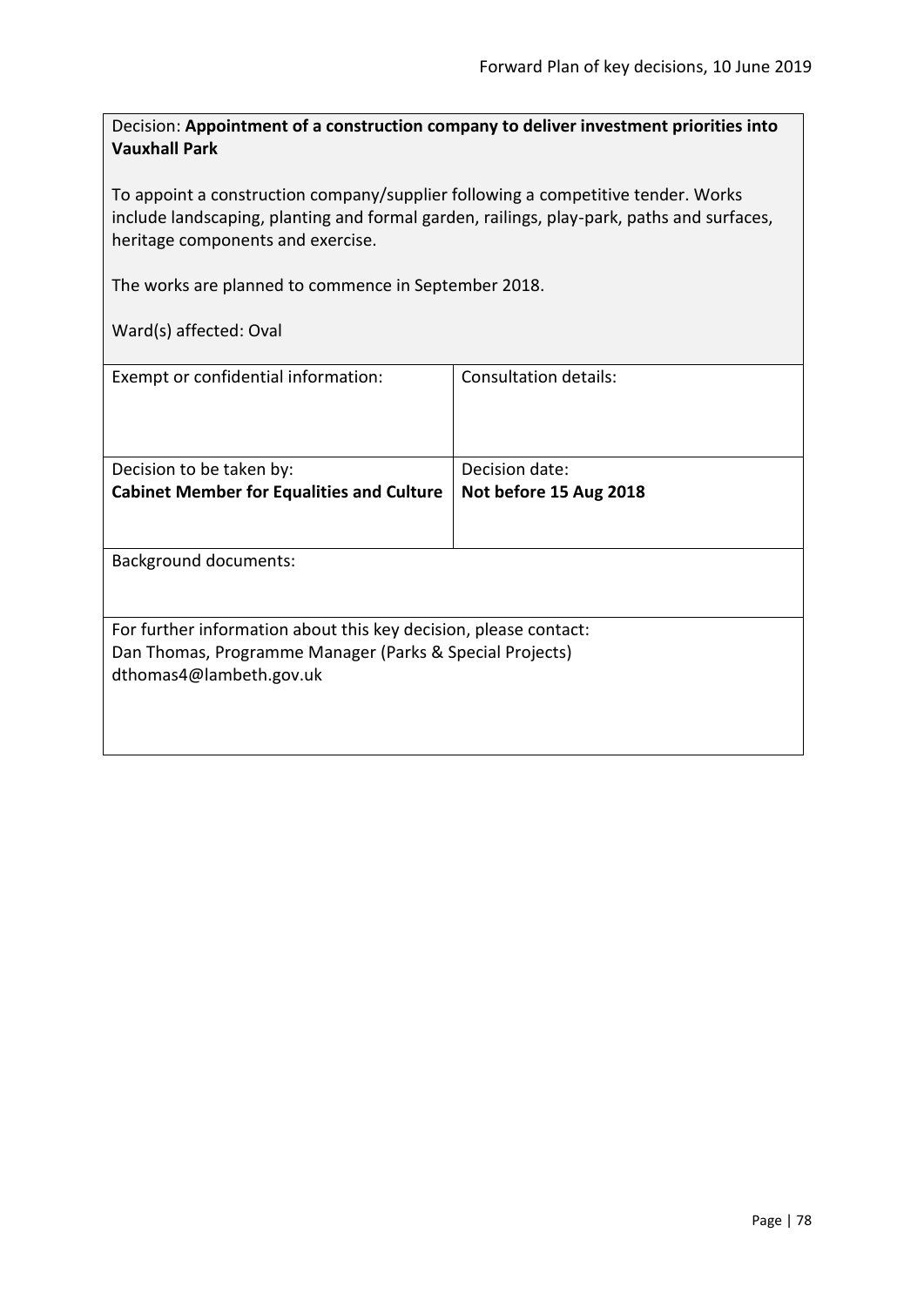Decision: **Appointment of a construction company to deliver investment priorities into Vauxhall Park**

To appoint a construction company/supplier following a competitive tender. Works include landscaping, planting and formal garden, railings, play-park, paths and surfaces, heritage components and exercise.

The works are planned to commence in September 2018.

Ward(s) affected: Oval

| Exempt or confidential information: | Consultation details: |
| --- | --- |
| Decision to be taken by: **Cabinet Member for Equalities and Culture** | Decision date: **Not before 15 Aug 2018** |

Background documents:

For further information about this key decision, please contact:
Dan Thomas, Programme Manager (Parks & Special Projects)
dthomas4@lambeth.gov.uk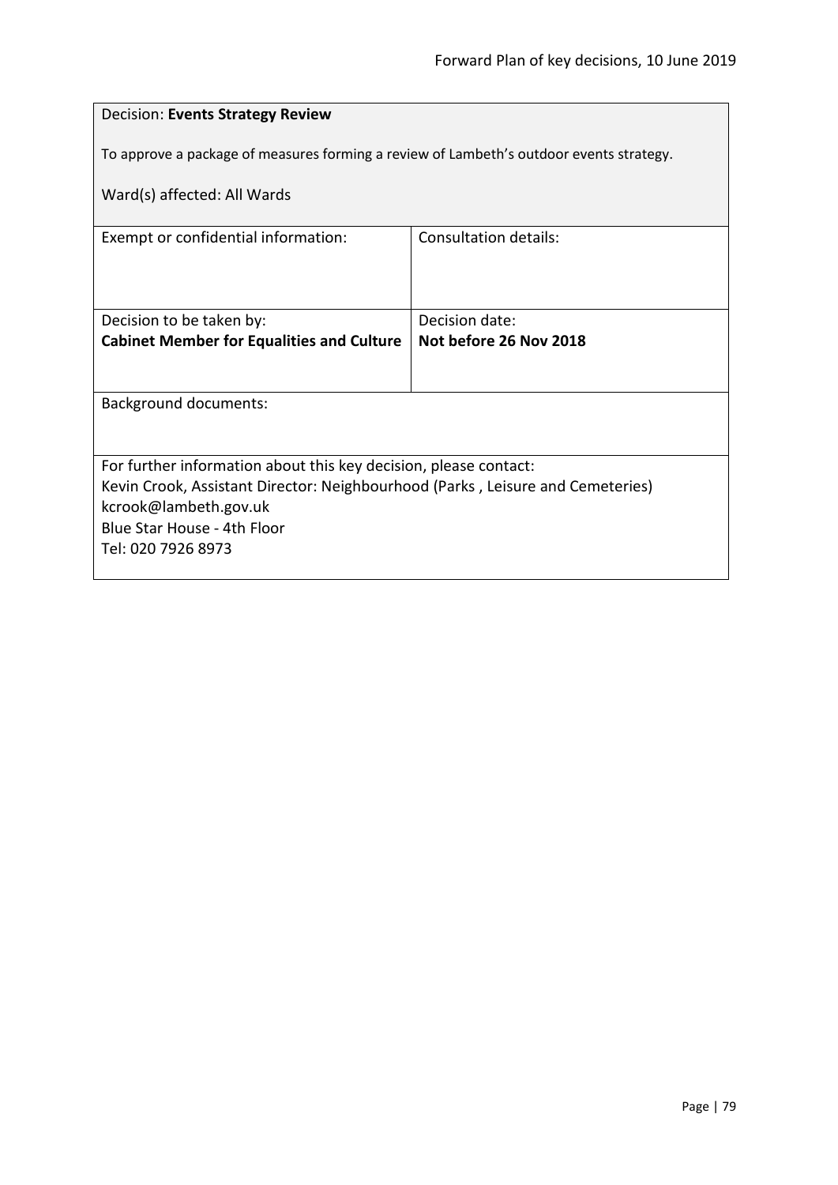Decision: **Events Strategy Review**

To approve a package of measures forming a review of Lambeth's outdoor events strategy.

Ward(s) affected: All Wards

| Exempt or confidential information: | Consultation details: |
| --- | --- |
| Decision to be taken by:<br>**Cabinet Member for Equalities and Culture** | Decision date:<br>**Not before 26 Nov 2018** |

Background documents:

For further information about this key decision, please contact:
Kevin Crook, Assistant Director: Neighbourhood (Parks , Leisure and Cemeteries)
kcrook@lambeth.gov.uk
Blue Star House - 4th Floor
Tel: 020 7926 8973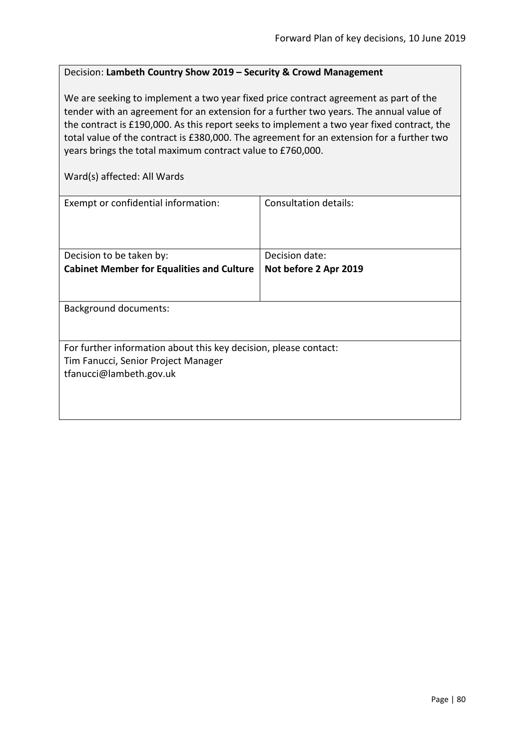Decision: **Lambeth Country Show 2019 – Security & Crowd Management**

We are seeking to implement a two year fixed price contract agreement as part of the tender with an agreement for an extension for a further two years. The annual value of the contract is £190,000. As this report seeks to implement a two year fixed contract, the total value of the contract is £380,000. The agreement for an extension for a further two years brings the total maximum contract value to £760,000.

Ward(s) affected: All Wards

| Exempt or confidential information: | Consultation details: |
|---|---|
| Decision to be taken by:<br>**Cabinet Member for Equalities and Culture** | Decision date:<br>**Not before 2 Apr 2019** |

Background documents:

For further information about this key decision, please contact:
Tim Fanucci, Senior Project Manager
tfanucci@lambeth.gov.uk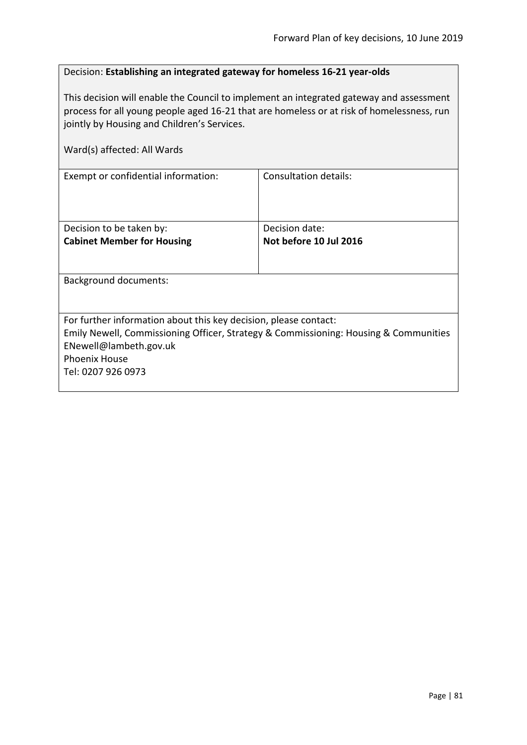Decision: **Establishing an integrated gateway for homeless 16-21 year-olds**

This decision will enable the Council to implement an integrated gateway and assessment process for all young people aged 16-21 that are homeless or at risk of homelessness, run jointly by Housing and Children's Services.

Ward(s) affected: All Wards

| Exempt or confidential information: | Consultation details: |
| --- | --- |
| Decision to be taken by:<br>**Cabinet Member for Housing** | Decision date:<br>**Not before 10 Jul 2016** |

Background documents:

For further information about this key decision, please contact:
Emily Newell, Commissioning Officer, Strategy & Commissioning: Housing & Communities
ENewell@lambeth.gov.uk
Phoenix House
Tel: 0207 926 0973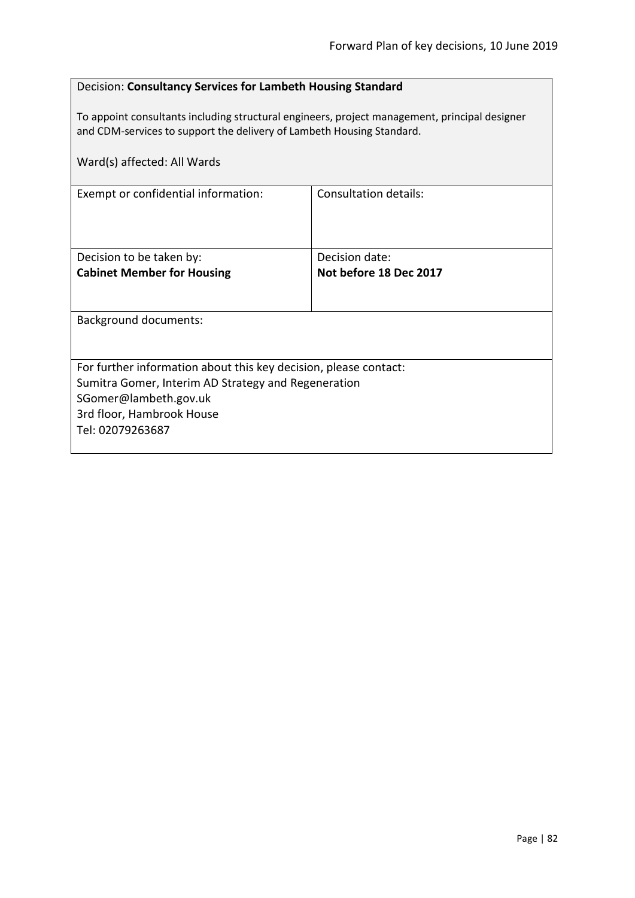Decision: **Consultancy Services for Lambeth Housing Standard**

To appoint consultants including structural engineers, project management, principal designer and CDM-services to support the delivery of Lambeth Housing Standard.

Ward(s) affected: All Wards

| Exempt or confidential information: | Consultation details: |
|---|---|
| Decision to be taken by:<br>**Cabinet Member for Housing** | Decision date:<br>**Not before 18 Dec 2017** |

Background documents:

For further information about this key decision, please contact:
Sumitra Gomer, Interim AD Strategy and Regeneration
SGomer@lambeth.gov.uk
3rd floor, Hambrook House
Tel: 02079263687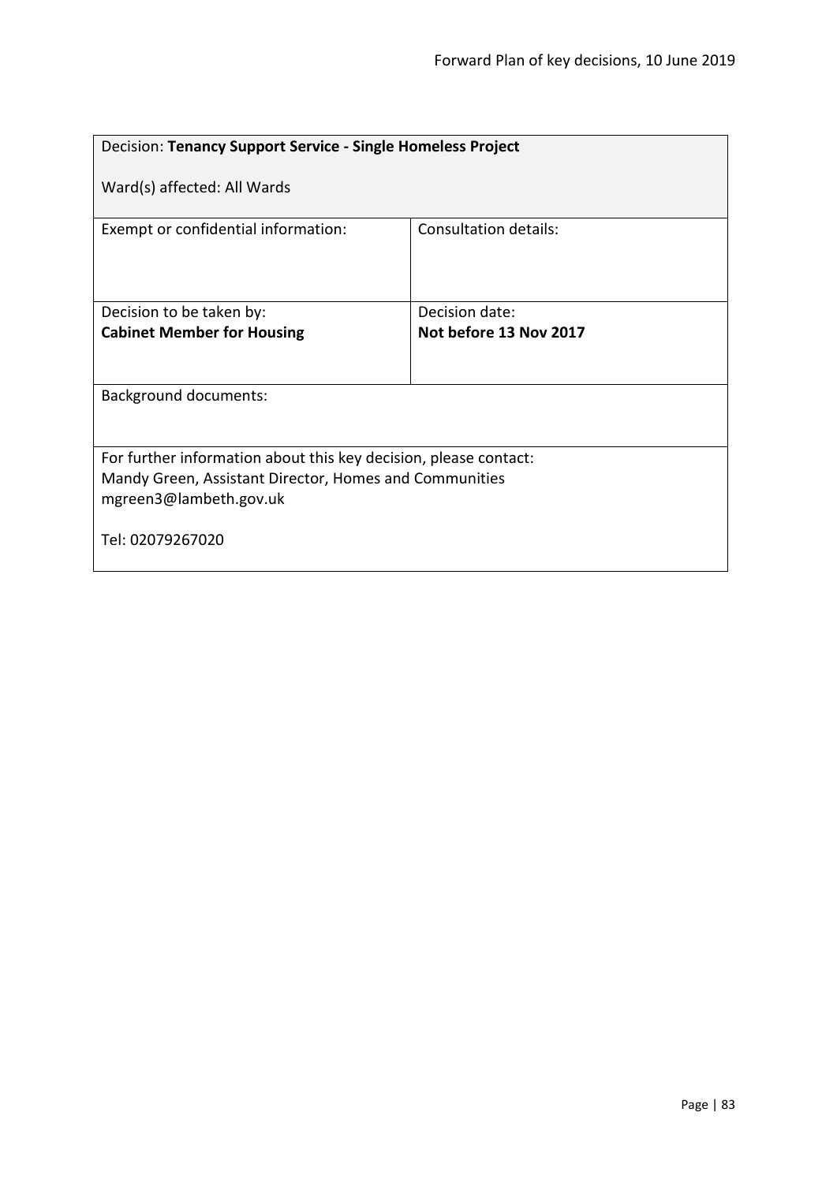| Decision: **Tenancy Support Service - Single Homeless Project**<br><br>Ward(s) affected: All Wards | |
|---|---|
| Exempt or confidential information: | Consultation details: |
| Decision to be taken by:<br>**Cabinet Member for Housing** | Decision date:<br>**Not before 13 Nov 2017** |
| Background documents: | |
| For further information about this key decision, please contact:<br>Mandy Green, Assistant Director, Homes and Communities<br>mgreen3@lambeth.gov.uk<br><br>Tel: 02079267020 | |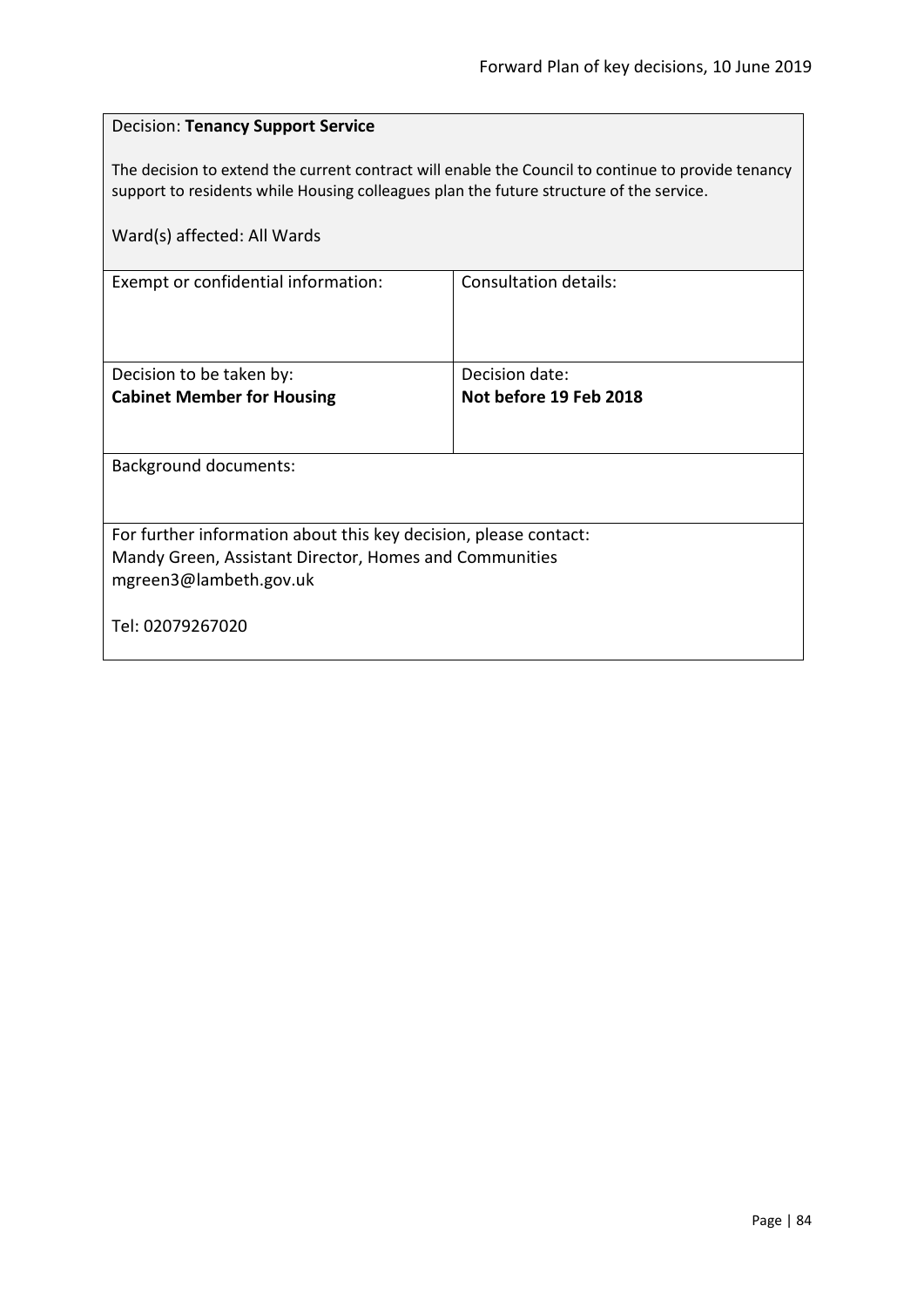Decision: **Tenancy Support Service**

The decision to extend the current contract will enable the Council to continue to provide tenancy support to residents while Housing colleagues plan the future structure of the service.

Ward(s) affected: All Wards

| Exempt or confidential information: | Consultation details: |
| --- | --- |
| Decision to be taken by:<br>**Cabinet Member for Housing** | Decision date:<br>**Not before 19 Feb 2018** |

Background documents:

For further information about this key decision, please contact:
Mandy Green, Assistant Director, Homes and Communities
mgreen3@lambeth.gov.uk

Tel: 02079267020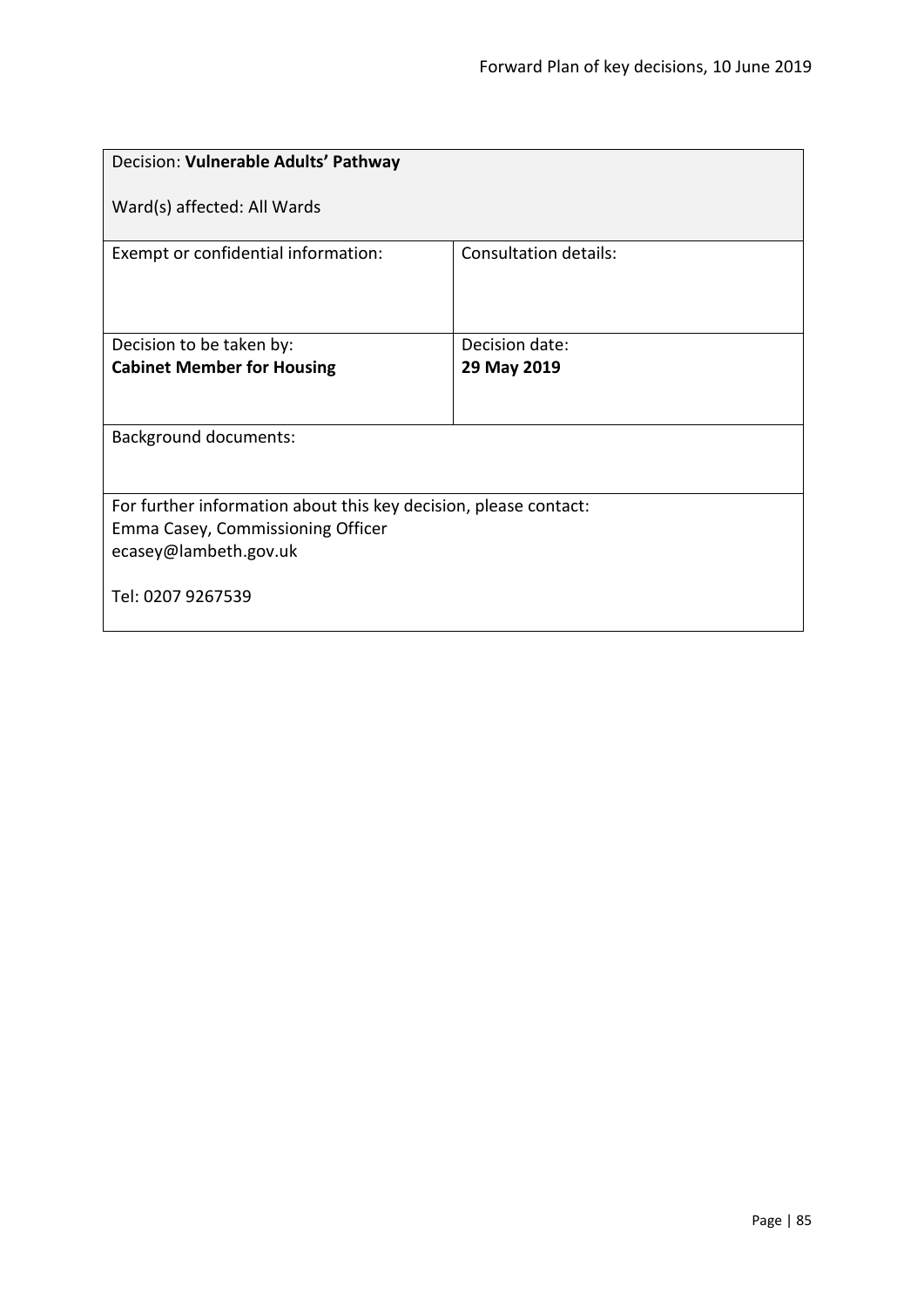| Decision: **Vulnerable Adults' Pathway**<br><br>Ward(s) affected: All Wards | |
|---|---|
| Exempt or confidential information: | Consultation details: |
| Decision to be taken by:<br>**Cabinet Member for Housing** | Decision date:<br>**29 May 2019** |
| Background documents: | |
| For further information about this key decision, please contact:<br>Emma Casey, Commissioning Officer<br>ecasey@lambeth.gov.uk<br><br>Tel: 0207 9267539 | |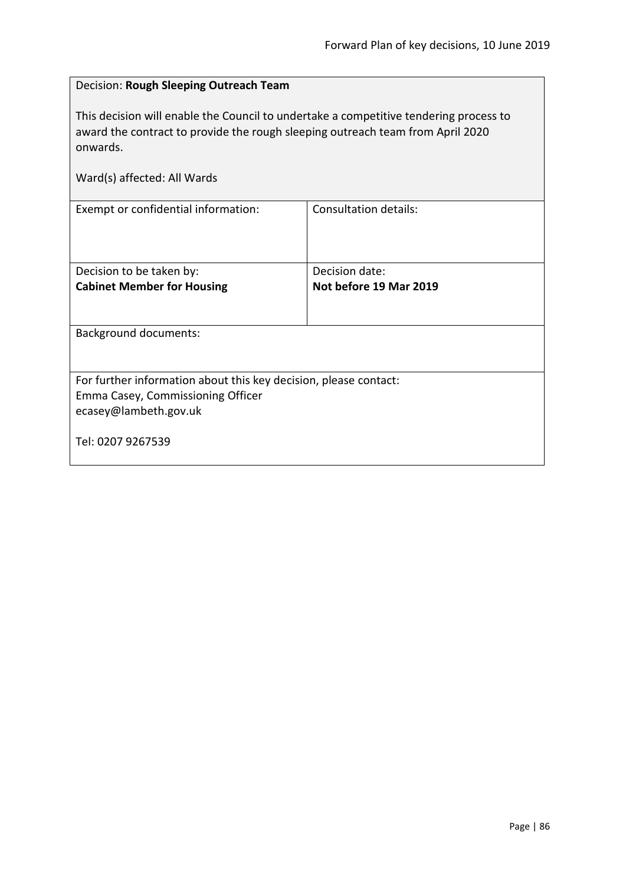Decision: **Rough Sleeping Outreach Team**

This decision will enable the Council to undertake a competitive tendering process to award the contract to provide the rough sleeping outreach team from April 2020 onwards.

Ward(s) affected: All Wards

| Exempt or confidential information: | Consultation details: |
| --- | --- |
| Decision to be taken by: **Cabinet Member for Housing** | Decision date: **Not before 19 Mar 2019** |

Background documents:

For further information about this key decision, please contact:
Emma Casey, Commissioning Officer
ecasey@lambeth.gov.uk

Tel: 0207 9267539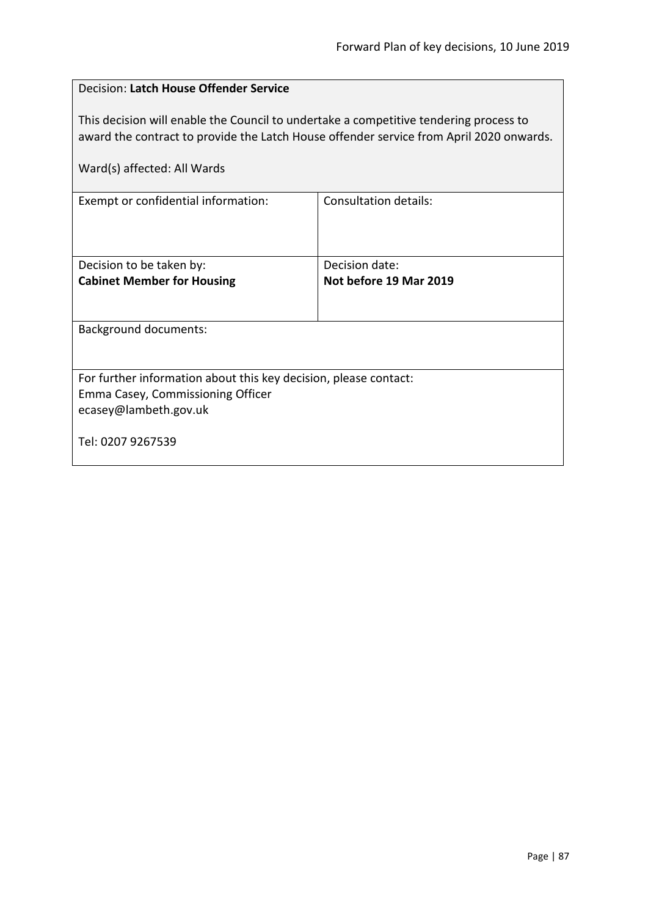Decision: **Latch House Offender Service**

This decision will enable the Council to undertake a competitive tendering process to award the contract to provide the Latch House offender service from April 2020 onwards.

Ward(s) affected: All Wards

| | |
|---|---|
| Exempt or confidential information: | Consultation details: |
| Decision to be taken by:<br>**Cabinet Member for Housing** | Decision date:<br>**Not before 19 Mar 2019** |

Background documents:

For further information about this key decision, please contact:
Emma Casey, Commissioning Officer
ecasey@lambeth.gov.uk

Tel: 0207 9267539